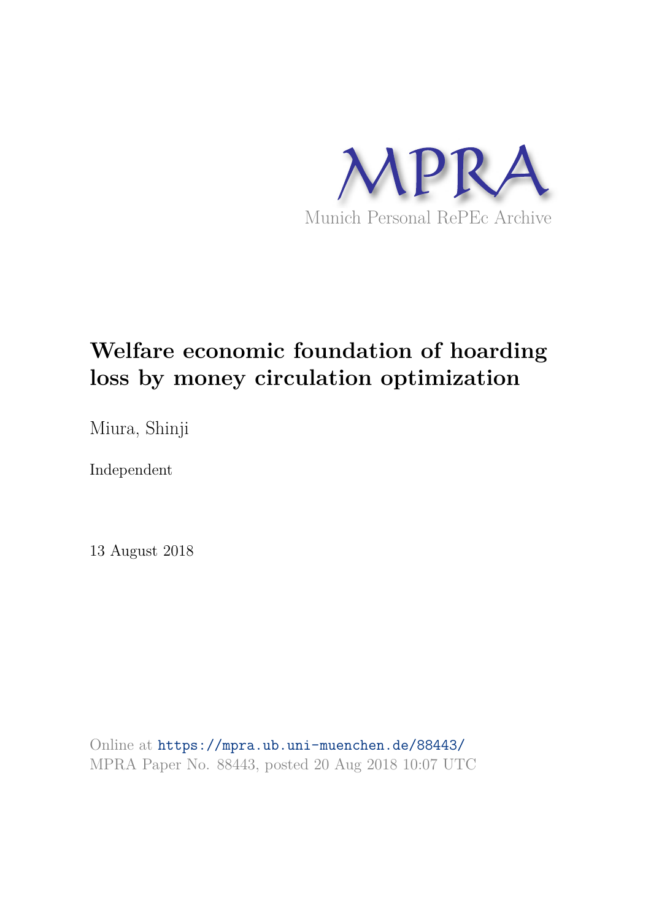MPRA

Munich Personal RePEc Archive

# Welfare economic foundation of hoarding loss by money circulation optimization

Miura, Shinji

Independent

13 August 2018

Online at https://mpra.ub.uni-muenchen.de/88443/
MPRA Paper No. 88443, posted 20 Aug 2018 10:07 UTC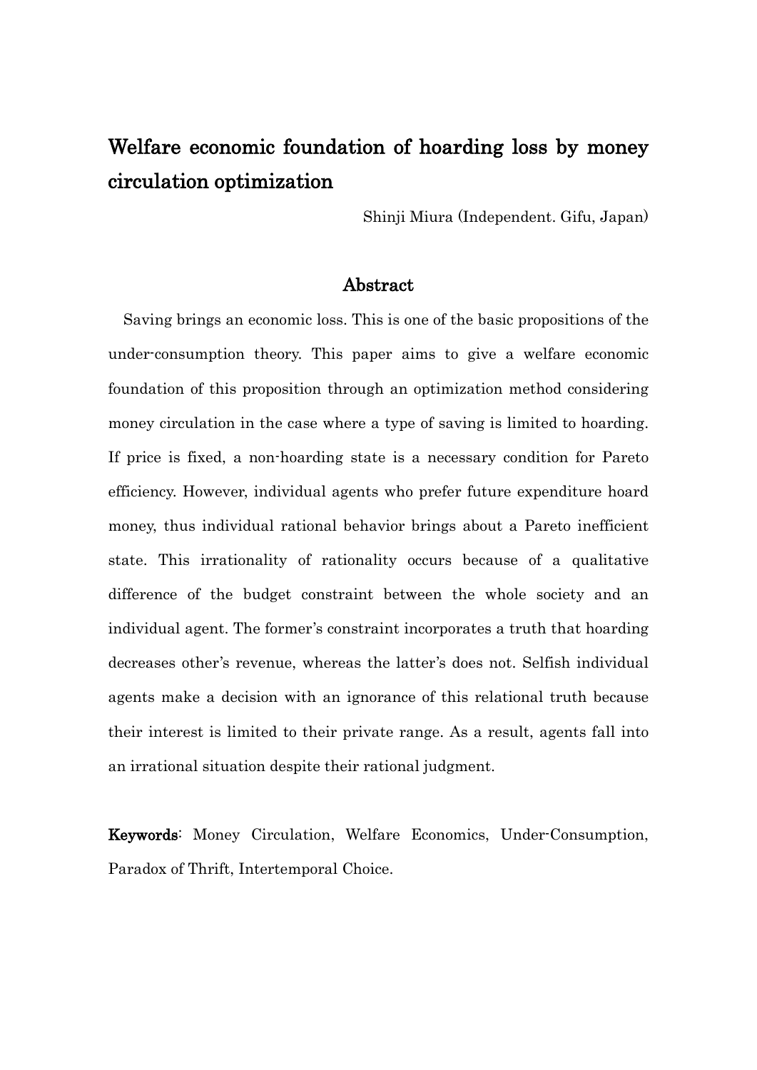# Welfare economic foundation of hoarding loss by money circulation optimization

Shinji Miura (Independent. Gifu, Japan)

## Abstract

Saving brings an economic loss. This is one of the basic propositions of the under-consumption theory. This paper aims to give a welfare economic foundation of this proposition through an optimization method considering money circulation in the case where a type of saving is limited to hoarding. If price is fixed, a non-hoarding state is a necessary condition for Pareto efficiency. However, individual agents who prefer future expenditure hoard money, thus individual rational behavior brings about a Pareto inefficient state. This irrationality of rationality occurs because of a qualitative difference of the budget constraint between the whole society and an individual agent. The former's constraint incorporates a truth that hoarding decreases other's revenue, whereas the latter's does not. Selfish individual agents make a decision with an ignorance of this relational truth because their interest is limited to their private range. As a result, agents fall into an irrational situation despite their rational judgment.

**Keywords**: Money Circulation, Welfare Economics, Under-Consumption, Paradox of Thrift, Intertemporal Choice.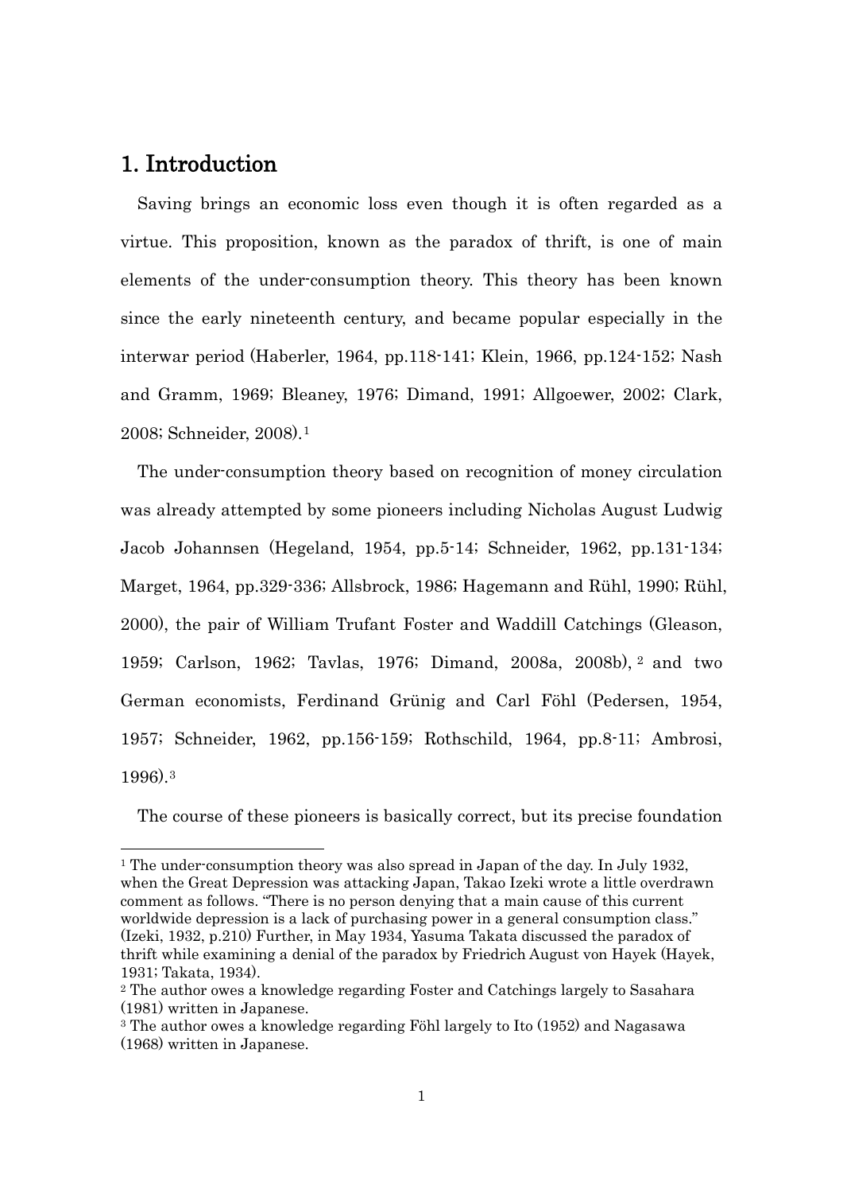## 1. Introduction

Saving brings an economic loss even though it is often regarded as a virtue. This proposition, known as the paradox of thrift, is one of main elements of the under-consumption theory. This theory has been known since the early nineteenth century, and became popular especially in the interwar period (Haberler, 1964, pp.118-141; Klein, 1966, pp.124-152; Nash and Gramm, 1969; Bleaney, 1976; Dimand, 1991; Allgoewer, 2002; Clark, 2008; Schneider, 2008).[1]

The under-consumption theory based on recognition of money circulation was already attempted by some pioneers including Nicholas August Ludwig Jacob Johannsen (Hegeland, 1954, pp.5-14; Schneider, 1962, pp.131-134; Marget, 1964, pp.329-336; Allsbrock, 1986; Hagemann and Rühl, 1990; Rühl, 2000), the pair of William Trufant Foster and Waddill Catchings (Gleason, 1959; Carlson, 1962; Tavlas, 1976; Dimand, 2008a, 2008b),[2] and two German economists, Ferdinand Grünig and Carl Föhl (Pedersen, 1954, 1957; Schneider, 1962, pp.156-159; Rothschild, 1964, pp.8-11; Ambrosi, 1996).[3]

The course of these pioneers is basically correct, but its precise foundation

---

[1] The under-consumption theory was also spread in Japan of the day. In July 1932, when the Great Depression was attacking Japan, Takao Izeki wrote a little overdrawn comment as follows. "There is no person denying that a main cause of this current worldwide depression is a lack of purchasing power in a general consumption class." (Izeki, 1932, p.210) Further, in May 1934, Yasuma Takata discussed the paradox of thrift while examining a denial of the paradox by Friedrich August von Hayek (Hayek, 1931; Takata, 1934).

[2] The author owes a knowledge regarding Foster and Catchings largely to Sasahara (1981) written in Japanese.

[3] The author owes a knowledge regarding Föhl largely to Ito (1952) and Nagasawa (1968) written in Japanese.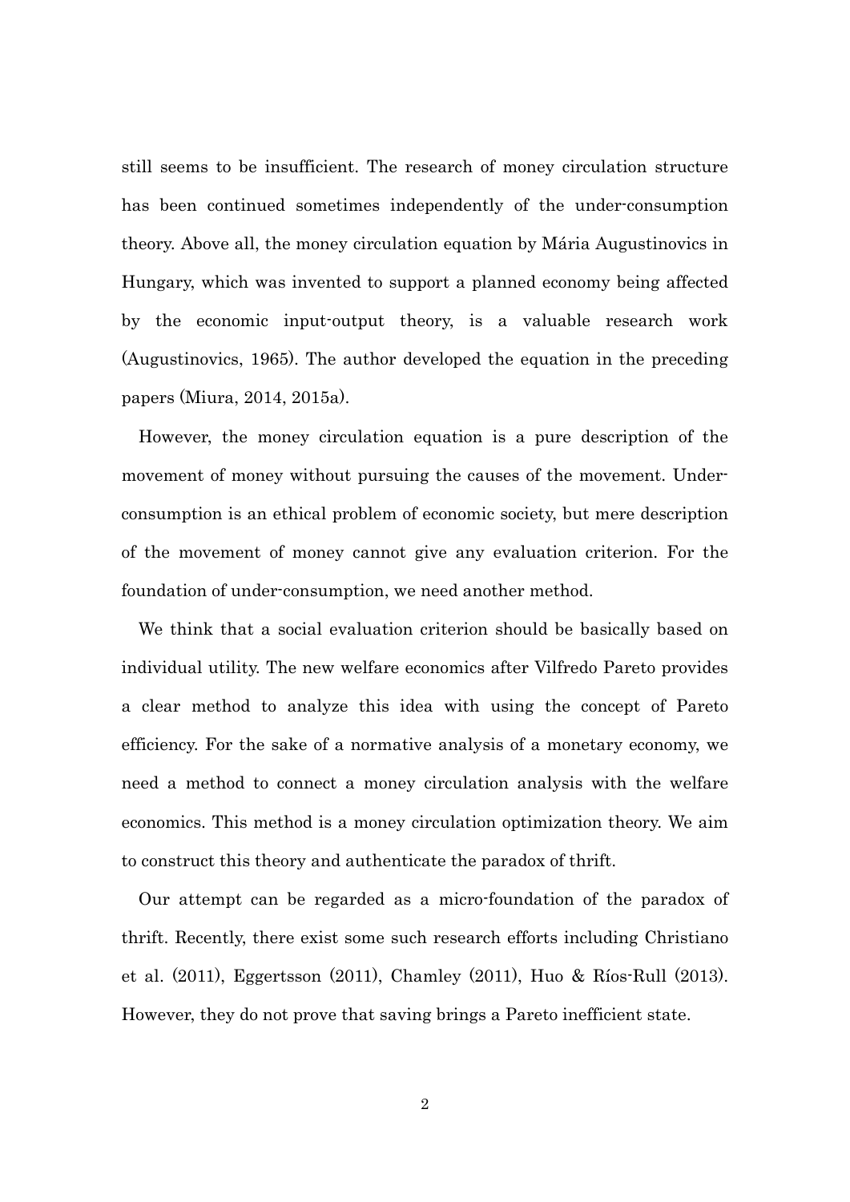still seems to be insufficient. The research of money circulation structure has been continued sometimes independently of the under-consumption theory. Above all, the money circulation equation by Mária Augustinovics in Hungary, which was invented to support a planned economy being affected by the economic input-output theory, is a valuable research work (Augustinovics, 1965). The author developed the equation in the preceding papers (Miura, 2014, 2015a).

However, the money circulation equation is a pure description of the movement of money without pursuing the causes of the movement. Under-consumption is an ethical problem of economic society, but mere description of the movement of money cannot give any evaluation criterion. For the foundation of under-consumption, we need another method.

We think that a social evaluation criterion should be basically based on individual utility. The new welfare economics after Vilfredo Pareto provides a clear method to analyze this idea with using the concept of Pareto efficiency. For the sake of a normative analysis of a monetary economy, we need a method to connect a money circulation analysis with the welfare economics. This method is a money circulation optimization theory. We aim to construct this theory and authenticate the paradox of thrift.

Our attempt can be regarded as a micro-foundation of the paradox of thrift. Recently, there exist some such research efforts including Christiano et al. (2011), Eggertsson (2011), Chamley (2011), Huo & Ríos-Rull (2013). However, they do not prove that saving brings a Pareto inefficient state.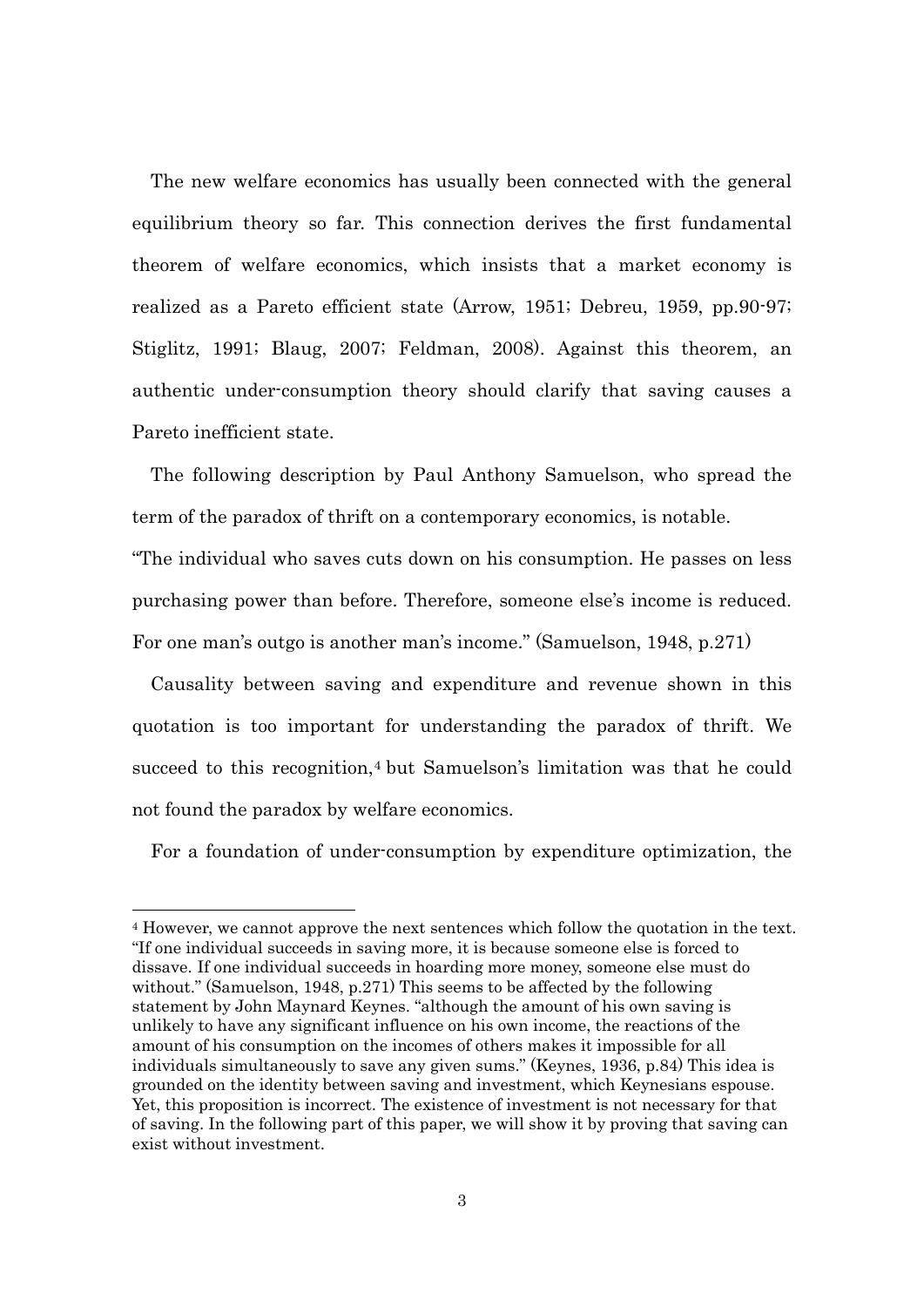The new welfare economics has usually been connected with the general equilibrium theory so far. This connection derives the first fundamental theorem of welfare economics, which insists that a market economy is realized as a Pareto efficient state (Arrow, 1951; Debreu, 1959, pp.90-97; Stiglitz, 1991; Blaug, 2007; Feldman, 2008). Against this theorem, an authentic under-consumption theory should clarify that saving causes a Pareto inefficient state.

The following description by Paul Anthony Samuelson, who spread the term of the paradox of thrift on a contemporary economics, is notable.

"The individual who saves cuts down on his consumption. He passes on less purchasing power than before. Therefore, someone else's income is reduced. For one man's outgo is another man's income." (Samuelson, 1948, p.271)

Causality between saving and expenditure and revenue shown in this quotation is too important for understanding the paradox of thrift. We succeed to this recognition,[4] but Samuelson's limitation was that he could not found the paradox by welfare economics.

For a foundation of under-consumption by expenditure optimization, the

---

[4] However, we cannot approve the next sentences which follow the quotation in the text. "If one individual succeeds in saving more, it is because someone else is forced to dissave. If one individual succeeds in hoarding more money, someone else must do without." (Samuelson, 1948, p.271) This seems to be affected by the following statement by John Maynard Keynes. "although the amount of his own saving is unlikely to have any significant influence on his own income, the reactions of the amount of his consumption on the incomes of others makes it impossible for all individuals simultaneously to save any given sums." (Keynes, 1936, p.84) This idea is grounded on the identity between saving and investment, which Keynesians espouse. Yet, this proposition is incorrect. The existence of investment is not necessary for that of saving. In the following part of this paper, we will show it by proving that saving can exist without investment.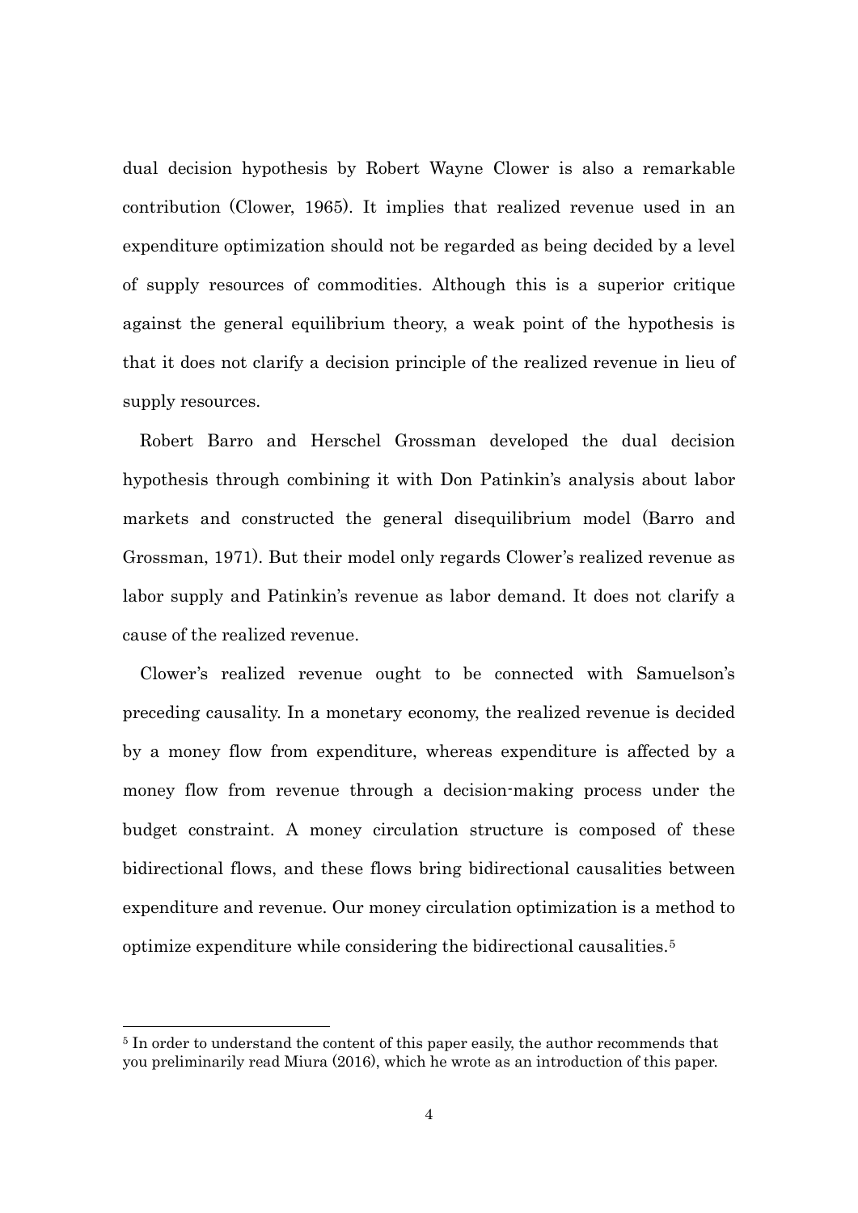dual decision hypothesis by Robert Wayne Clower is also a remarkable contribution (Clower, 1965). It implies that realized revenue used in an expenditure optimization should not be regarded as being decided by a level of supply resources of commodities. Although this is a superior critique against the general equilibrium theory, a weak point of the hypothesis is that it does not clarify a decision principle of the realized revenue in lieu of supply resources.

Robert Barro and Herschel Grossman developed the dual decision hypothesis through combining it with Don Patinkin's analysis about labor markets and constructed the general disequilibrium model (Barro and Grossman, 1971). But their model only regards Clower's realized revenue as labor supply and Patinkin's revenue as labor demand. It does not clarify a cause of the realized revenue.

Clower's realized revenue ought to be connected with Samuelson's preceding causality. In a monetary economy, the realized revenue is decided by a money flow from expenditure, whereas expenditure is affected by a money flow from revenue through a decision-making process under the budget constraint. A money circulation structure is composed of these bidirectional flows, and these flows bring bidirectional causalities between expenditure and revenue. Our money circulation optimization is a method to optimize expenditure while considering the bidirectional causalities.[5]

---

[5] In order to understand the content of this paper easily, the author recommends that you preliminarily read Miura (2016), which he wrote as an introduction of this paper.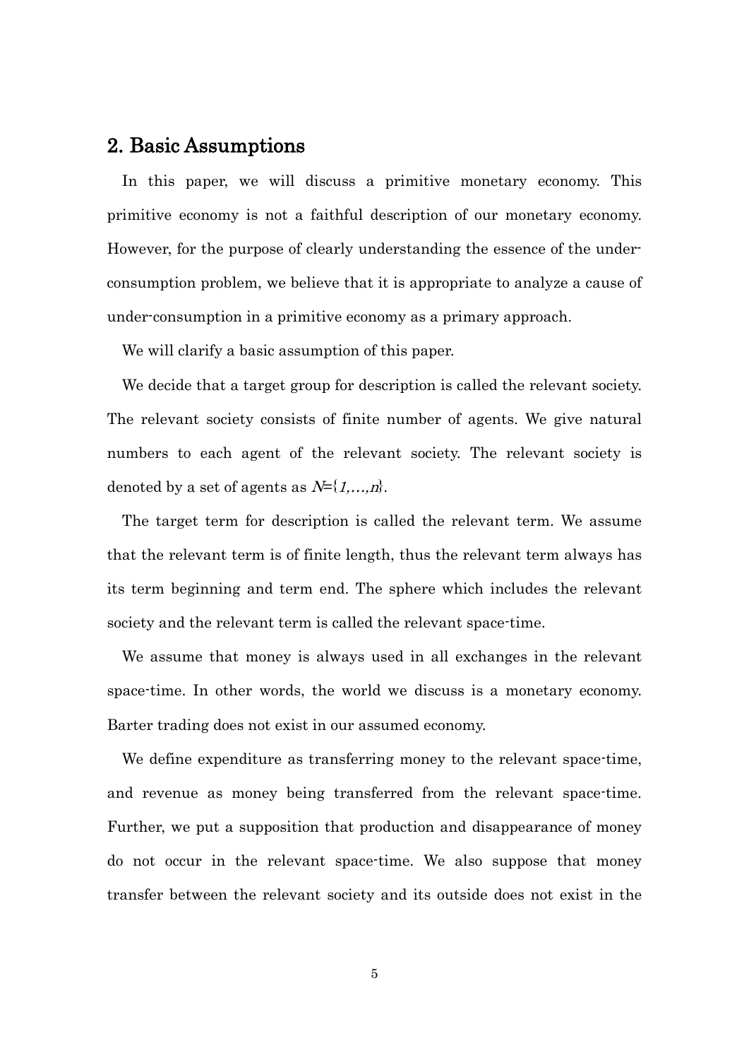## 2. Basic Assumptions

In this paper, we will discuss a primitive monetary economy. This primitive economy is not a faithful description of our monetary economy. However, for the purpose of clearly understanding the essence of the under-consumption problem, we believe that it is appropriate to analyze a cause of under-consumption in a primitive economy as a primary approach.

We will clarify a basic assumption of this paper.

We decide that a target group for description is called the relevant society. The relevant society consists of finite number of agents. We give natural numbers to each agent of the relevant society. The relevant society is denoted by a set of agents as $N=\{1,\ldots,n\}$.

The target term for description is called the relevant term. We assume that the relevant term is of finite length, thus the relevant term always has its term beginning and term end. The sphere which includes the relevant society and the relevant term is called the relevant space-time.

We assume that money is always used in all exchanges in the relevant space-time. In other words, the world we discuss is a monetary economy. Barter trading does not exist in our assumed economy.

We define expenditure as transferring money to the relevant space-time, and revenue as money being transferred from the relevant space-time. Further, we put a supposition that production and disappearance of money do not occur in the relevant space-time. We also suppose that money transfer between the relevant society and its outside does not exist in the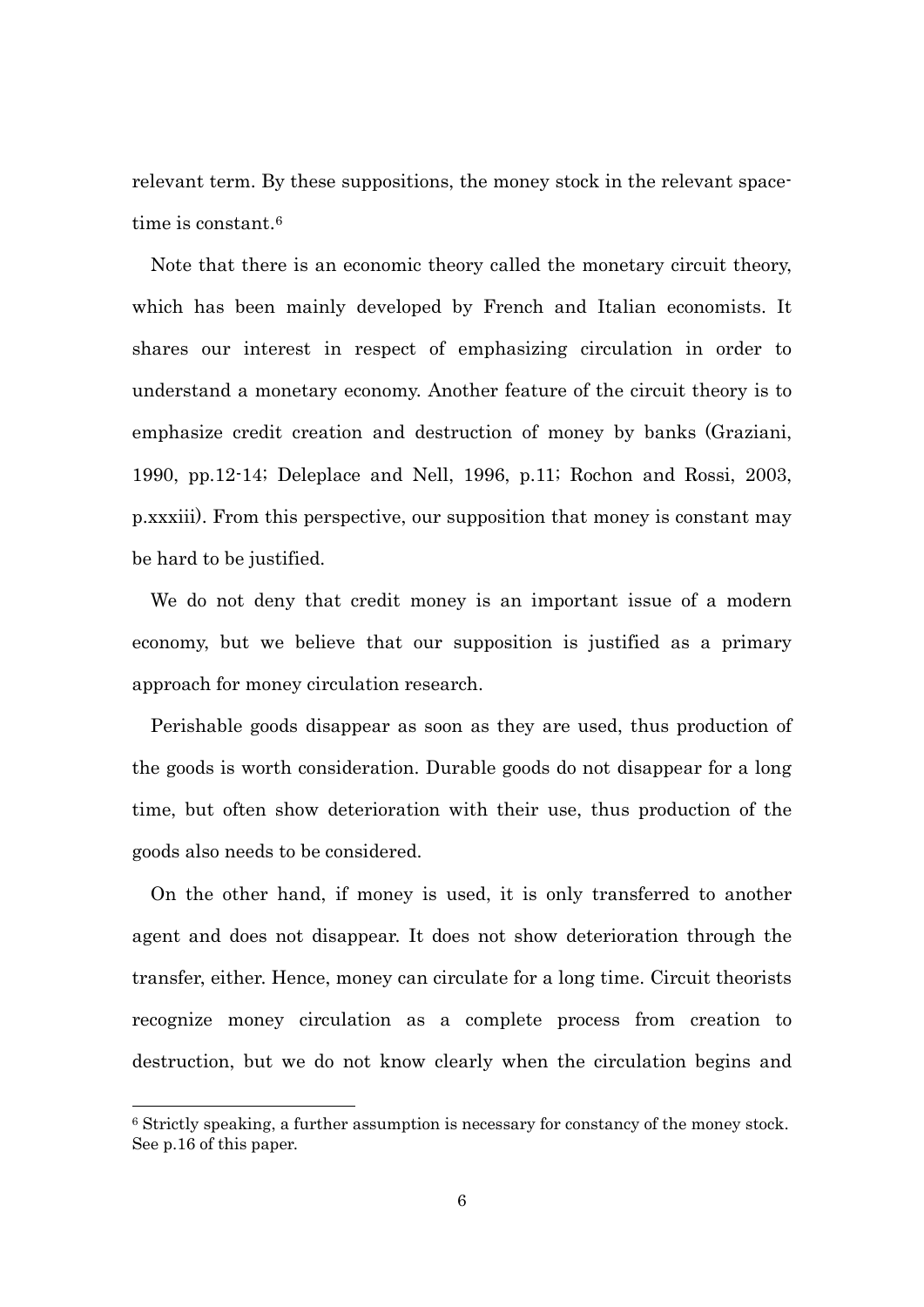relevant term. By these suppositions, the money stock in the relevant space-time is constant.[6]

Note that there is an economic theory called the monetary circuit theory, which has been mainly developed by French and Italian economists. It shares our interest in respect of emphasizing circulation in order to understand a monetary economy. Another feature of the circuit theory is to emphasize credit creation and destruction of money by banks (Graziani, 1990, pp.12-14; Deleplace and Nell, 1996, p.11; Rochon and Rossi, 2003, p.xxxiii). From this perspective, our supposition that money is constant may be hard to be justified.

We do not deny that credit money is an important issue of a modern economy, but we believe that our supposition is justified as a primary approach for money circulation research.

Perishable goods disappear as soon as they are used, thus production of the goods is worth consideration. Durable goods do not disappear for a long time, but often show deterioration with their use, thus production of the goods also needs to be considered.

On the other hand, if money is used, it is only transferred to another agent and does not disappear. It does not show deterioration through the transfer, either. Hence, money can circulate for a long time. Circuit theorists recognize money circulation as a complete process from creation to destruction, but we do not know clearly when the circulation begins and

[6] Strictly speaking, a further assumption is necessary for constancy of the money stock. See p.16 of this paper.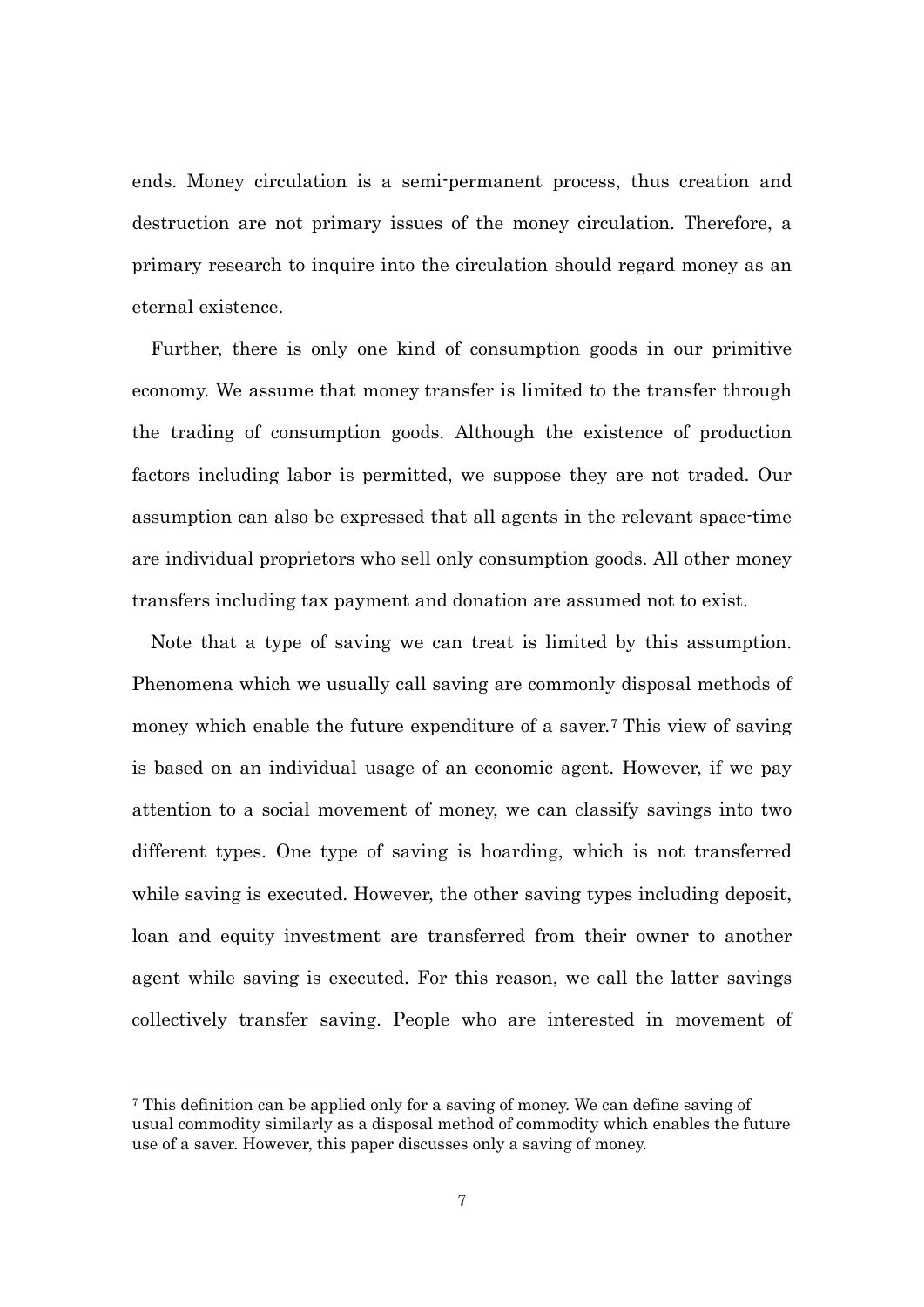ends. Money circulation is a semi-permanent process, thus creation and destruction are not primary issues of the money circulation. Therefore, a primary research to inquire into the circulation should regard money as an eternal existence.

Further, there is only one kind of consumption goods in our primitive economy. We assume that money transfer is limited to the transfer through the trading of consumption goods. Although the existence of production factors including labor is permitted, we suppose they are not traded. Our assumption can also be expressed that all agents in the relevant space-time are individual proprietors who sell only consumption goods. All other money transfers including tax payment and donation are assumed not to exist.

Note that a type of saving we can treat is limited by this assumption. Phenomena which we usually call saving are commonly disposal methods of money which enable the future expenditure of a saver.[7] This view of saving is based on an individual usage of an economic agent. However, if we pay attention to a social movement of money, we can classify savings into two different types. One type of saving is hoarding, which is not transferred while saving is executed. However, the other saving types including deposit, loan and equity investment are transferred from their owner to another agent while saving is executed. For this reason, we call the latter savings collectively transfer saving. People who are interested in movement of

---

[7] This definition can be applied only for a saving of money. We can define saving of usual commodity similarly as a disposal method of commodity which enables the future use of a saver. However, this paper discusses only a saving of money.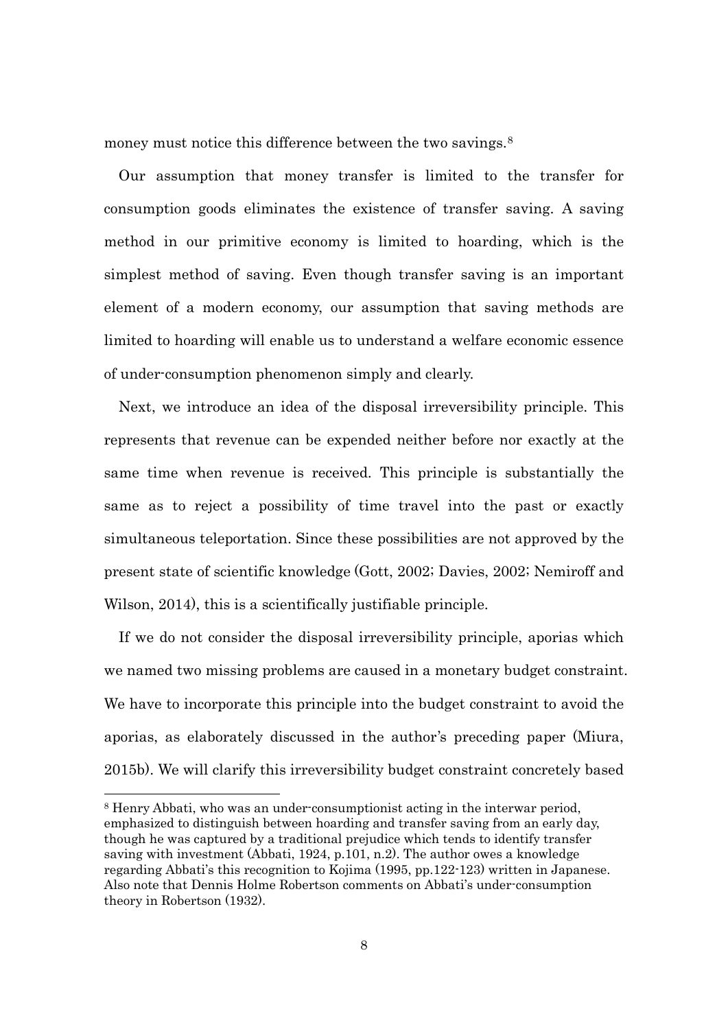money must notice this difference between the two savings.[8]

Our assumption that money transfer is limited to the transfer for consumption goods eliminates the existence of transfer saving. A saving method in our primitive economy is limited to hoarding, which is the simplest method of saving. Even though transfer saving is an important element of a modern economy, our assumption that saving methods are limited to hoarding will enable us to understand a welfare economic essence of under-consumption phenomenon simply and clearly.

Next, we introduce an idea of the disposal irreversibility principle. This represents that revenue can be expended neither before nor exactly at the same time when revenue is received. This principle is substantially the same as to reject a possibility of time travel into the past or exactly simultaneous teleportation. Since these possibilities are not approved by the present state of scientific knowledge (Gott, 2002; Davies, 2002; Nemiroff and Wilson, 2014), this is a scientifically justifiable principle.

If we do not consider the disposal irreversibility principle, aporias which we named two missing problems are caused in a monetary budget constraint. We have to incorporate this principle into the budget constraint to avoid the aporias, as elaborately discussed in the author's preceding paper (Miura, 2015b). We will clarify this irreversibility budget constraint concretely based

[8] Henry Abbati, who was an under-consumptionist acting in the interwar period, emphasized to distinguish between hoarding and transfer saving from an early day, though he was captured by a traditional prejudice which tends to identify transfer saving with investment (Abbati, 1924, p.101, n.2). The author owes a knowledge regarding Abbati's this recognition to Kojima (1995, pp.122-123) written in Japanese. Also note that Dennis Holme Robertson comments on Abbati's under-consumption theory in Robertson (1932).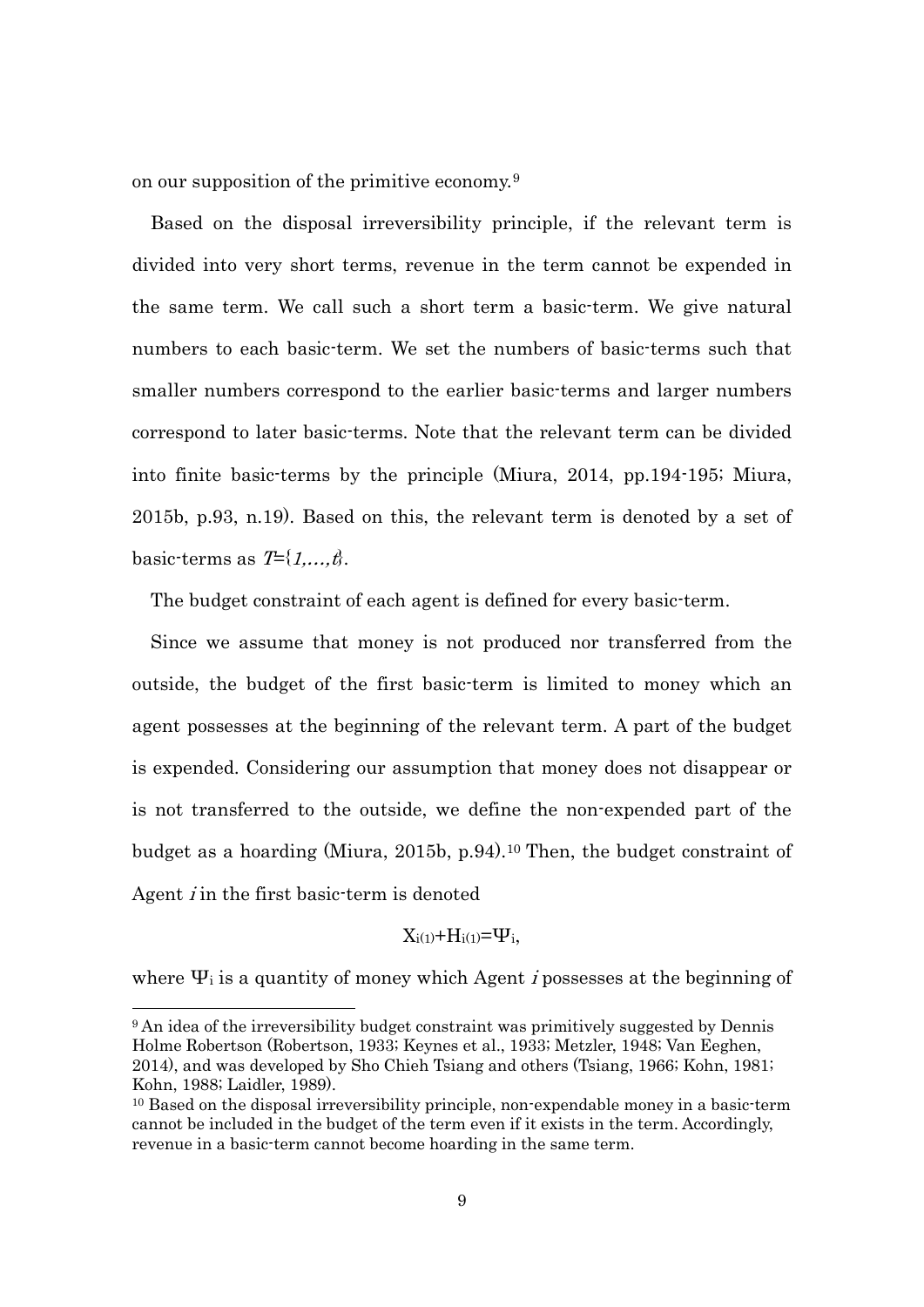on our supposition of the primitive economy.[9]

Based on the disposal irreversibility principle, if the relevant term is divided into very short terms, revenue in the term cannot be expended in the same term. We call such a short term a basic-term. We give natural numbers to each basic-term. We set the numbers of basic-terms such that smaller numbers correspond to the earlier basic-terms and larger numbers correspond to later basic-terms. Note that the relevant term can be divided into finite basic-terms by the principle (Miura, 2014, pp.194-195; Miura, 2015b, p.93, n.19). Based on this, the relevant term is denoted by a set of basic-terms as $T=\{1,\ldots,t\}$.

The budget constraint of each agent is defined for every basic-term.

Since we assume that money is not produced nor transferred from the outside, the budget of the first basic-term is limited to money which an agent possesses at the beginning of the relevant term. A part of the budget is expended. Considering our assumption that money does not disappear or is not transferred to the outside, we define the non-expended part of the budget as a hoarding (Miura, 2015b, p.94).[10] Then, the budget constraint of Agent $i$ in the first basic-term is denoted

$$X_{i(1)}+H_{i(1)}=\Psi_i,$$

where $\Psi_i$ is a quantity of money which Agent $i$ possesses at the beginning of

---

[9] An idea of the irreversibility budget constraint was primitively suggested by Dennis Holme Robertson (Robertson, 1933; Keynes et al., 1933; Metzler, 1948; Van Eeghen, 2014), and was developed by Sho Chieh Tsiang and others (Tsiang, 1966; Kohn, 1981; Kohn, 1988; Laidler, 1989).

[10] Based on the disposal irreversibility principle, non-expendable money in a basic-term cannot be included in the budget of the term even if it exists in the term. Accordingly, revenue in a basic-term cannot become hoarding in the same term.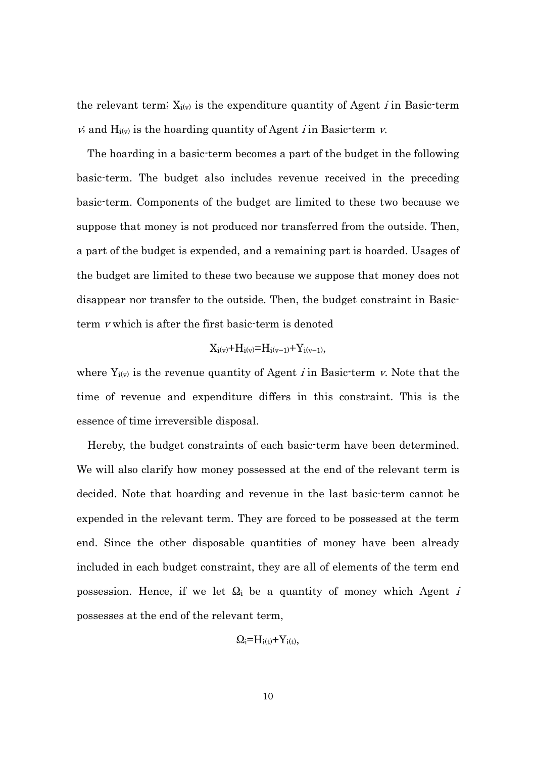the relevant term; $X_{i(v)}$ is the expenditure quantity of Agent *i* in Basic-term *v*; and $H_{i(v)}$ is the hoarding quantity of Agent *i* in Basic-term *v*.

The hoarding in a basic-term becomes a part of the budget in the following basic-term. The budget also includes revenue received in the preceding basic-term. Components of the budget are limited to these two because we suppose that money is not produced nor transferred from the outside. Then, a part of the budget is expended, and a remaining part is hoarded. Usages of the budget are limited to these two because we suppose that money does not disappear nor transfer to the outside. Then, the budget constraint in Basic-term *v* which is after the first basic-term is denoted

$$X_{i(v)}+H_{i(v)}=H_{i(v-1)}+Y_{i(v-1)},$$

where $Y_{i(v)}$ is the revenue quantity of Agent *i* in Basic-term *v*. Note that the time of revenue and expenditure differs in this constraint. This is the essence of time irreversible disposal.

Hereby, the budget constraints of each basic-term have been determined. We will also clarify how money possessed at the end of the relevant term is decided. Note that hoarding and revenue in the last basic-term cannot be expended in the relevant term. They are forced to be possessed at the term end. Since the other disposable quantities of money have been already included in each budget constraint, they are all of elements of the term end possession. Hence, if we let $\Omega_i$ be a quantity of money which Agent *i* possesses at the end of the relevant term,

$$\Omega_i=H_{i(t)}+Y_{i(t)},$$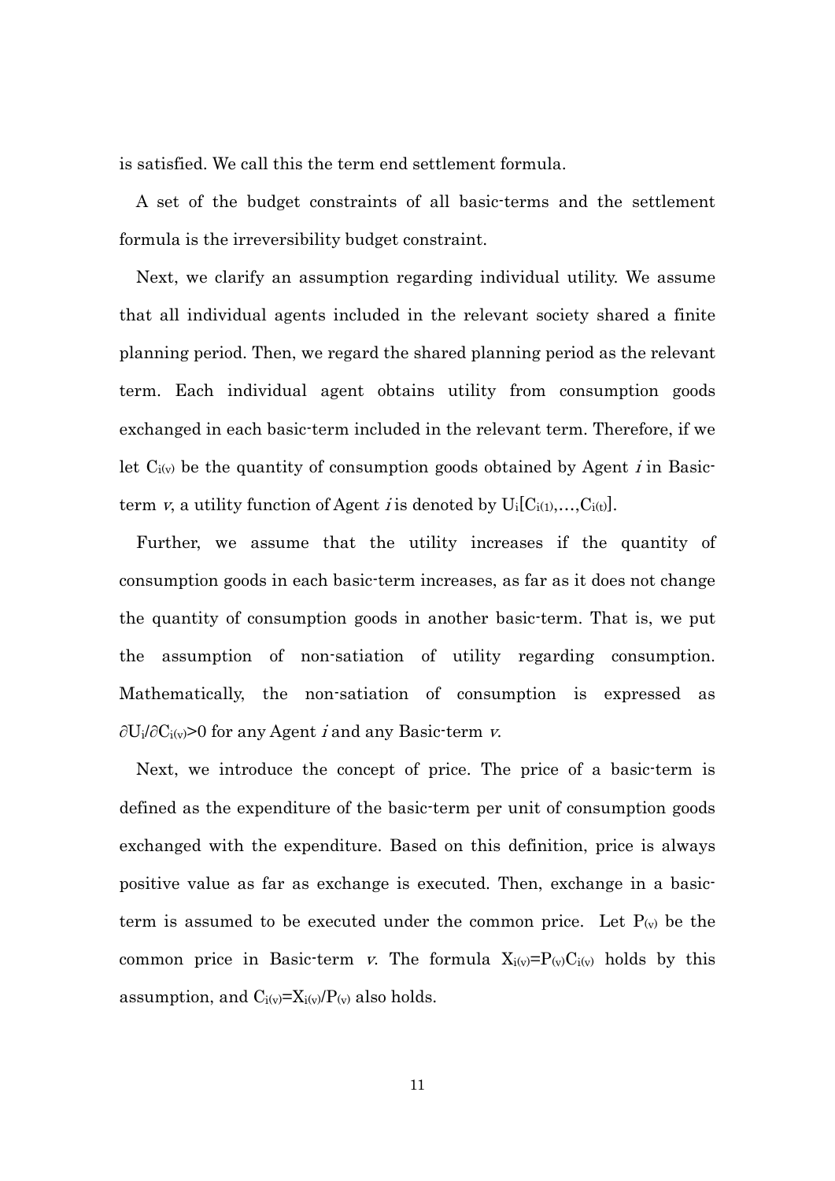is satisfied. We call this the term end settlement formula.

A set of the budget constraints of all basic-terms and the settlement formula is the irreversibility budget constraint.

Next, we clarify an assumption regarding individual utility. We assume that all individual agents included in the relevant society shared a finite planning period. Then, we regard the shared planning period as the relevant term. Each individual agent obtains utility from consumption goods exchanged in each basic-term included in the relevant term. Therefore, if we let $C_{i(v)}$ be the quantity of consumption goods obtained by Agent *i* in Basic-term *v*, a utility function of Agent *i* is denoted by $U_i[C_{i(1)},\ldots,C_{i(t)}]$.

Further, we assume that the utility increases if the quantity of consumption goods in each basic-term increases, as far as it does not change the quantity of consumption goods in another basic-term. That is, we put the assumption of non-satiation of utility regarding consumption. Mathematically, the non-satiation of consumption is expressed as $\partial U_i/\partial C_{i(v)}>0$ for any Agent *i* and any Basic-term *v*.

Next, we introduce the concept of price. The price of a basic-term is defined as the expenditure of the basic-term per unit of consumption goods exchanged with the expenditure. Based on this definition, price is always positive value as far as exchange is executed. Then, exchange in a basic-term is assumed to be executed under the common price. Let $P_{(v)}$ be the common price in Basic-term *v*. The formula $X_{i(v)}=P_{(v)}C_{i(v)}$ holds by this assumption, and $C_{i(v)}=X_{i(v)}/P_{(v)}$ also holds.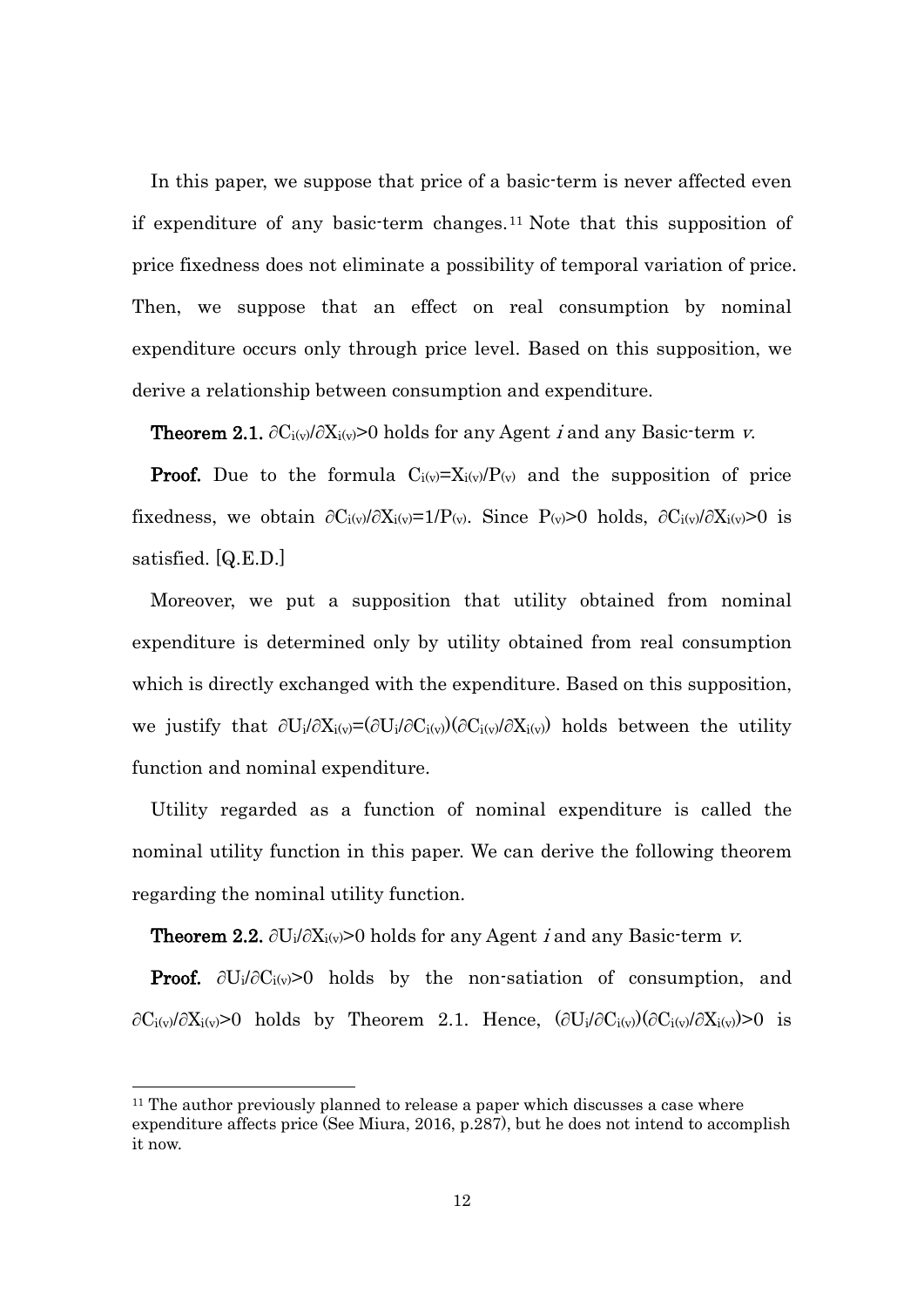In this paper, we suppose that price of a basic-term is never affected even if expenditure of any basic-term changes.[11] Note that this supposition of price fixedness does not eliminate a possibility of temporal variation of price. Then, we suppose that an effect on real consumption by nominal expenditure occurs only through price level. Based on this supposition, we derive a relationship between consumption and expenditure.

**Theorem 2.1.** $\partial C_{i(v)}/\partial X_{i(v)}>0$ holds for any Agent $i$ and any Basic-term $v$.

**Proof.** Due to the formula $C_{i(v)}=X_{i(v)}/P_{(v)}$ and the supposition of price fixedness, we obtain $\partial C_{i(v)}/\partial X_{i(v)}=1/P_{(v)}$. Since $P_{(v)}>0$ holds, $\partial C_{i(v)}/\partial X_{i(v)}>0$ is satisfied. [Q.E.D.]

Moreover, we put a supposition that utility obtained from nominal expenditure is determined only by utility obtained from real consumption which is directly exchanged with the expenditure. Based on this supposition, we justify that $\partial U_i/\partial X_{i(v)}=(\partial U_i/\partial C_{i(v)})(\partial C_{i(v)}/\partial X_{i(v)})$ holds between the utility function and nominal expenditure.

Utility regarded as a function of nominal expenditure is called the nominal utility function in this paper. We can derive the following theorem regarding the nominal utility function.

**Theorem 2.2.** $\partial U_i/\partial X_{i(v)}>0$ holds for any Agent $i$ and any Basic-term $v$.

**Proof.** $\partial U_i/\partial C_{i(v)}>0$ holds by the non-satiation of consumption, and $\partial C_{i(v)}/\partial X_{i(v)}>0$ holds by Theorem 2.1. Hence, $(\partial U_i/\partial C_{i(v)})(\partial C_{i(v)}/\partial X_{i(v)})>0$ is

---

[11] The author previously planned to release a paper which discusses a case where expenditure affects price (See Miura, 2016, p.287), but he does not intend to accomplish it now.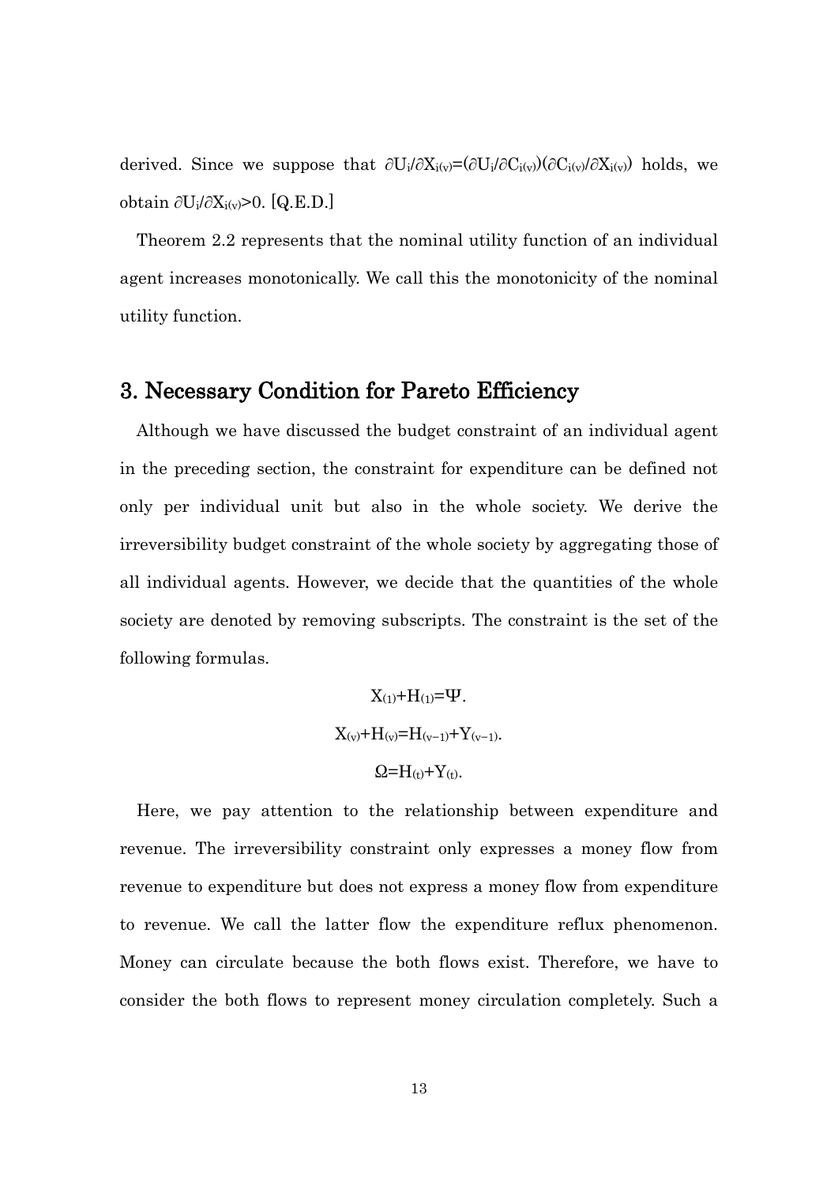derived. Since we suppose that $\partial U_i/\partial X_{i(v)}=(\partial U_i/\partial C_{i(v)})(\partial C_{i(v)}/\partial X_{i(v)})$ holds, we obtain $\partial U_i/\partial X_{i(v)}>0$. [Q.E.D.]

Theorem 2.2 represents that the nominal utility function of an individual agent increases monotonically. We call this the monotonicity of the nominal utility function.

## 3. Necessary Condition for Pareto Efficiency

Although we have discussed the budget constraint of an individual agent in the preceding section, the constraint for expenditure can be defined not only per individual unit but also in the whole society. We derive the irreversibility budget constraint of the whole society by aggregating those of all individual agents. However, we decide that the quantities of the whole society are denoted by removing subscripts. The constraint is the set of the following formulas.

$$X_{(1)}+H_{(1)}=\Psi.$$

$$X_{(v)}+H_{(v)}=H_{(v-1)}+Y_{(v-1)}.$$

$$\Omega=H_{(t)}+Y_{(t)}.$$

Here, we pay attention to the relationship between expenditure and revenue. The irreversibility constraint only expresses a money flow from revenue to expenditure but does not express a money flow from expenditure to revenue. We call the latter flow the expenditure reflux phenomenon. Money can circulate because the both flows exist. Therefore, we have to consider the both flows to represent money circulation completely. Such a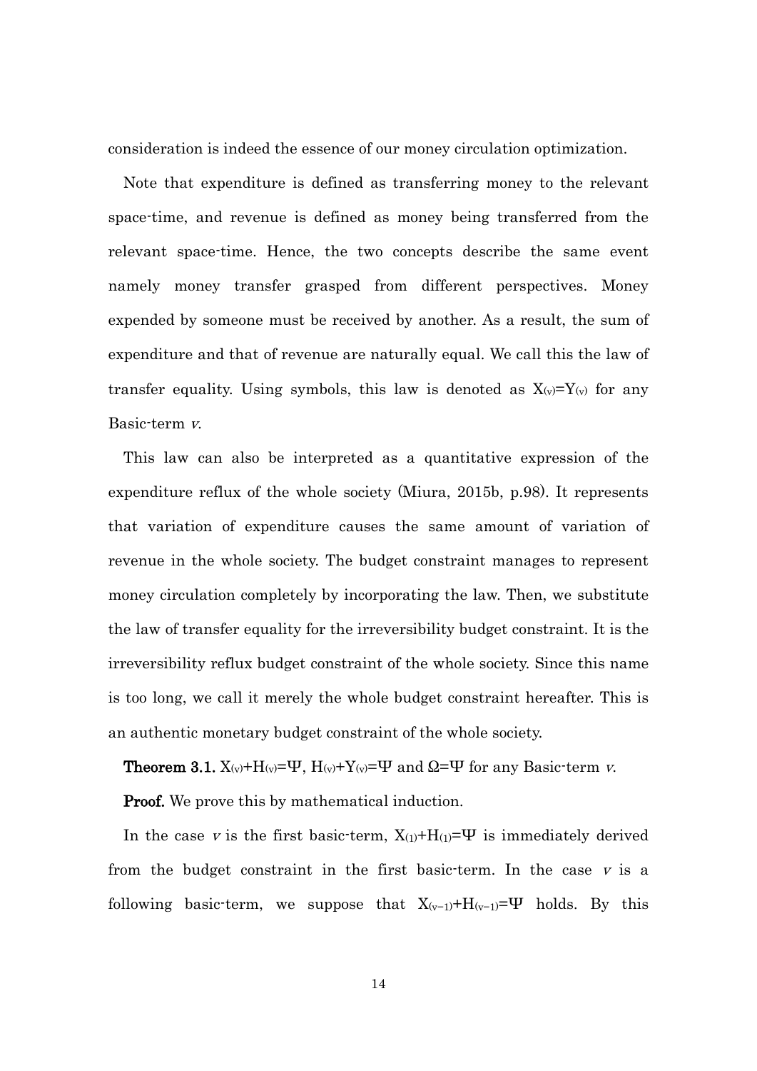consideration is indeed the essence of our money circulation optimization.

Note that expenditure is defined as transferring money to the relevant space-time, and revenue is defined as money being transferred from the relevant space-time. Hence, the two concepts describe the same event namely money transfer grasped from different perspectives. Money expended by someone must be received by another. As a result, the sum of expenditure and that of revenue are naturally equal. We call this the law of transfer equality. Using symbols, this law is denoted as $X_{(v)}=Y_{(v)}$ for any Basic-term *v*.

This law can also be interpreted as a quantitative expression of the expenditure reflux of the whole society (Miura, 2015b, p.98). It represents that variation of expenditure causes the same amount of variation of revenue in the whole society. The budget constraint manages to represent money circulation completely by incorporating the law. Then, we substitute the law of transfer equality for the irreversibility budget constraint. It is the irreversibility reflux budget constraint of the whole society. Since this name is too long, we call it merely the whole budget constraint hereafter. This is an authentic monetary budget constraint of the whole society.

**Theorem 3.1.** $X_{(v)}+H_{(v)}=\Psi$, $H_{(v)}+Y_{(v)}=\Psi$ and $\Omega=\Psi$ for any Basic-term *v*.

**Proof.** We prove this by mathematical induction.

In the case *v* is the first basic-term, $X_{(1)}+H_{(1)}=\Psi$ is immediately derived from the budget constraint in the first basic-term. In the case *v* is a following basic-term, we suppose that $X_{(v-1)}+H_{(v-1)}=\Psi$ holds. By this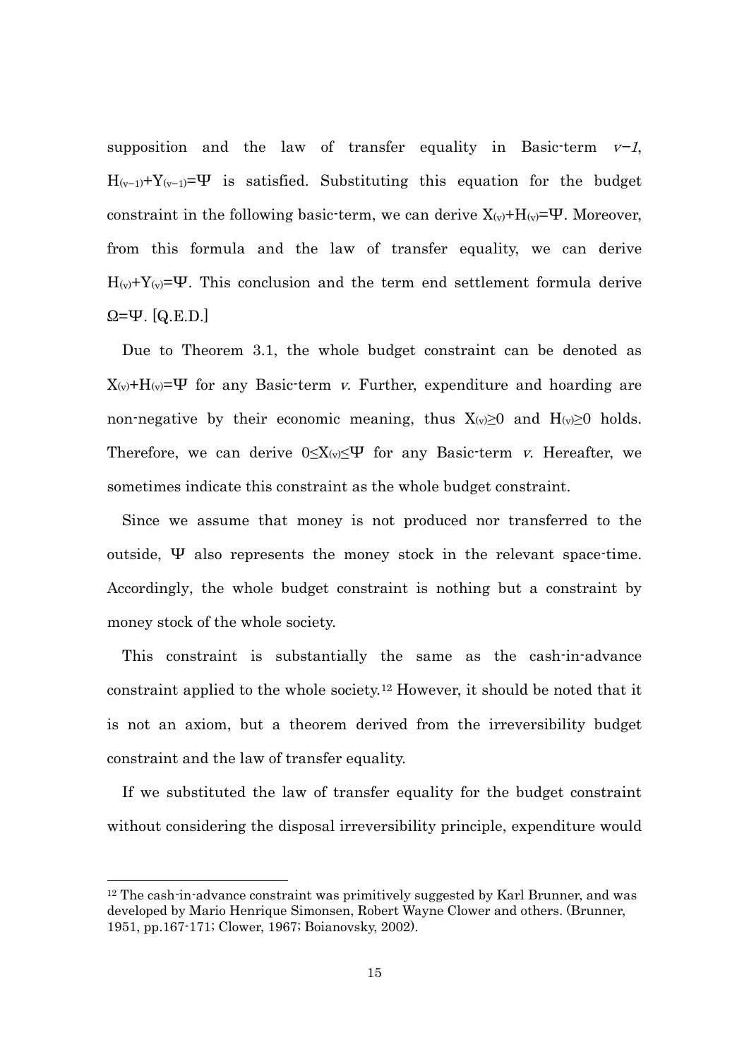supposition and the law of transfer equality in Basic-term *v−1*, $H_{(v-1)}+Y_{(v-1)}=\Psi$ is satisfied. Substituting this equation for the budget constraint in the following basic-term, we can derive $X_{(v)}+H_{(v)}=\Psi$. Moreover, from this formula and the law of transfer equality, we can derive $H_{(v)}+Y_{(v)}=\Psi$. This conclusion and the term end settlement formula derive $\Omega=\Psi$. [Q.E.D.]

Due to Theorem 3.1, the whole budget constraint can be denoted as $X_{(v)}+H_{(v)}=\Psi$ for any Basic-term *v*. Further, expenditure and hoarding are non-negative by their economic meaning, thus $X_{(v)}\geq 0$ and $H_{(v)}\geq 0$ holds. Therefore, we can derive $0\leq X_{(v)}\leq\Psi$ for any Basic-term *v*. Hereafter, we sometimes indicate this constraint as the whole budget constraint.

Since we assume that money is not produced nor transferred to the outside, $\Psi$ also represents the money stock in the relevant space-time. Accordingly, the whole budget constraint is nothing but a constraint by money stock of the whole society.

This constraint is substantially the same as the cash-in-advance constraint applied to the whole society.[12] However, it should be noted that it is not an axiom, but a theorem derived from the irreversibility budget constraint and the law of transfer equality.

If we substituted the law of transfer equality for the budget constraint without considering the disposal irreversibility principle, expenditure would

[12] The cash-in-advance constraint was primitively suggested by Karl Brunner, and was developed by Mario Henrique Simonsen, Robert Wayne Clower and others. (Brunner, 1951, pp.167-171; Clower, 1967; Boianovsky, 2002).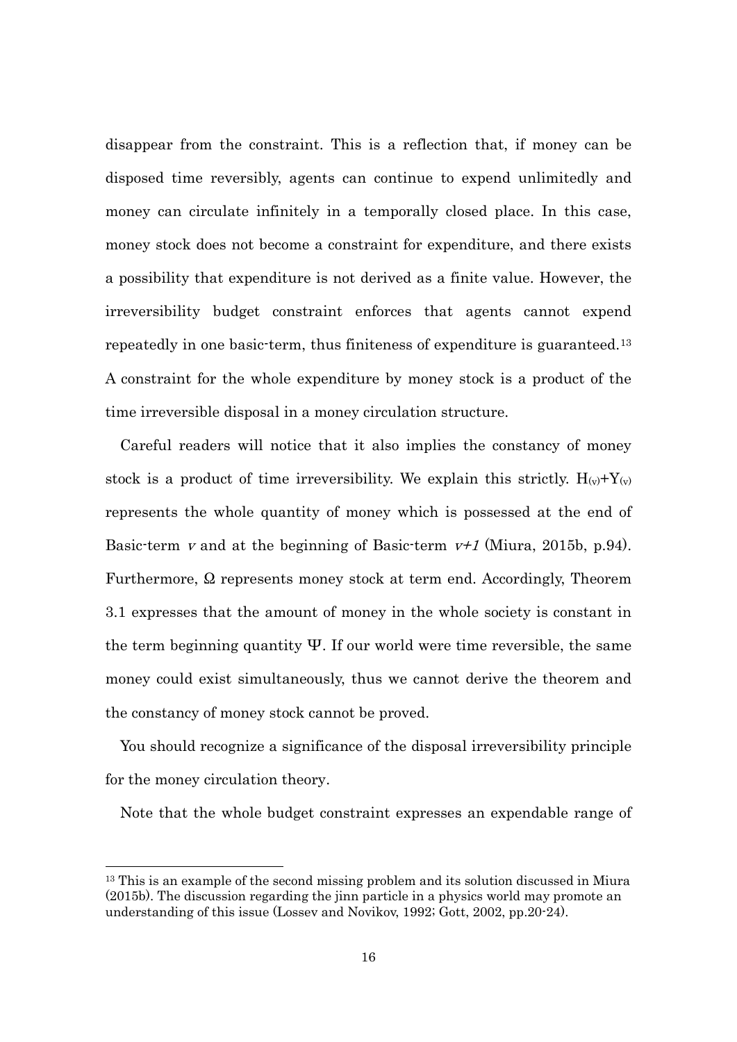disappear from the constraint. This is a reflection that, if money can be disposed time reversibly, agents can continue to expend unlimitedly and money can circulate infinitely in a temporally closed place. In this case, money stock does not become a constraint for expenditure, and there exists a possibility that expenditure is not derived as a finite value. However, the irreversibility budget constraint enforces that agents cannot expend repeatedly in one basic-term, thus finiteness of expenditure is guaranteed.[13] A constraint for the whole expenditure by money stock is a product of the time irreversible disposal in a money circulation structure.

Careful readers will notice that it also implies the constancy of money stock is a product of time irreversibility. We explain this strictly. $H_{(v)}+Y_{(v)}$ represents the whole quantity of money which is possessed at the end of Basic-term $v$ and at the beginning of Basic-term $v+1$ (Miura, 2015b, p.94). Furthermore, $\Omega$ represents money stock at term end. Accordingly, Theorem 3.1 expresses that the amount of money in the whole society is constant in the term beginning quantity $\Psi$. If our world were time reversible, the same money could exist simultaneously, thus we cannot derive the theorem and the constancy of money stock cannot be proved.

You should recognize a significance of the disposal irreversibility principle for the money circulation theory.

Note that the whole budget constraint expresses an expendable range of

[13] This is an example of the second missing problem and its solution discussed in Miura (2015b). The discussion regarding the jinn particle in a physics world may promote an understanding of this issue (Lossev and Novikov, 1992; Gott, 2002, pp.20-24).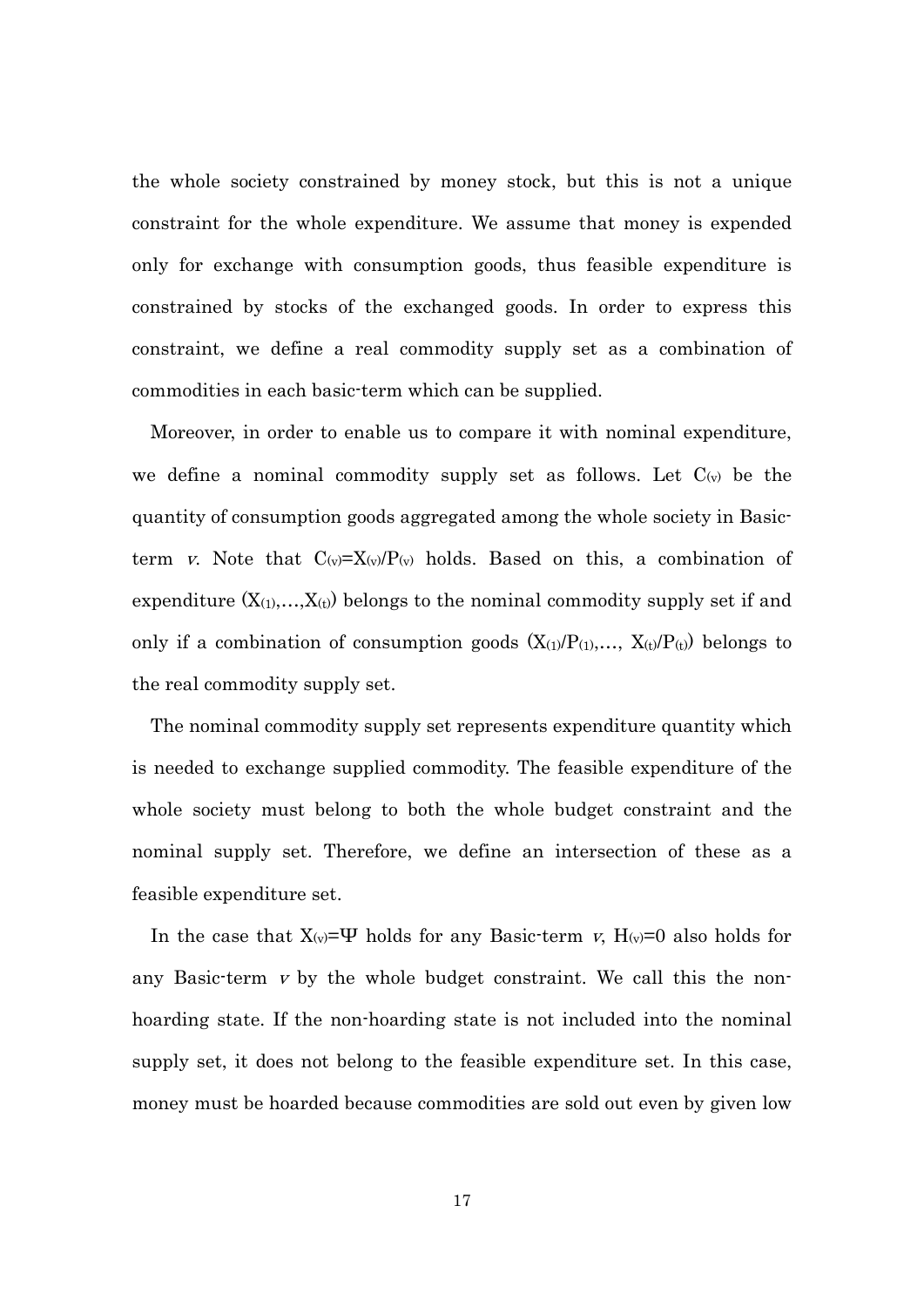the whole society constrained by money stock, but this is not a unique constraint for the whole expenditure. We assume that money is expended only for exchange with consumption goods, thus feasible expenditure is constrained by stocks of the exchanged goods. In order to express this constraint, we define a real commodity supply set as a combination of commodities in each basic-term which can be supplied.

Moreover, in order to enable us to compare it with nominal expenditure, we define a nominal commodity supply set as follows. Let $C_{(v)}$ be the quantity of consumption goods aggregated among the whole society in Basic-term *v*. Note that $C_{(v)}=X_{(v)}/P_{(v)}$ holds. Based on this, a combination of expenditure $(X_{(1)},\ldots,X_{(t)})$ belongs to the nominal commodity supply set if and only if a combination of consumption goods $(X_{(1)}/P_{(1)},\ldots, X_{(t)}/P_{(t)})$ belongs to the real commodity supply set.

The nominal commodity supply set represents expenditure quantity which is needed to exchange supplied commodity. The feasible expenditure of the whole society must belong to both the whole budget constraint and the nominal supply set. Therefore, we define an intersection of these as a feasible expenditure set.

In the case that $X_{(v)}=\Psi$ holds for any Basic-term *v*, $H_{(v)}=0$ also holds for any Basic-term *v* by the whole budget constraint. We call this the non-hoarding state. If the non-hoarding state is not included into the nominal supply set, it does not belong to the feasible expenditure set. In this case, money must be hoarded because commodities are sold out even by given low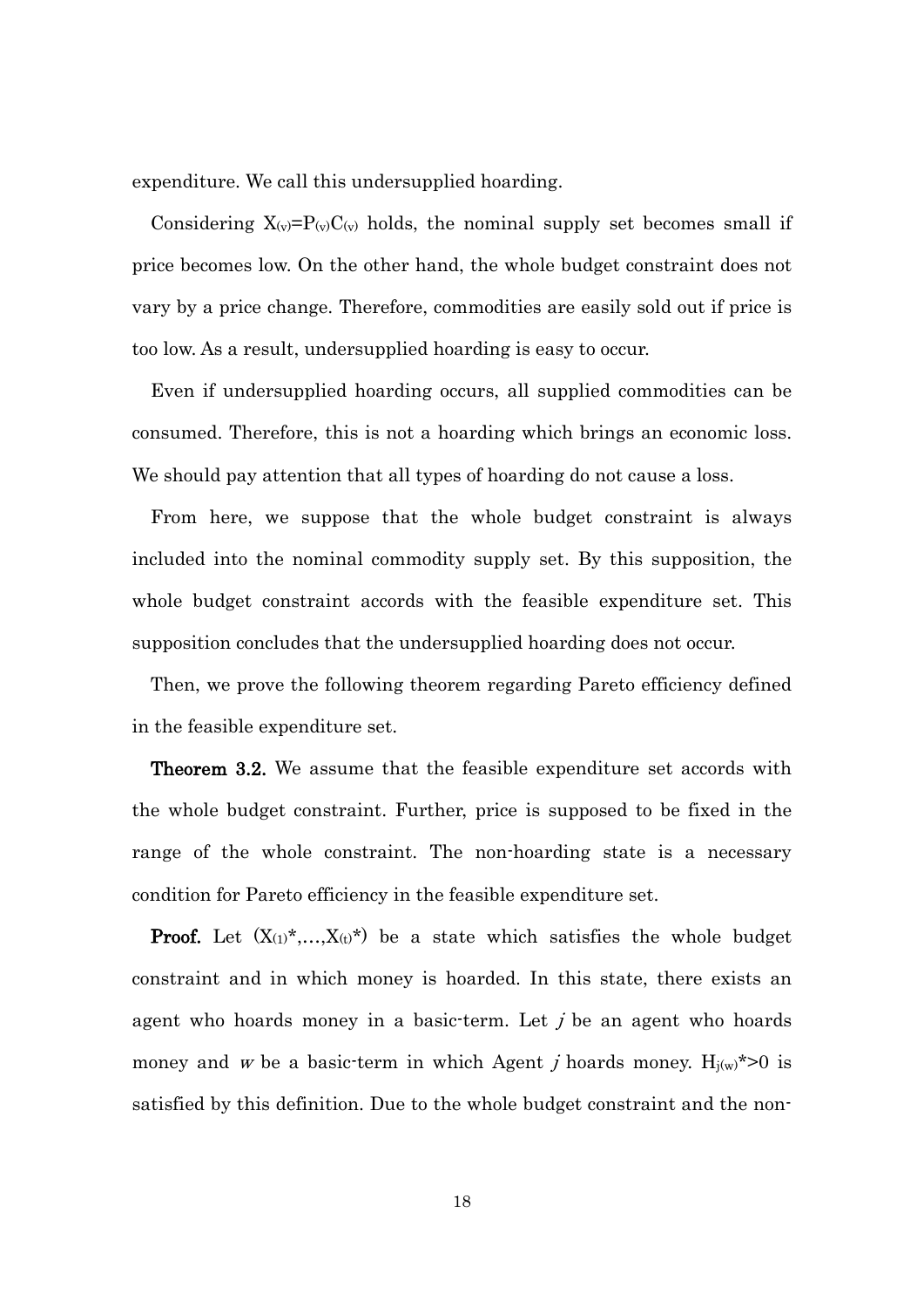expenditure. We call this undersupplied hoarding.

Considering $X_{(v)}=P_{(v)}C_{(v)}$ holds, the nominal supply set becomes small if price becomes low. On the other hand, the whole budget constraint does not vary by a price change. Therefore, commodities are easily sold out if price is too low. As a result, undersupplied hoarding is easy to occur.

Even if undersupplied hoarding occurs, all supplied commodities can be consumed. Therefore, this is not a hoarding which brings an economic loss. We should pay attention that all types of hoarding do not cause a loss.

From here, we suppose that the whole budget constraint is always included into the nominal commodity supply set. By this supposition, the whole budget constraint accords with the feasible expenditure set. This supposition concludes that the undersupplied hoarding does not occur.

Then, we prove the following theorem regarding Pareto efficiency defined in the feasible expenditure set.

**Theorem 3.2.** We assume that the feasible expenditure set accords with the whole budget constraint. Further, price is supposed to be fixed in the range of the whole constraint. The non-hoarding state is a necessary condition for Pareto efficiency in the feasible expenditure set.

**Proof.** Let $(X_{(1)}^*,\ldots,X_{(t)}^*)$ be a state which satisfies the whole budget constraint and in which money is hoarded. In this state, there exists an agent who hoards money in a basic-term. Let *j* be an agent who hoards money and *w* be a basic-term in which Agent *j* hoards money. $H_{j(w)}^*>0$ is satisfied by this definition. Due to the whole budget constraint and the non-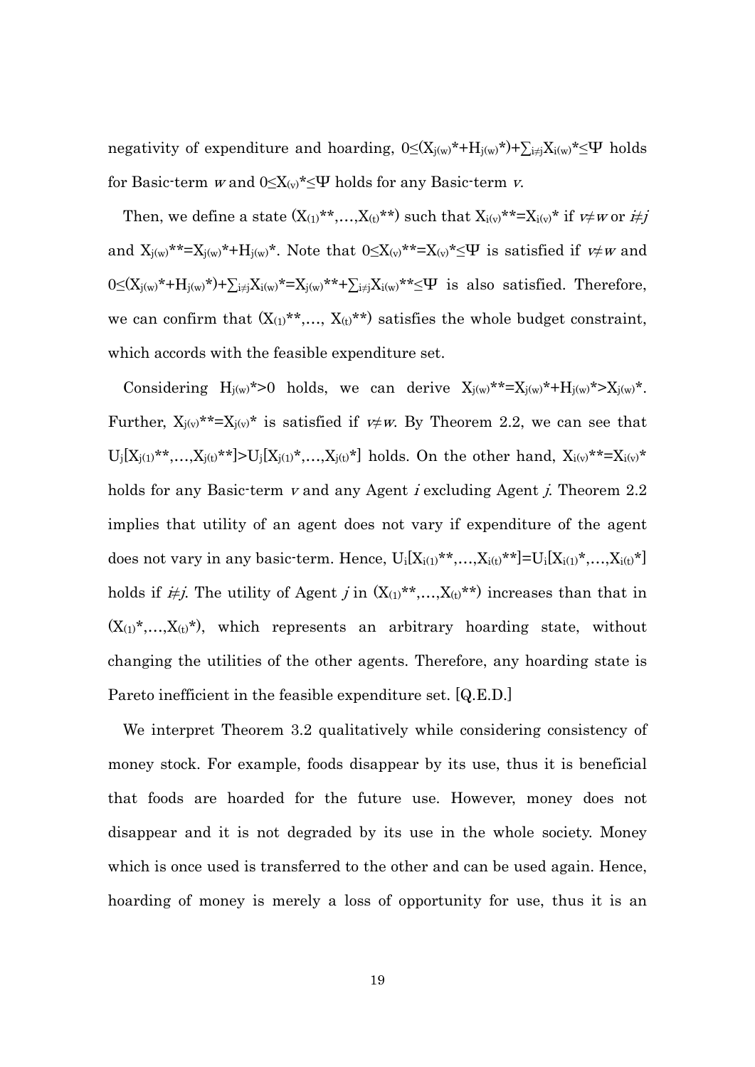negativity of expenditure and hoarding, $0 \leq (X_{j(w)}{}^{*}+H_{j(w)}{}^{*})+\sum_{i \neq j} X_{i(w)}{}^{*} \leq \Psi$ holds for Basic-term $w$ and $0 \leq X_{(v)}{}^{*} \leq \Psi$ holds for any Basic-term $v$.

Then, we define a state $(X_{(1)}{}^{**},\ldots,X_{(t)}{}^{**})$ such that $X_{i(v)}{}^{**}=X_{i(v)}{}^{*}$ if $v \neq w$ or $i \neq j$ and $X_{j(w)}{}^{**}=X_{j(w)}{}^{*}+H_{j(w)}{}^{*}$. Note that $0 \leq X_{(v)}{}^{**}=X_{(v)}{}^{*} \leq \Psi$ is satisfied if $v \neq w$ and $0 \leq (X_{j(w)}{}^{*}+H_{j(w)}{}^{*})+\sum_{i \neq j} X_{i(w)}{}^{*}=X_{j(w)}{}^{**}+\sum_{i \neq j} X_{i(w)}{}^{**} \leq \Psi$ is also satisfied. Therefore, we can confirm that $(X_{(1)}{}^{**},\ldots, X_{(t)}{}^{**})$ satisfies the whole budget constraint, which accords with the feasible expenditure set.

Considering $H_{j(w)}{}^{*}>0$ holds, we can derive $X_{j(w)}{}^{**}=X_{j(w)}{}^{*}+H_{j(w)}{}^{*}>X_{j(w)}{}^{*}$. Further, $X_{j(v)}{}^{**}=X_{j(v)}{}^{*}$ is satisfied if $v \neq w$. By Theorem 2.2, we can see that $U_j[X_{j(1)}{}^{**},\ldots,X_{j(t)}{}^{**}]>U_j[X_{j(1)}{}^{*},\ldots,X_{j(t)}{}^{*}]$ holds. On the other hand, $X_{i(v)}{}^{**}=X_{i(v)}{}^{*}$ holds for any Basic-term $v$ and any Agent $i$ excluding Agent $j$. Theorem 2.2 implies that utility of an agent does not vary if expenditure of the agent does not vary in any basic-term. Hence, $U_i[X_{i(1)}{}^{**},\ldots,X_{i(t)}{}^{**}]=U_i[X_{i(1)}{}^{*},\ldots,X_{i(t)}{}^{*}]$ holds if $i \neq j$. The utility of Agent $j$ in $(X_{(1)}{}^{**},\ldots,X_{(t)}{}^{**})$ increases than that in $(X_{(1)}{}^{*},\ldots,X_{(t)}{}^{*})$, which represents an arbitrary hoarding state, without changing the utilities of the other agents. Therefore, any hoarding state is Pareto inefficient in the feasible expenditure set. [Q.E.D.]

We interpret Theorem 3.2 qualitatively while considering consistency of money stock. For example, foods disappear by its use, thus it is beneficial that foods are hoarded for the future use. However, money does not disappear and it is not degraded by its use in the whole society. Money which is once used is transferred to the other and can be used again. Hence, hoarding of money is merely a loss of opportunity for use, thus it is an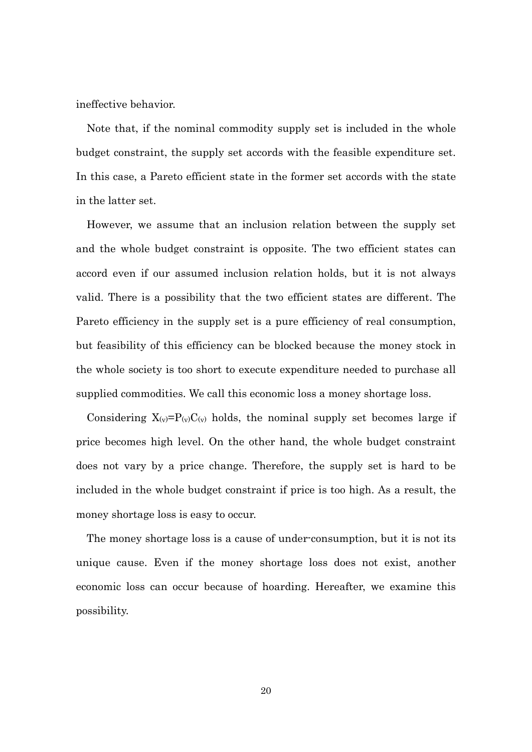ineffective behavior.

Note that, if the nominal commodity supply set is included in the whole budget constraint, the supply set accords with the feasible expenditure set. In this case, a Pareto efficient state in the former set accords with the state in the latter set.

However, we assume that an inclusion relation between the supply set and the whole budget constraint is opposite. The two efficient states can accord even if our assumed inclusion relation holds, but it is not always valid. There is a possibility that the two efficient states are different. The Pareto efficiency in the supply set is a pure efficiency of real consumption, but feasibility of this efficiency can be blocked because the money stock in the whole society is too short to execute expenditure needed to purchase all supplied commodities. We call this economic loss a money shortage loss.

Considering $X_{(v)}=P_{(v)}C_{(v)}$ holds, the nominal supply set becomes large if price becomes high level. On the other hand, the whole budget constraint does not vary by a price change. Therefore, the supply set is hard to be included in the whole budget constraint if price is too high. As a result, the money shortage loss is easy to occur.

The money shortage loss is a cause of under-consumption, but it is not its unique cause. Even if the money shortage loss does not exist, another economic loss can occur because of hoarding. Hereafter, we examine this possibility.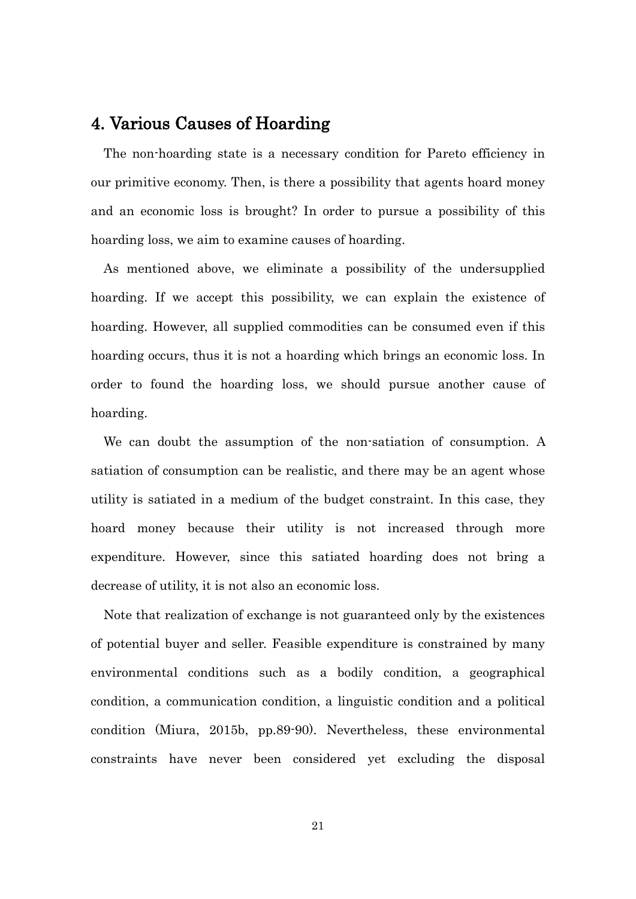## 4. Various Causes of Hoarding

The non-hoarding state is a necessary condition for Pareto efficiency in our primitive economy. Then, is there a possibility that agents hoard money and an economic loss is brought? In order to pursue a possibility of this hoarding loss, we aim to examine causes of hoarding.

As mentioned above, we eliminate a possibility of the undersupplied hoarding. If we accept this possibility, we can explain the existence of hoarding. However, all supplied commodities can be consumed even if this hoarding occurs, thus it is not a hoarding which brings an economic loss. In order to found the hoarding loss, we should pursue another cause of hoarding.

We can doubt the assumption of the non-satiation of consumption. A satiation of consumption can be realistic, and there may be an agent whose utility is satiated in a medium of the budget constraint. In this case, they hoard money because their utility is not increased through more expenditure. However, since this satiated hoarding does not bring a decrease of utility, it is not also an economic loss.

Note that realization of exchange is not guaranteed only by the existences of potential buyer and seller. Feasible expenditure is constrained by many environmental conditions such as a bodily condition, a geographical condition, a communication condition, a linguistic condition and a political condition (Miura, 2015b, pp.89-90). Nevertheless, these environmental constraints have never been considered yet excluding the disposal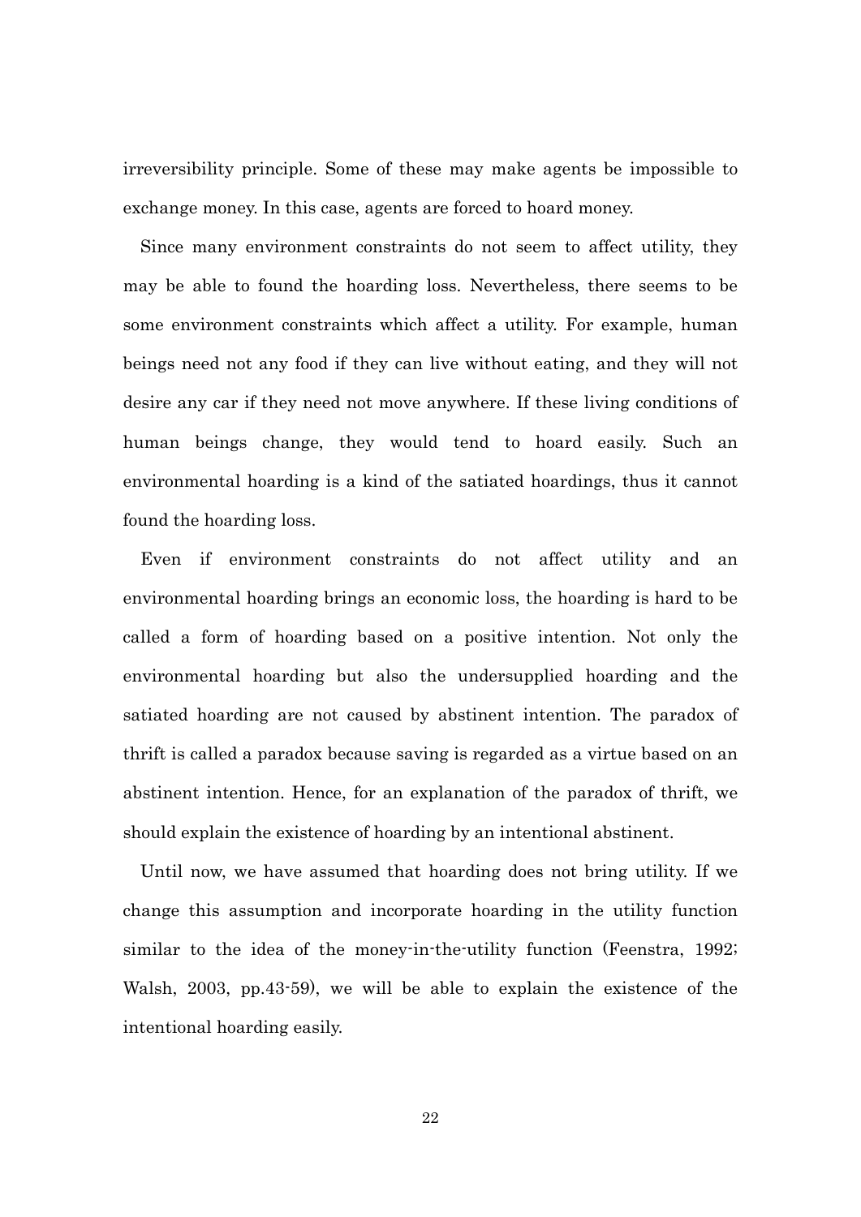irreversibility principle. Some of these may make agents be impossible to exchange money. In this case, agents are forced to hoard money.

Since many environment constraints do not seem to affect utility, they may be able to found the hoarding loss. Nevertheless, there seems to be some environment constraints which affect a utility. For example, human beings need not any food if they can live without eating, and they will not desire any car if they need not move anywhere. If these living conditions of human beings change, they would tend to hoard easily. Such an environmental hoarding is a kind of the satiated hoardings, thus it cannot found the hoarding loss.

Even if environment constraints do not affect utility and an environmental hoarding brings an economic loss, the hoarding is hard to be called a form of hoarding based on a positive intention. Not only the environmental hoarding but also the undersupplied hoarding and the satiated hoarding are not caused by abstinent intention. The paradox of thrift is called a paradox because saving is regarded as a virtue based on an abstinent intention. Hence, for an explanation of the paradox of thrift, we should explain the existence of hoarding by an intentional abstinent.

Until now, we have assumed that hoarding does not bring utility. If we change this assumption and incorporate hoarding in the utility function similar to the idea of the money-in-the-utility function (Feenstra, 1992; Walsh, 2003, pp.43-59), we will be able to explain the existence of the intentional hoarding easily.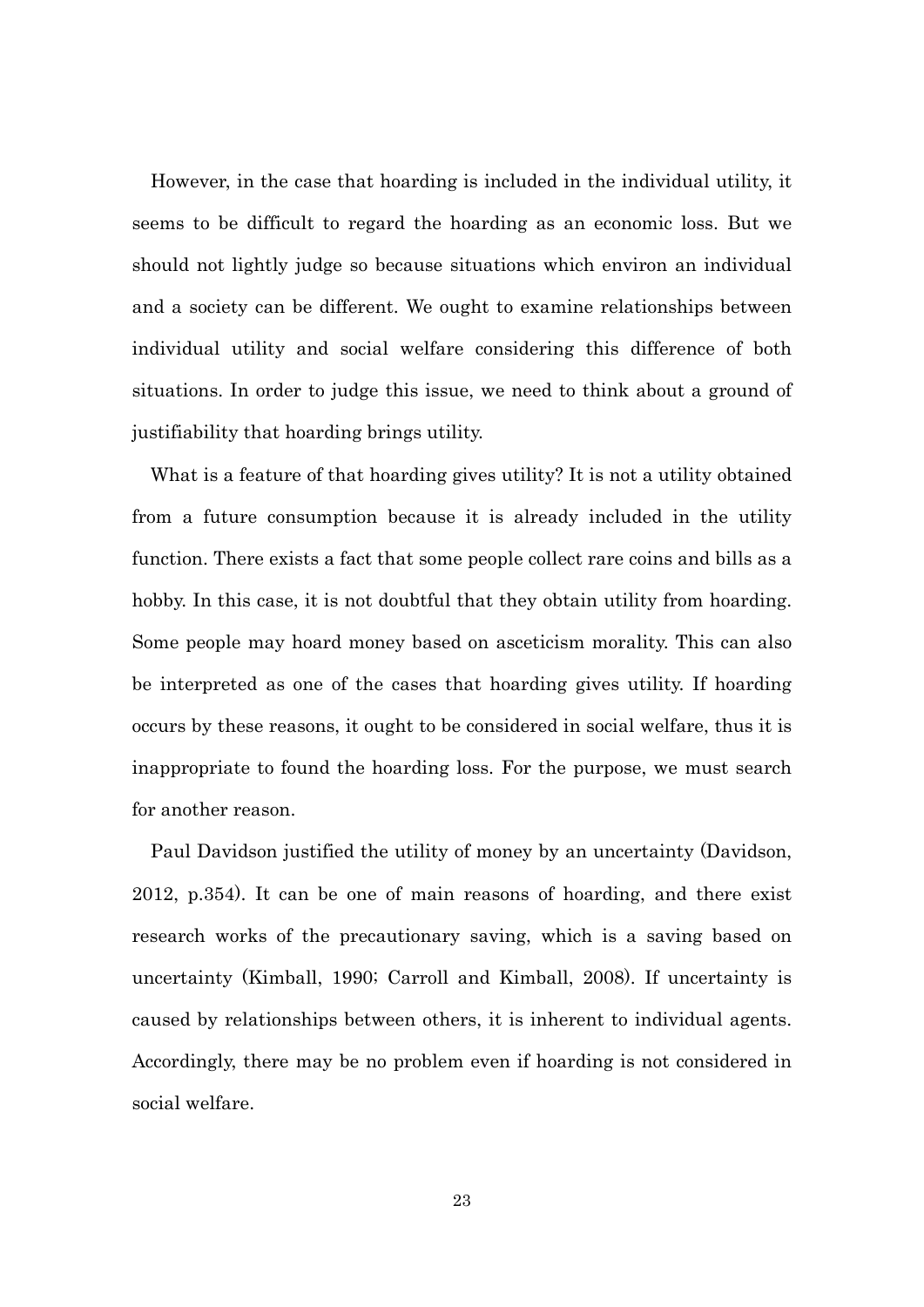However, in the case that hoarding is included in the individual utility, it seems to be difficult to regard the hoarding as an economic loss. But we should not lightly judge so because situations which environ an individual and a society can be different. We ought to examine relationships between individual utility and social welfare considering this difference of both situations. In order to judge this issue, we need to think about a ground of justifiability that hoarding brings utility.

What is a feature of that hoarding gives utility? It is not a utility obtained from a future consumption because it is already included in the utility function. There exists a fact that some people collect rare coins and bills as a hobby. In this case, it is not doubtful that they obtain utility from hoarding. Some people may hoard money based on asceticism morality. This can also be interpreted as one of the cases that hoarding gives utility. If hoarding occurs by these reasons, it ought to be considered in social welfare, thus it is inappropriate to found the hoarding loss. For the purpose, we must search for another reason.

Paul Davidson justified the utility of money by an uncertainty (Davidson, 2012, p.354). It can be one of main reasons of hoarding, and there exist research works of the precautionary saving, which is a saving based on uncertainty (Kimball, 1990; Carroll and Kimball, 2008). If uncertainty is caused by relationships between others, it is inherent to individual agents. Accordingly, there may be no problem even if hoarding is not considered in social welfare.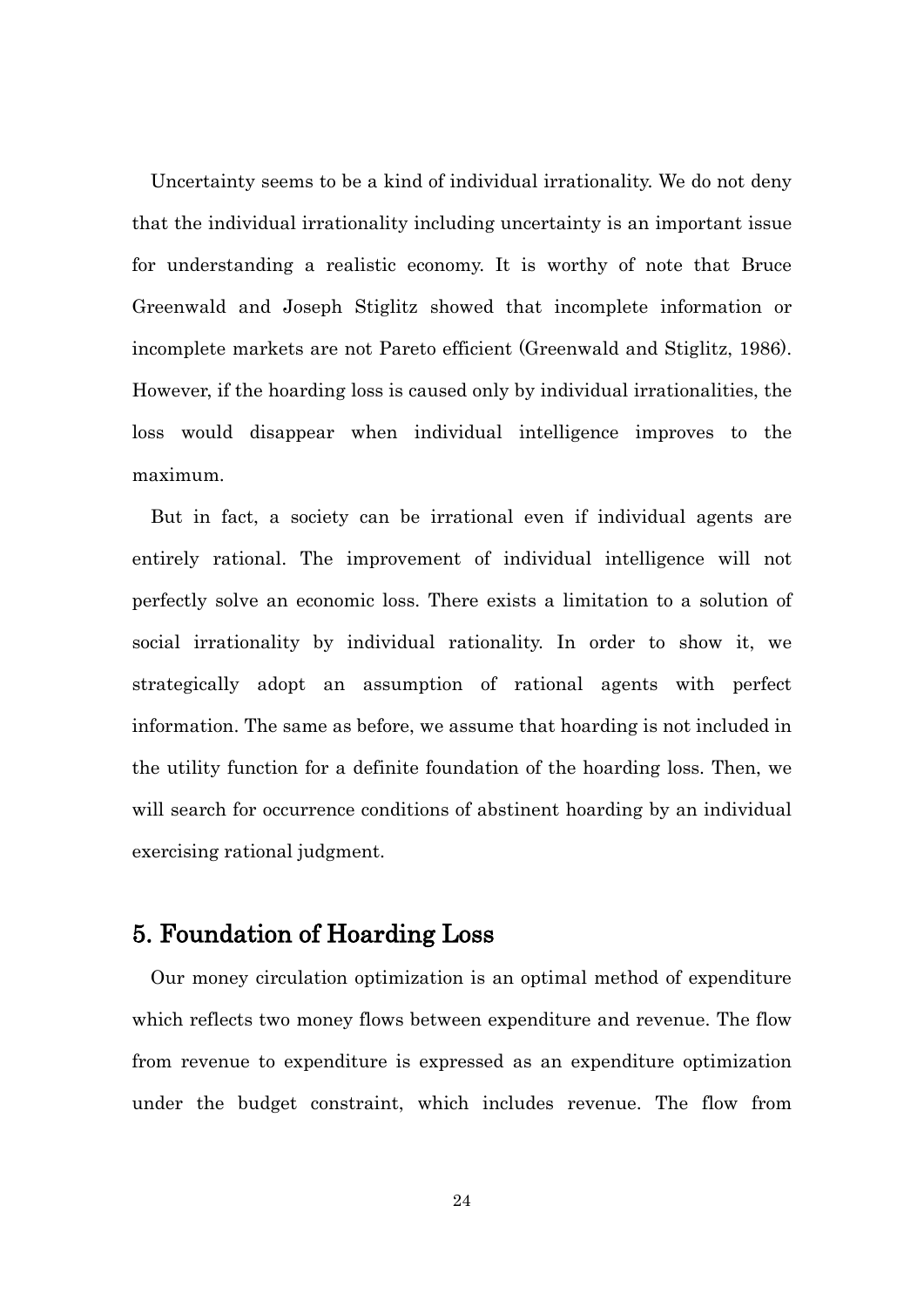Uncertainty seems to be a kind of individual irrationality. We do not deny that the individual irrationality including uncertainty is an important issue for understanding a realistic economy. It is worthy of note that Bruce Greenwald and Joseph Stiglitz showed that incomplete information or incomplete markets are not Pareto efficient (Greenwald and Stiglitz, 1986). However, if the hoarding loss is caused only by individual irrationalities, the loss would disappear when individual intelligence improves to the maximum.

But in fact, a society can be irrational even if individual agents are entirely rational. The improvement of individual intelligence will not perfectly solve an economic loss. There exists a limitation to a solution of social irrationality by individual rationality. In order to show it, we strategically adopt an assumption of rational agents with perfect information. The same as before, we assume that hoarding is not included in the utility function for a definite foundation of the hoarding loss. Then, we will search for occurrence conditions of abstinent hoarding by an individual exercising rational judgment.

## 5. Foundation of Hoarding Loss

Our money circulation optimization is an optimal method of expenditure which reflects two money flows between expenditure and revenue. The flow from revenue to expenditure is expressed as an expenditure optimization under the budget constraint, which includes revenue. The flow from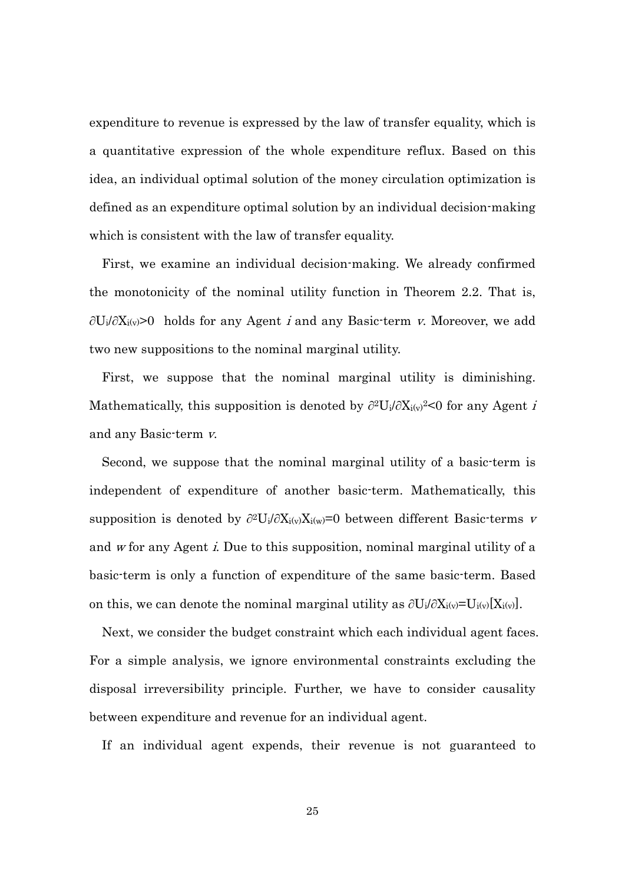expenditure to revenue is expressed by the law of transfer equality, which is a quantitative expression of the whole expenditure reflux. Based on this idea, an individual optimal solution of the money circulation optimization is defined as an expenditure optimal solution by an individual decision-making which is consistent with the law of transfer equality.

First, we examine an individual decision-making. We already confirmed the monotonicity of the nominal utility function in Theorem 2.2. That is, $\partial U_i/\partial X_{i(v)}>0$ holds for any Agent *i* and any Basic-term *v*. Moreover, we add two new suppositions to the nominal marginal utility.

First, we suppose that the nominal marginal utility is diminishing. Mathematically, this supposition is denoted by $\partial^2 U_i/\partial X_{i(v)}{}^2<0$ for any Agent *i* and any Basic-term *v*.

Second, we suppose that the nominal marginal utility of a basic-term is independent of expenditure of another basic-term. Mathematically, this supposition is denoted by $\partial^2 U_i/\partial X_{i(v)}X_{i(w)}=0$ between different Basic-terms *v* and *w* for any Agent *i*. Due to this supposition, nominal marginal utility of a basic-term is only a function of expenditure of the same basic-term. Based on this, we can denote the nominal marginal utility as $\partial U_i/\partial X_{i(v)}=U_{i(v)}[X_{i(v)}]$.

Next, we consider the budget constraint which each individual agent faces. For a simple analysis, we ignore environmental constraints excluding the disposal irreversibility principle. Further, we have to consider causality between expenditure and revenue for an individual agent.

If an individual agent expends, their revenue is not guaranteed to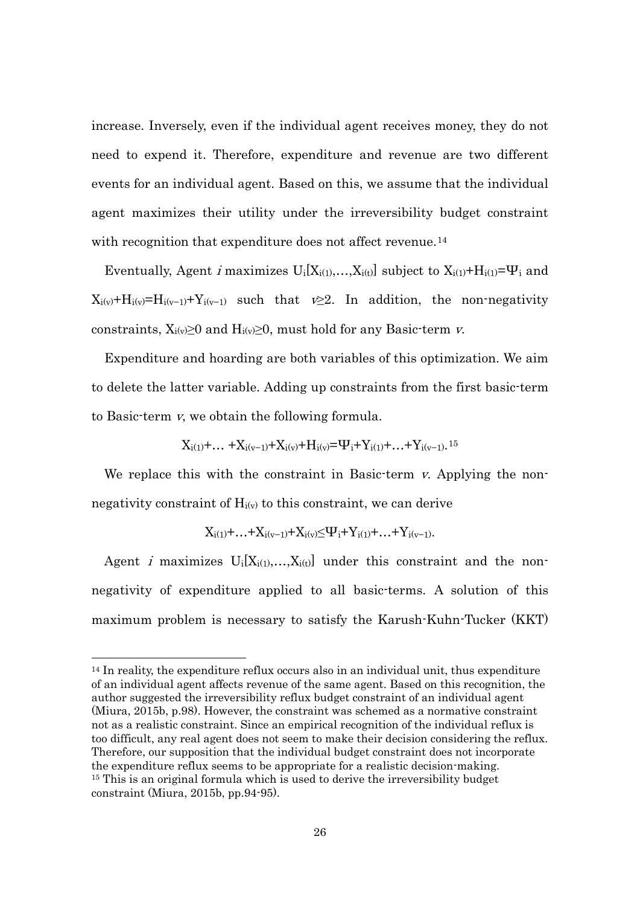increase. Inversely, even if the individual agent receives money, they do not need to expend it. Therefore, expenditure and revenue are two different events for an individual agent. Based on this, we assume that the individual agent maximizes their utility under the irreversibility budget constraint with recognition that expenditure does not affect revenue.[14]

Eventually, Agent *i* maximizes $U_i[X_{i(1)},\ldots,X_{i(t)}]$ subject to $X_{i(1)}+H_{i(1)}=\Psi_i$ and $X_{i(v)}+H_{i(v)}=H_{i(v-1)}+Y_{i(v-1)}$ such that $v\geq 2$. In addition, the non-negativity constraints, $X_{i(v)}\geq 0$ and $H_{i(v)}\geq 0$, must hold for any Basic-term *v*.

Expenditure and hoarding are both variables of this optimization. We aim to delete the latter variable. Adding up constraints from the first basic-term to Basic-term *v*, we obtain the following formula.

$$X_{i(1)}+\ldots+X_{i(v-1)}+X_{i(v)}+H_{i(v)}=\Psi_i+Y_{i(1)}+\ldots+Y_{i(v-1)}.$$ [15]

We replace this with the constraint in Basic-term *v*. Applying the non-negativity constraint of $H_{i(v)}$ to this constraint, we can derive

$$X_{i(1)}+\ldots+X_{i(v-1)}+X_{i(v)}\leq\Psi_i+Y_{i(1)}+\ldots+Y_{i(v-1)}.$$

Agent *i* maximizes $U_i[X_{i(1)},\ldots,X_{i(t)}]$ under this constraint and the non-negativity of expenditure applied to all basic-terms. A solution of this maximum problem is necessary to satisfy the Karush-Kuhn-Tucker (KKT)

---

[14] In reality, the expenditure reflux occurs also in an individual unit, thus expenditure of an individual agent affects revenue of the same agent. Based on this recognition, the author suggested the irreversibility reflux budget constraint of an individual agent (Miura, 2015b, p.98). However, the constraint was schemed as a normative constraint not as a realistic constraint. Since an empirical recognition of the individual reflux is too difficult, any real agent does not seem to make their decision considering the reflux. Therefore, our supposition that the individual budget constraint does not incorporate the expenditure reflux seems to be appropriate for a realistic decision-making.

[15] This is an original formula which is used to derive the irreversibility budget constraint (Miura, 2015b, pp.94-95).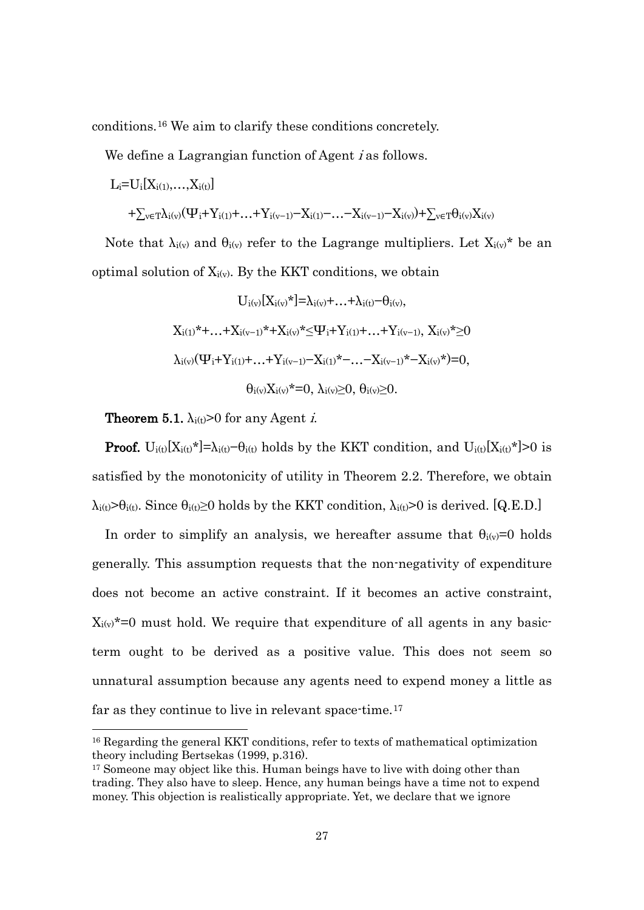conditions.[16] We aim to clarify these conditions concretely.

We define a Lagrangian function of Agent *i* as follows.

$L_i = U_i[X_{i(1)}, \ldots, X_{i(t)}]$

$+\sum_{v \in T} \lambda_{i(v)}(\Psi_i + Y_{i(1)} + \ldots + Y_{i(v-1)} - X_{i(1)} - \ldots - X_{i(v-1)} - X_{i(v)}) + \sum_{v \in T} \theta_{i(v)} X_{i(v)}$

Note that $\lambda_{i(v)}$ and $\theta_{i(v)}$ refer to the Lagrange multipliers. Let $X_{i(v)}^*$ be an optimal solution of $X_{i(v)}$. By the KKT conditions, we obtain

$$U_{i(v)}[X_{i(v)}^*] = \lambda_{i(v)} + \ldots + \lambda_{i(t)} - \theta_{i(v)},$$

$$X_{i(1)}^* + \ldots + X_{i(v-1)}^* + X_{i(v)}^* \leq \Psi_i + Y_{i(1)} + \ldots + Y_{i(v-1)},\ X_{i(v)}^* \geq 0$$

$$\lambda_{i(v)}(\Psi_i + Y_{i(1)} + \ldots + Y_{i(v-1)} - X_{i(1)}^* - \ldots - X_{i(v-1)}^* - X_{i(v)}^*) = 0,$$

$$\theta_{i(v)} X_{i(v)}^* = 0,\ \lambda_{i(v)} \geq 0,\ \theta_{i(v)} \geq 0.$$

**Theorem 5.1.** $\lambda_{i(t)} > 0$ for any Agent *i*.

**Proof.** $U_{i(t)}[X_{i(t)}^*] = \lambda_{i(t)} - \theta_{i(t)}$ holds by the KKT condition, and $U_{i(t)}[X_{i(t)}^*] > 0$ is satisfied by the monotonicity of utility in Theorem 2.2. Therefore, we obtain $\lambda_{i(t)} > \theta_{i(t)}$. Since $\theta_{i(t)} \geq 0$ holds by the KKT condition, $\lambda_{i(t)} > 0$ is derived. [Q.E.D.]

In order to simplify an analysis, we hereafter assume that $\theta_{i(v)} = 0$ holds generally. This assumption requests that the non-negativity of expenditure does not become an active constraint. If it becomes an active constraint, $X_{i(v)}^* = 0$ must hold. We require that expenditure of all agents in any basic-term ought to be derived as a positive value. This does not seem so unnatural assumption because any agents need to expend money a little as far as they continue to live in relevant space-time.[17]

---

[16] Regarding the general KKT conditions, refer to texts of mathematical optimization theory including Bertsekas (1999, p.316).

[17] Someone may object like this. Human beings have to live with doing other than trading. They also have to sleep. Hence, any human beings have a time not to expend money. This objection is realistically appropriate. Yet, we declare that we ignore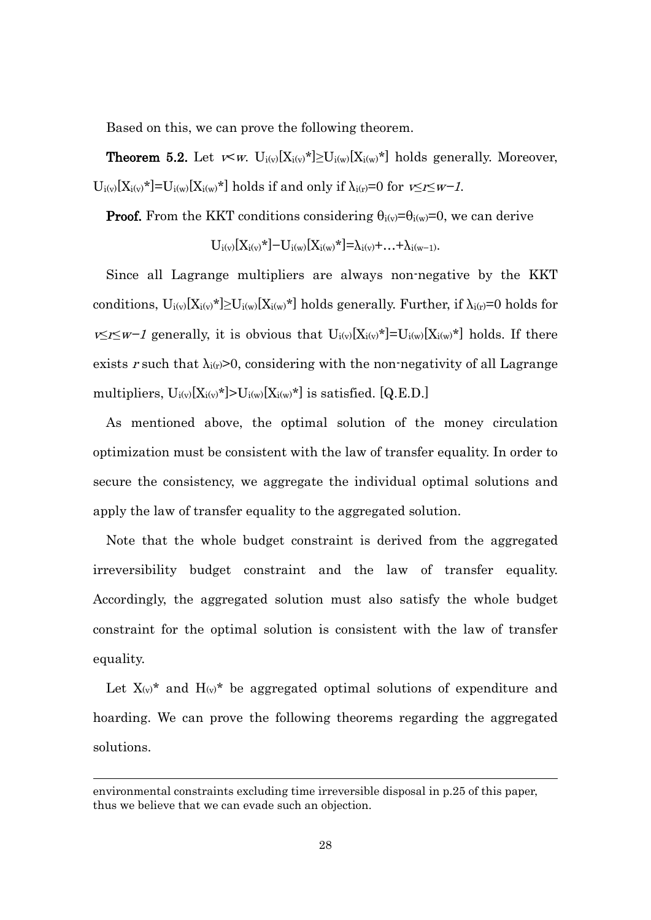Based on this, we can prove the following theorem.

**Theorem 5.2.** Let $v<w$. $U_{i(v)}[X_{i(v)}^*]\geq U_{i(w)}[X_{i(w)}^*]$ holds generally. Moreover, $U_{i(v)}[X_{i(v)}^*]=U_{i(w)}[X_{i(w)}^*]$ holds if and only if $\lambda_{i(r)}=0$ for $v\leq r\leq w-1$.

**Proof.** From the KKT conditions considering $\theta_{i(v)}=\theta_{i(w)}=0$, we can derive

$$U_{i(v)}[X_{i(v)}^*]-U_{i(w)}[X_{i(w)}^*]=\lambda_{i(v)}+\ldots+\lambda_{i(w-1)}.$$

Since all Lagrange multipliers are always non-negative by the KKT conditions, $U_{i(v)}[X_{i(v)}^*]\geq U_{i(w)}[X_{i(w)}^*]$ holds generally. Further, if $\lambda_{i(r)}=0$ holds for $v\leq r\leq w-1$ generally, it is obvious that $U_{i(v)}[X_{i(v)}^*]=U_{i(w)}[X_{i(w)}^*]$ holds. If there exists $r$ such that $\lambda_{i(r)}>0$, considering with the non-negativity of all Lagrange multipliers, $U_{i(v)}[X_{i(v)}^*]>U_{i(w)}[X_{i(w)}^*]$ is satisfied. [Q.E.D.]

As mentioned above, the optimal solution of the money circulation optimization must be consistent with the law of transfer equality. In order to secure the consistency, we aggregate the individual optimal solutions and apply the law of transfer equality to the aggregated solution.

Note that the whole budget constraint is derived from the aggregated irreversibility budget constraint and the law of transfer equality. Accordingly, the aggregated solution must also satisfy the whole budget constraint for the optimal solution is consistent with the law of transfer equality.

Let $X_{(v)}^*$ and $H_{(v)}^*$ be aggregated optimal solutions of expenditure and hoarding. We can prove the following theorems regarding the aggregated solutions.

---

environmental constraints excluding time irreversible disposal in p.25 of this paper, thus we believe that we can evade such an objection.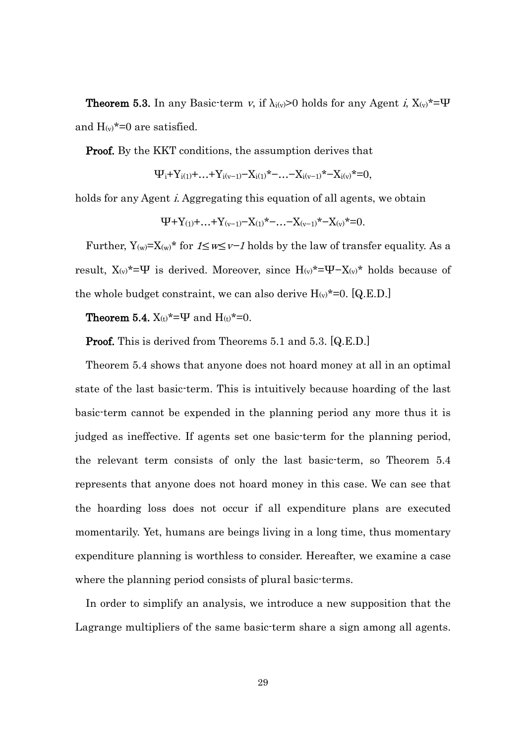**Theorem 5.3.** In any Basic-term *v*, if $\lambda_{i(v)}>0$ holds for any Agent *i*, $X_{(v)}^*=\Psi$ and $H_{(v)}^*=0$ are satisfied.

**Proof.** By the KKT conditions, the assumption derives that

$$\Psi_i+Y_{i(1)}+\ldots+Y_{i(v-1)}-X_{i(1)}^*-\ldots-X_{i(v-1)}^*-X_{i(v)}^*=0,$$

holds for any Agent *i*. Aggregating this equation of all agents, we obtain

$$\Psi+Y_{(1)}+\ldots+Y_{(v-1)}-X_{(1)}^*-\ldots-X_{(v-1)}^*-X_{(v)}^*=0.$$

Further, $Y_{(w)}=X_{(w)}^*$ for $1\leq w\leq v-1$ holds by the law of transfer equality. As a result, $X_{(v)}^*=\Psi$ is derived. Moreover, since $H_{(v)}^*=\Psi-X_{(v)}^*$ holds because of the whole budget constraint, we can also derive $H_{(v)}^*=0$. [Q.E.D.]

**Theorem 5.4.** $X_{(t)}^*=\Psi$ and $H_{(t)}^*=0$.

**Proof.** This is derived from Theorems 5.1 and 5.3. [Q.E.D.]

Theorem 5.4 shows that anyone does not hoard money at all in an optimal state of the last basic-term. This is intuitively because hoarding of the last basic-term cannot be expended in the planning period any more thus it is judged as ineffective. If agents set one basic-term for the planning period, the relevant term consists of only the last basic-term, so Theorem 5.4 represents that anyone does not hoard money in this case. We can see that the hoarding loss does not occur if all expenditure plans are executed momentarily. Yet, humans are beings living in a long time, thus momentary expenditure planning is worthless to consider. Hereafter, we examine a case where the planning period consists of plural basic-terms.

In order to simplify an analysis, we introduce a new supposition that the Lagrange multipliers of the same basic-term share a sign among all agents.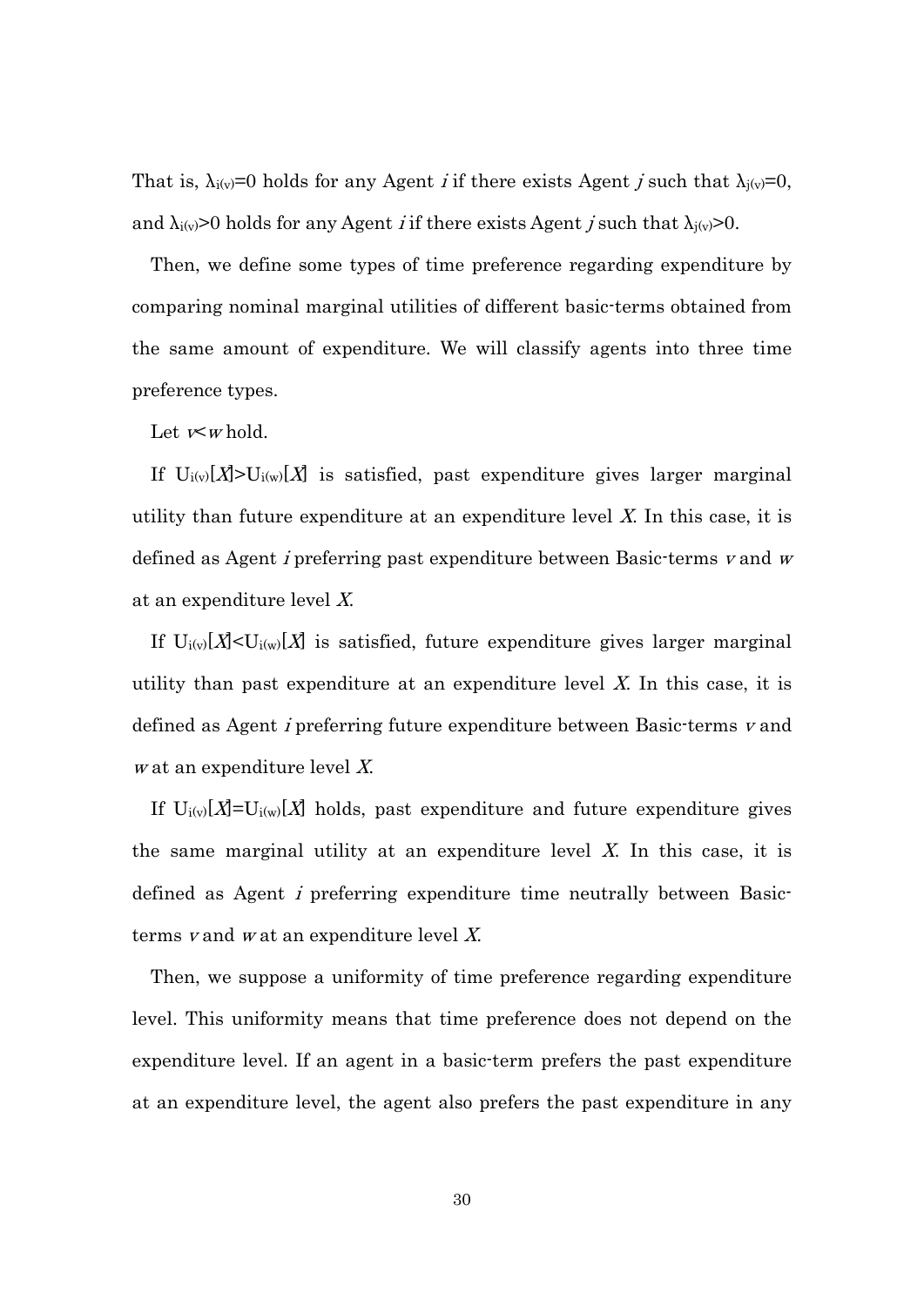That is, $\lambda_{i(v)}=0$ holds for any Agent *i* if there exists Agent *j* such that $\lambda_{j(v)}=0$, and $\lambda_{i(v)}>0$ holds for any Agent *i* if there exists Agent *j* such that $\lambda_{j(v)}>0$.

Then, we define some types of time preference regarding expenditure by comparing nominal marginal utilities of different basic-terms obtained from the same amount of expenditure. We will classify agents into three time preference types.

Let $v \prec w$ hold.

If $U_{i(v)}[X]>U_{i(w)}[X]$ is satisfied, past expenditure gives larger marginal utility than future expenditure at an expenditure level $X$. In this case, it is defined as Agent *i* preferring past expenditure between Basic-terms *v* and *w* at an expenditure level $X$.

If $U_{i(v)}[X]<U_{i(w)}[X]$ is satisfied, future expenditure gives larger marginal utility than past expenditure at an expenditure level $X$. In this case, it is defined as Agent *i* preferring future expenditure between Basic-terms *v* and *w* at an expenditure level $X$.

If $U_{i(v)}[X]=U_{i(w)}[X]$ holds, past expenditure and future expenditure gives the same marginal utility at an expenditure level $X$. In this case, it is defined as Agent *i* preferring expenditure time neutrally between Basic-terms *v* and *w* at an expenditure level $X$.

Then, we suppose a uniformity of time preference regarding expenditure level. This uniformity means that time preference does not depend on the expenditure level. If an agent in a basic-term prefers the past expenditure at an expenditure level, the agent also prefers the past expenditure in any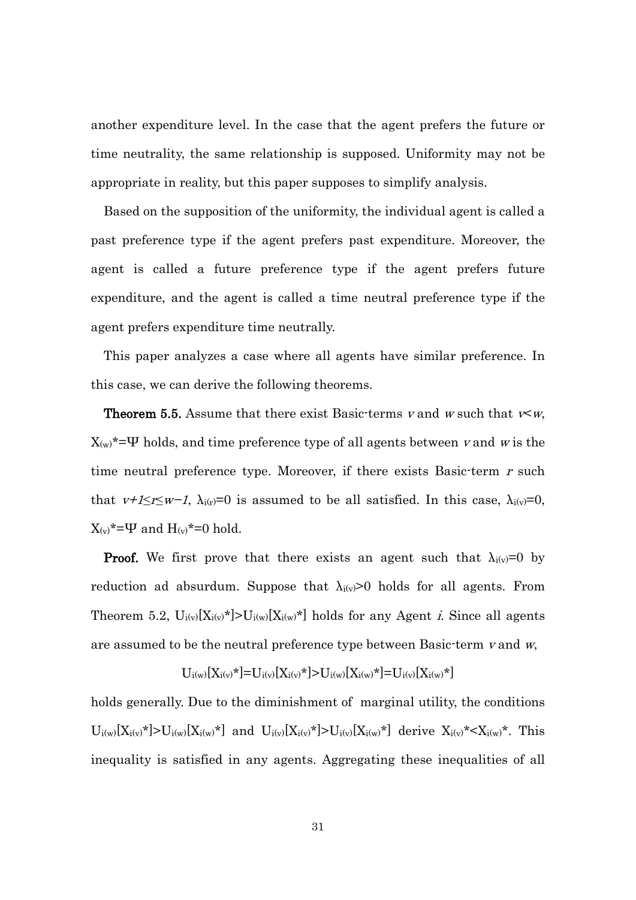another expenditure level. In the case that the agent prefers the future or time neutrality, the same relationship is supposed. Uniformity may not be appropriate in reality, but this paper supposes to simplify analysis.

Based on the supposition of the uniformity, the individual agent is called a past preference type if the agent prefers past expenditure. Moreover, the agent is called a future preference type if the agent prefers future expenditure, and the agent is called a time neutral preference type if the agent prefers expenditure time neutrally.

This paper analyzes a case where all agents have similar preference. In this case, we can derive the following theorems.

**Theorem 5.5.** Assume that there exist Basic-terms $v$ and $w$ such that $v<w$, $X_{(w)}{}^{*}=\Psi$ holds, and time preference type of all agents between $v$ and $w$ is the time neutral preference type. Moreover, if there exists Basic-term $r$ such that $v+1\leq r\leq w-1$, $\lambda_{i(r)}=0$ is assumed to be all satisfied. In this case, $\lambda_{i(v)}=0$, $X_{(v)}{}^{*}=\Psi$ and $H_{(v)}{}^{*}=0$ hold.

**Proof.** We first prove that there exists an agent such that $\lambda_{i(v)}=0$ by reduction ad absurdum. Suppose that $\lambda_{i(v)}>0$ holds for all agents. From Theorem 5.2, $U_{i(v)}[X_{i(v)}{}^{*}]>U_{i(w)}[X_{i(w)}{}^{*}]$ holds for any Agent $i$. Since all agents are assumed to be the neutral preference type between Basic-term $v$ and $w$,

$$U_{i(w)}[X_{i(v)}{}^{*}]=U_{i(v)}[X_{i(v)}{}^{*}]>U_{i(w)}[X_{i(w)}{}^{*}]=U_{i(v)}[X_{i(w)}{}^{*}]$$

holds generally. Due to the diminishment of marginal utility, the conditions $U_{i(w)}[X_{i(v)}{}^{*}]>U_{i(w)}[X_{i(w)}{}^{*}]$ and $U_{i(v)}[X_{i(v)}{}^{*}]>U_{i(v)}[X_{i(w)}{}^{*}]$ derive $X_{i(v)}{}^{*}<X_{i(w)}{}^{*}$. This inequality is satisfied in any agents. Aggregating these inequalities of all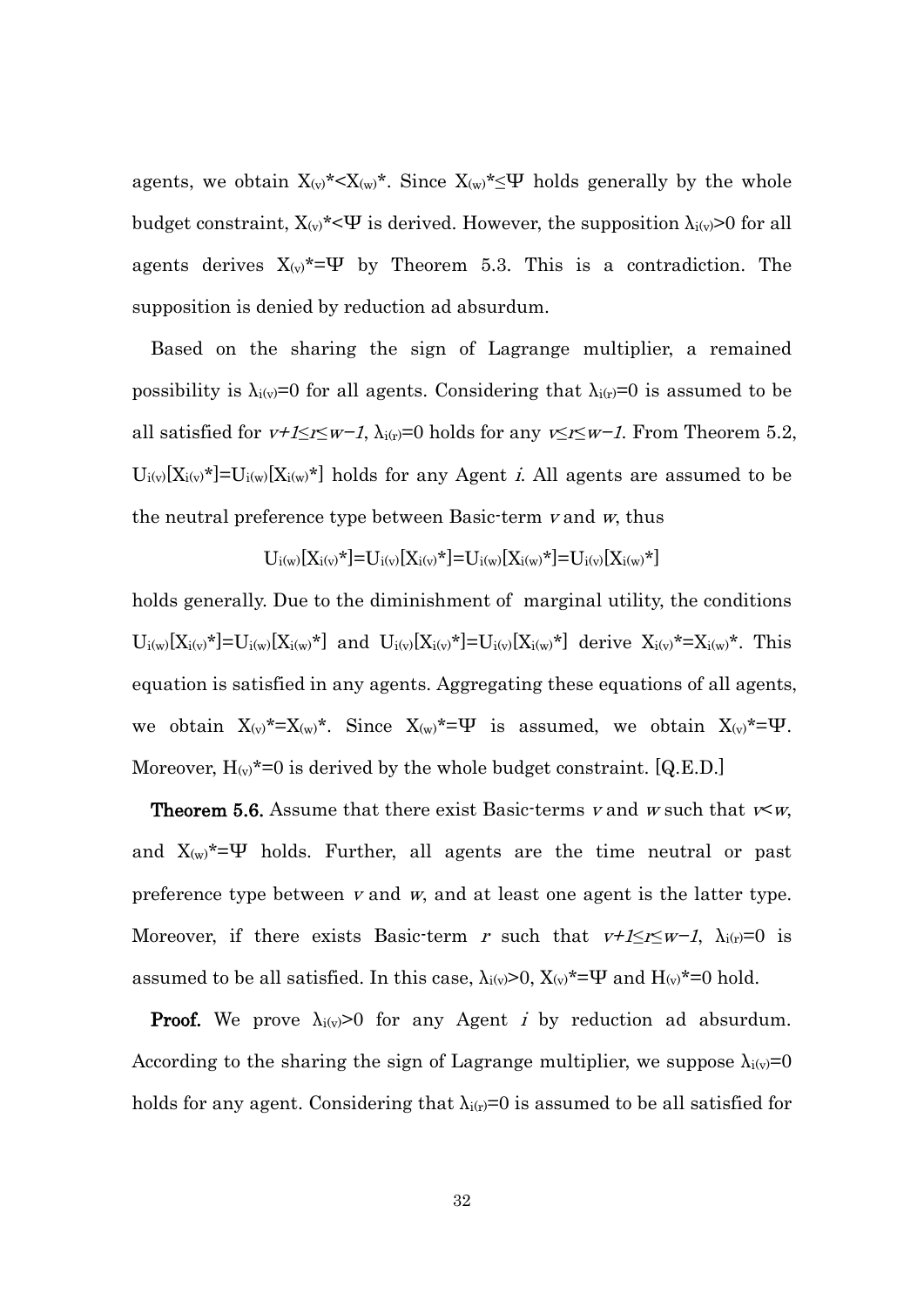agents, we obtain $X_{(v)}^* < X_{(w)}^*$. Since $X_{(w)}^* \leq \Psi$ holds generally by the whole budget constraint, $X_{(v)}^* < \Psi$ is derived. However, the supposition $\lambda_{i(v)} > 0$ for all agents derives $X_{(v)}^* = \Psi$ by Theorem 5.3. This is a contradiction. The supposition is denied by reduction ad absurdum.

Based on the sharing the sign of Lagrange multiplier, a remained possibility is $\lambda_{i(v)} = 0$ for all agents. Considering that $\lambda_{i(r)} = 0$ is assumed to be all satisfied for $v+1 \leq r \leq w-1$, $\lambda_{i(r)} = 0$ holds for any $v \leq r \leq w-1$. From Theorem 5.2, $U_{i(v)}[X_{i(v)}^*] = U_{i(w)}[X_{i(w)}^*]$ holds for any Agent *i*. All agents are assumed to be the neutral preference type between Basic-term *v* and *w*, thus

$$U_{i(w)}[X_{i(v)}^*] = U_{i(v)}[X_{i(v)}^*] = U_{i(w)}[X_{i(w)}^*] = U_{i(v)}[X_{i(w)}^*]$$

holds generally. Due to the diminishment of marginal utility, the conditions $U_{i(w)}[X_{i(v)}^*] = U_{i(w)}[X_{i(w)}^*]$ and $U_{i(v)}[X_{i(v)}^*] = U_{i(v)}[X_{i(w)}^*]$ derive $X_{i(v)}^* = X_{i(w)}^*$. This equation is satisfied in any agents. Aggregating these equations of all agents, we obtain $X_{(v)}^* = X_{(w)}^*$. Since $X_{(w)}^* = \Psi$ is assumed, we obtain $X_{(v)}^* = \Psi$. Moreover, $H_{(v)}^* = 0$ is derived by the whole budget constraint. [Q.E.D.]

**Theorem 5.6.** Assume that there exist Basic-terms *v* and *w* such that $v < w$, and $X_{(w)}^* = \Psi$ holds. Further, all agents are the time neutral or past preference type between *v* and *w*, and at least one agent is the latter type. Moreover, if there exists Basic-term *r* such that $v+1 \leq r \leq w-1$, $\lambda_{i(r)} = 0$ is assumed to be all satisfied. In this case, $\lambda_{i(v)} > 0$, $X_{(v)}^* = \Psi$ and $H_{(v)}^* = 0$ hold.

**Proof.** We prove $\lambda_{i(v)} > 0$ for any Agent *i* by reduction ad absurdum. According to the sharing the sign of Lagrange multiplier, we suppose $\lambda_{i(v)} = 0$ holds for any agent. Considering that $\lambda_{i(r)} = 0$ is assumed to be all satisfied for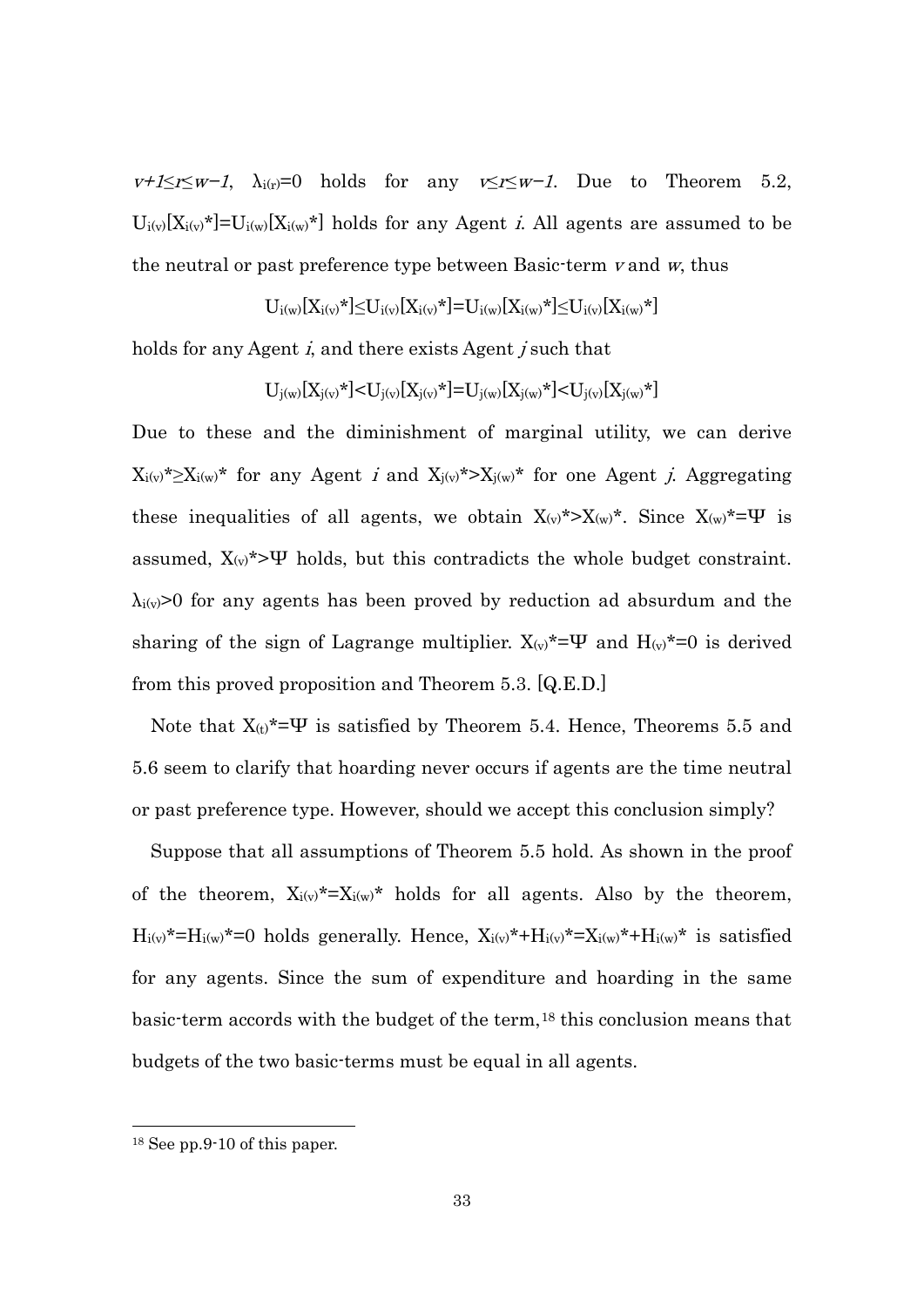$v+1 \leq r \leq w-1$, $\lambda_{i(r)}=0$ holds for any $v \leq r \leq w-1$. Due to Theorem 5.2, $U_{i(v)}[X_{i(v)}^*]=U_{i(w)}[X_{i(w)}^*]$ holds for any Agent *i*. All agents are assumed to be the neutral or past preference type between Basic-term *v* and *w*, thus

$$U_{i(w)}[X_{i(v)}^*] \leq U_{i(v)}[X_{i(v)}^*]=U_{i(w)}[X_{i(w)}^*] \leq U_{i(v)}[X_{i(w)}^*]$$

holds for any Agent *i*, and there exists Agent *j* such that

$$U_{j(w)}[X_{j(v)}^*] < U_{j(v)}[X_{j(v)}^*]=U_{j(w)}[X_{j(w)}^*] < U_{j(v)}[X_{j(w)}^*]$$

Due to these and the diminishment of marginal utility, we can derive $X_{i(v)}^* \geq X_{i(w)}^*$ for any Agent *i* and $X_{j(v)}^* > X_{j(w)}^*$ for one Agent *j*. Aggregating these inequalities of all agents, we obtain $X_{(v)}^* > X_{(w)}^*$. Since $X_{(w)}^*=\Psi$ is assumed, $X_{(v)}^* > \Psi$ holds, but this contradicts the whole budget constraint. $\lambda_{i(v)}>0$ for any agents has been proved by reduction ad absurdum and the sharing of the sign of Lagrange multiplier. $X_{(v)}^*=\Psi$ and $H_{(v)}^*=0$ is derived from this proved proposition and Theorem 5.3. [Q.E.D.]

Note that $X_{(t)}^*=\Psi$ is satisfied by Theorem 5.4. Hence, Theorems 5.5 and 5.6 seem to clarify that hoarding never occurs if agents are the time neutral or past preference type. However, should we accept this conclusion simply?

Suppose that all assumptions of Theorem 5.5 hold. As shown in the proof of the theorem, $X_{i(v)}^*=X_{i(w)}^*$ holds for all agents. Also by the theorem, $H_{i(v)}^*=H_{i(w)}^*=0$ holds generally. Hence, $X_{i(v)}^*+H_{i(v)}^*=X_{i(w)}^*+H_{i(w)}^*$ is satisfied for any agents. Since the sum of expenditure and hoarding in the same basic-term accords with the budget of the term,[18] this conclusion means that budgets of the two basic-terms must be equal in all agents.

---

[18] See pp.9-10 of this paper.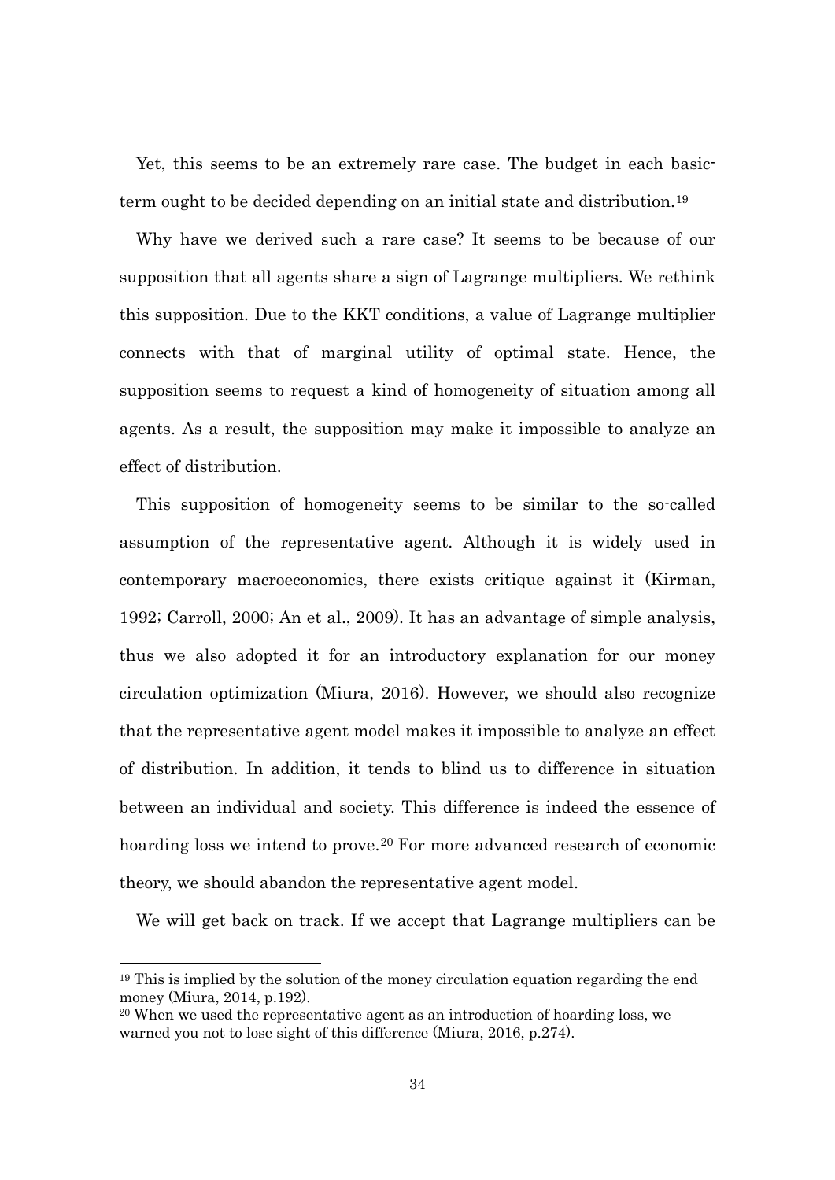Yet, this seems to be an extremely rare case. The budget in each basic-term ought to be decided depending on an initial state and distribution.[19]

Why have we derived such a rare case? It seems to be because of our supposition that all agents share a sign of Lagrange multipliers. We rethink this supposition. Due to the KKT conditions, a value of Lagrange multiplier connects with that of marginal utility of optimal state. Hence, the supposition seems to request a kind of homogeneity of situation among all agents. As a result, the supposition may make it impossible to analyze an effect of distribution.

This supposition of homogeneity seems to be similar to the so-called assumption of the representative agent. Although it is widely used in contemporary macroeconomics, there exists critique against it (Kirman, 1992; Carroll, 2000; An et al., 2009). It has an advantage of simple analysis, thus we also adopted it for an introductory explanation for our money circulation optimization (Miura, 2016). However, we should also recognize that the representative agent model makes it impossible to analyze an effect of distribution. In addition, it tends to blind us to difference in situation between an individual and society. This difference is indeed the essence of hoarding loss we intend to prove.[20] For more advanced research of economic theory, we should abandon the representative agent model.

We will get back on track. If we accept that Lagrange multipliers can be

---

[19] This is implied by the solution of the money circulation equation regarding the end money (Miura, 2014, p.192).

[20] When we used the representative agent as an introduction of hoarding loss, we warned you not to lose sight of this difference (Miura, 2016, p.274).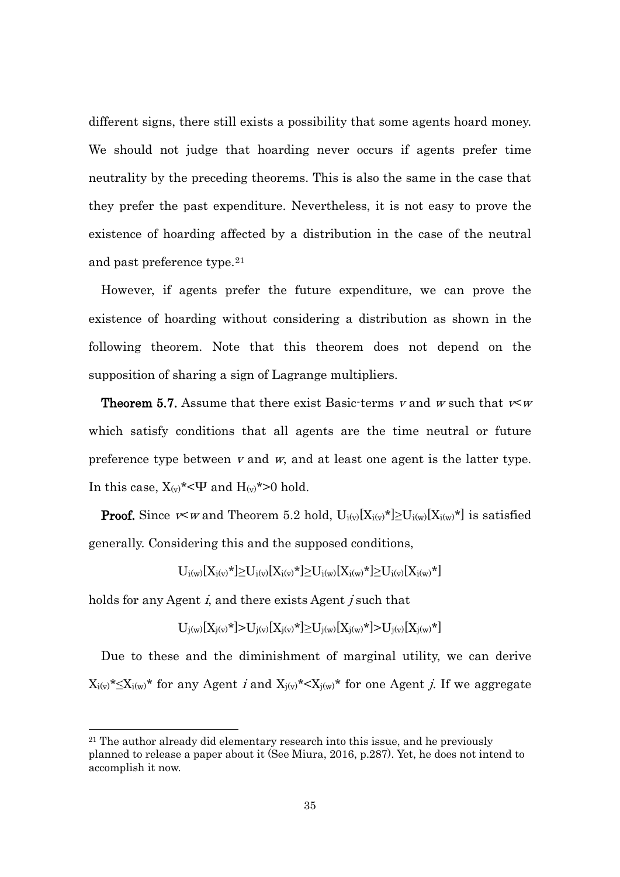different signs, there still exists a possibility that some agents hoard money. We should not judge that hoarding never occurs if agents prefer time neutrality by the preceding theorems. This is also the same in the case that they prefer the past expenditure. Nevertheless, it is not easy to prove the existence of hoarding affected by a distribution in the case of the neutral and past preference type.[21]

However, if agents prefer the future expenditure, we can prove the existence of hoarding without considering a distribution as shown in the following theorem. Note that this theorem does not depend on the supposition of sharing a sign of Lagrange multipliers.

**Theorem 5.7.** Assume that there exist Basic-terms $v$ and $w$ such that $v \prec w$ which satisfy conditions that all agents are the time neutral or future preference type between $v$ and $w$, and at least one agent is the latter type. In this case, $X_{(v)}^* < \Psi$ and $H_{(v)}^* > 0$ hold.

**Proof.** Since $v \prec w$ and Theorem 5.2 hold, $U_{i(v)}[X_{i(v)}^*] \geq U_{i(w)}[X_{i(w)}^*]$ is satisfied generally. Considering this and the supposed conditions,

$$U_{i(w)}[X_{i(v)}^*] \geq U_{i(v)}[X_{i(v)}^*] \geq U_{i(w)}[X_{i(w)}^*] \geq U_{i(v)}[X_{i(w)}^*]$$

holds for any Agent $i$, and there exists Agent $j$ such that

$$U_{j(w)}[X_{j(v)}^*] > U_{j(v)}[X_{j(v)}^*] \geq U_{j(w)}[X_{j(w)}^*] > U_{j(v)}[X_{j(w)}^*]$$

Due to these and the diminishment of marginal utility, we can derive $X_{i(v)}^* \leq X_{i(w)}^*$ for any Agent $i$ and $X_{j(v)}^* < X_{j(w)}^*$ for one Agent $j$. If we aggregate

[21] The author already did elementary research into this issue, and he previously planned to release a paper about it (See Miura, 2016, p.287). Yet, he does not intend to accomplish it now.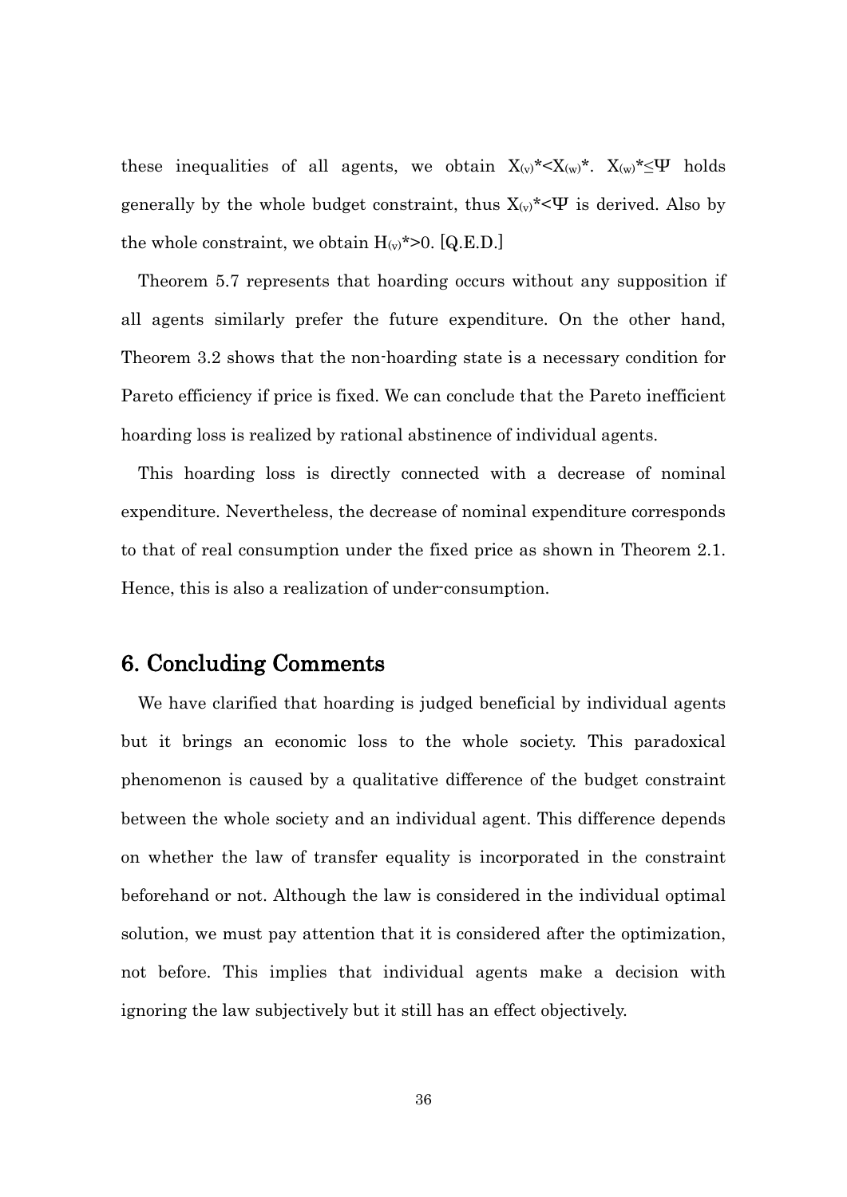these inequalities of all agents, we obtain $X_{(v)}{}^{*}<X_{(w)}{}^{*}$. $X_{(w)}{}^{*}\leq\Psi$ holds generally by the whole budget constraint, thus $X_{(v)}{}^{*}<\Psi$ is derived. Also by the whole constraint, we obtain $H_{(v)}{}^{*}>0$. [Q.E.D.]

Theorem 5.7 represents that hoarding occurs without any supposition if all agents similarly prefer the future expenditure. On the other hand, Theorem 3.2 shows that the non-hoarding state is a necessary condition for Pareto efficiency if price is fixed. We can conclude that the Pareto inefficient hoarding loss is realized by rational abstinence of individual agents.

This hoarding loss is directly connected with a decrease of nominal expenditure. Nevertheless, the decrease of nominal expenditure corresponds to that of real consumption under the fixed price as shown in Theorem 2.1. Hence, this is also a realization of under-consumption.

## 6. Concluding Comments

We have clarified that hoarding is judged beneficial by individual agents but it brings an economic loss to the whole society. This paradoxical phenomenon is caused by a qualitative difference of the budget constraint between the whole society and an individual agent. This difference depends on whether the law of transfer equality is incorporated in the constraint beforehand or not. Although the law is considered in the individual optimal solution, we must pay attention that it is considered after the optimization, not before. This implies that individual agents make a decision with ignoring the law subjectively but it still has an effect objectively.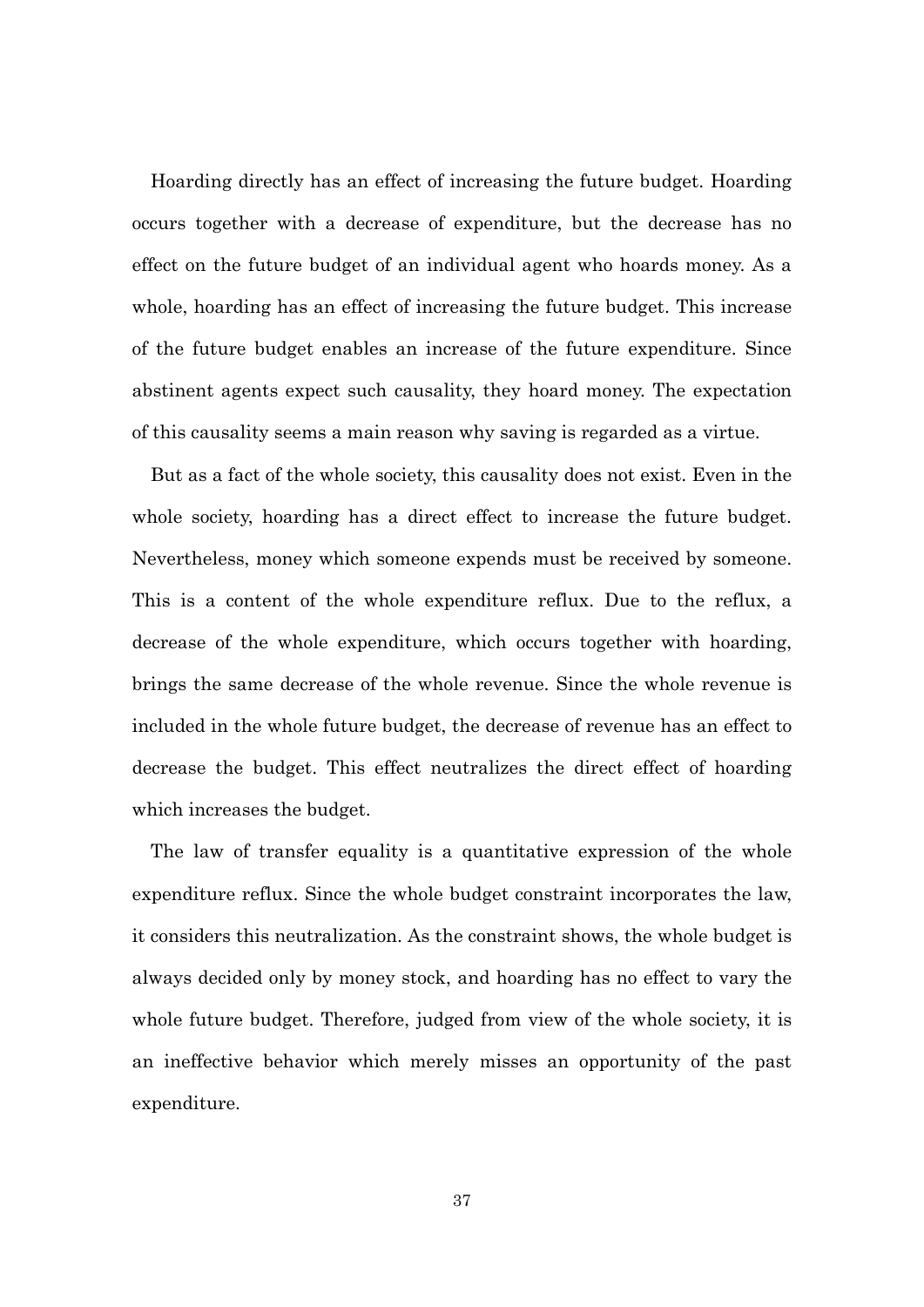Hoarding directly has an effect of increasing the future budget. Hoarding occurs together with a decrease of expenditure, but the decrease has no effect on the future budget of an individual agent who hoards money. As a whole, hoarding has an effect of increasing the future budget. This increase of the future budget enables an increase of the future expenditure. Since abstinent agents expect such causality, they hoard money. The expectation of this causality seems a main reason why saving is regarded as a virtue.

But as a fact of the whole society, this causality does not exist. Even in the whole society, hoarding has a direct effect to increase the future budget. Nevertheless, money which someone expends must be received by someone. This is a content of the whole expenditure reflux. Due to the reflux, a decrease of the whole expenditure, which occurs together with hoarding, brings the same decrease of the whole revenue. Since the whole revenue is included in the whole future budget, the decrease of revenue has an effect to decrease the budget. This effect neutralizes the direct effect of hoarding which increases the budget.

The law of transfer equality is a quantitative expression of the whole expenditure reflux. Since the whole budget constraint incorporates the law, it considers this neutralization. As the constraint shows, the whole budget is always decided only by money stock, and hoarding has no effect to vary the whole future budget. Therefore, judged from view of the whole society, it is an ineffective behavior which merely misses an opportunity of the past expenditure.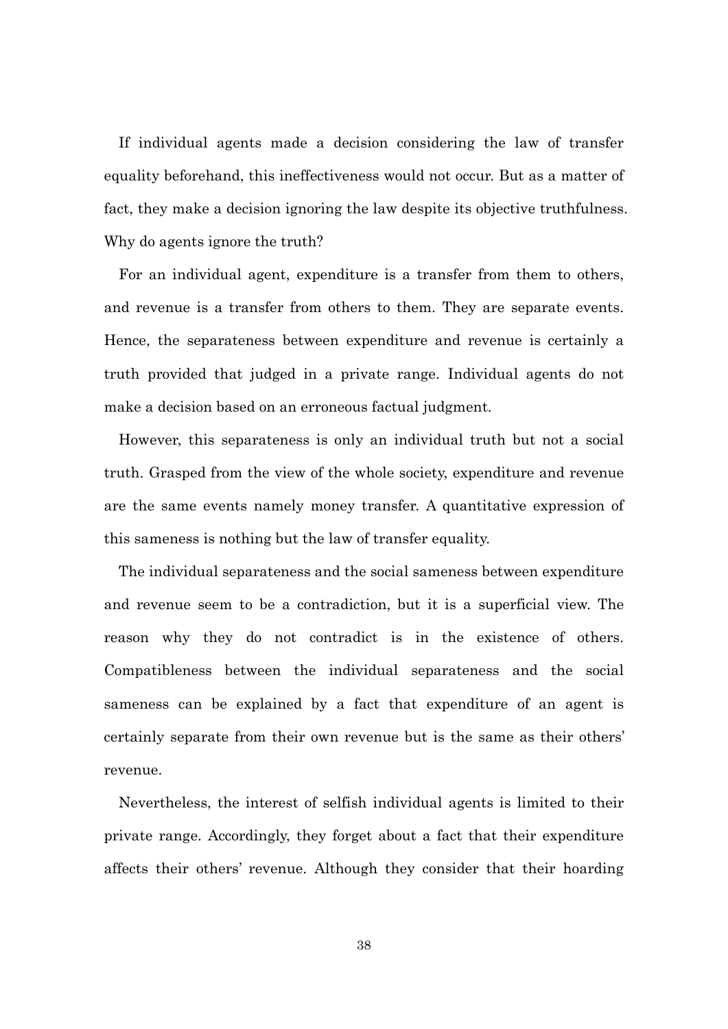If individual agents made a decision considering the law of transfer equality beforehand, this ineffectiveness would not occur. But as a matter of fact, they make a decision ignoring the law despite its objective truthfulness. Why do agents ignore the truth?

For an individual agent, expenditure is a transfer from them to others, and revenue is a transfer from others to them. They are separate events. Hence, the separateness between expenditure and revenue is certainly a truth provided that judged in a private range. Individual agents do not make a decision based on an erroneous factual judgment.

However, this separateness is only an individual truth but not a social truth. Grasped from the view of the whole society, expenditure and revenue are the same events namely money transfer. A quantitative expression of this sameness is nothing but the law of transfer equality.

The individual separateness and the social sameness between expenditure and revenue seem to be a contradiction, but it is a superficial view. The reason why they do not contradict is in the existence of others. Compatibleness between the individual separateness and the social sameness can be explained by a fact that expenditure of an agent is certainly separate from their own revenue but is the same as their others' revenue.

Nevertheless, the interest of selfish individual agents is limited to their private range. Accordingly, they forget about a fact that their expenditure affects their others' revenue. Although they consider that their hoarding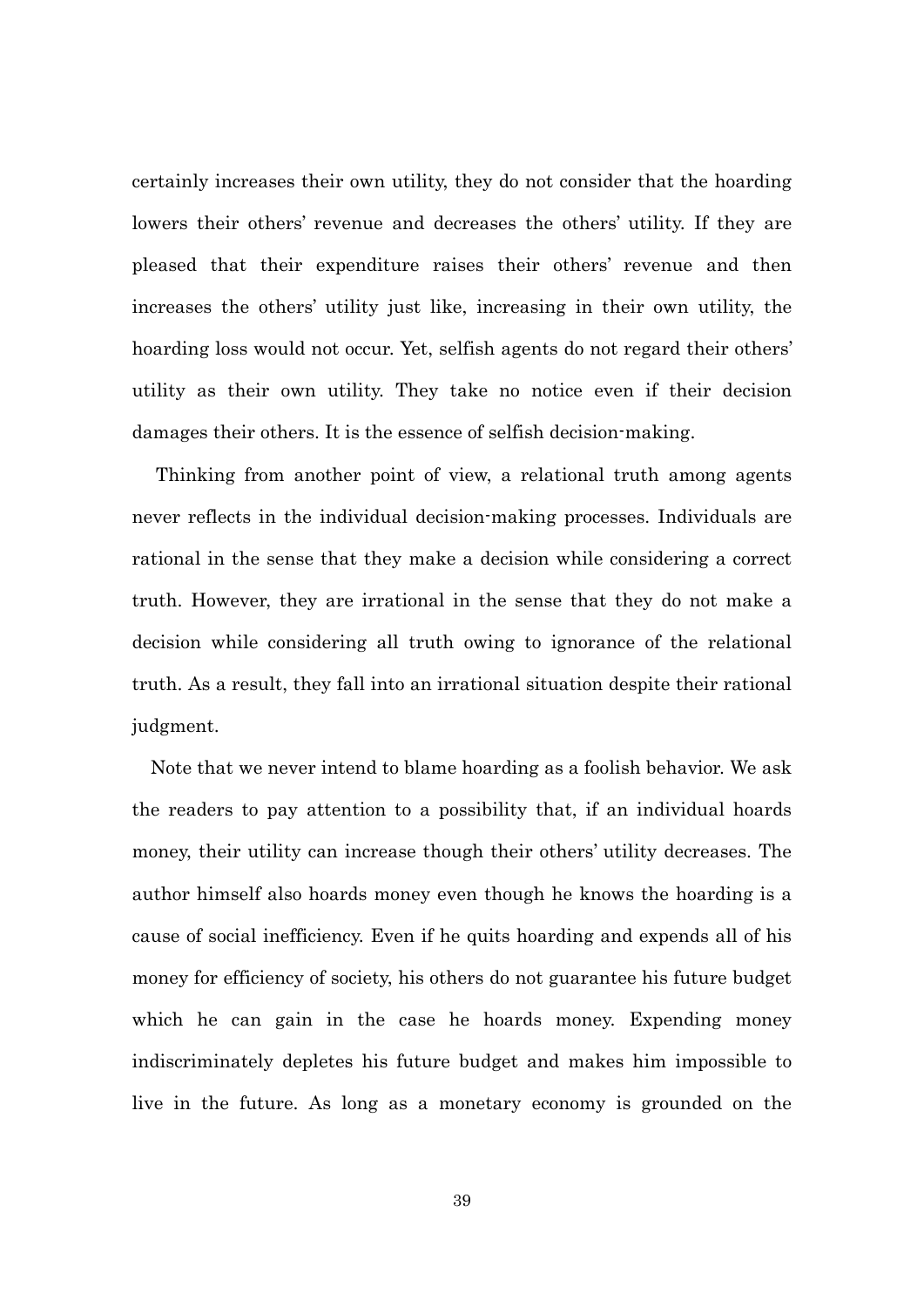certainly increases their own utility, they do not consider that the hoarding lowers their others' revenue and decreases the others' utility. If they are pleased that their expenditure raises their others' revenue and then increases the others' utility just like, increasing in their own utility, the hoarding loss would not occur. Yet, selfish agents do not regard their others' utility as their own utility. They take no notice even if their decision damages their others. It is the essence of selfish decision-making.

Thinking from another point of view, a relational truth among agents never reflects in the individual decision-making processes. Individuals are rational in the sense that they make a decision while considering a correct truth. However, they are irrational in the sense that they do not make a decision while considering all truth owing to ignorance of the relational truth. As a result, they fall into an irrational situation despite their rational judgment.

Note that we never intend to blame hoarding as a foolish behavior. We ask the readers to pay attention to a possibility that, if an individual hoards money, their utility can increase though their others' utility decreases. The author himself also hoards money even though he knows the hoarding is a cause of social inefficiency. Even if he quits hoarding and expends all of his money for efficiency of society, his others do not guarantee his future budget which he can gain in the case he hoards money. Expending money indiscriminately depletes his future budget and makes him impossible to live in the future. As long as a monetary economy is grounded on the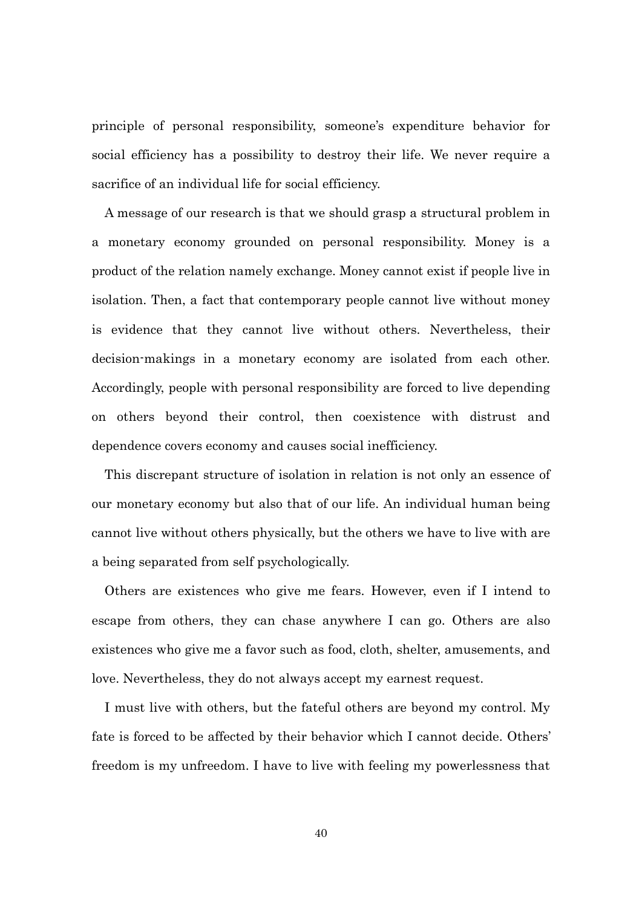principle of personal responsibility, someone's expenditure behavior for social efficiency has a possibility to destroy their life. We never require a sacrifice of an individual life for social efficiency.

A message of our research is that we should grasp a structural problem in a monetary economy grounded on personal responsibility. Money is a product of the relation namely exchange. Money cannot exist if people live in isolation. Then, a fact that contemporary people cannot live without money is evidence that they cannot live without others. Nevertheless, their decision-makings in a monetary economy are isolated from each other. Accordingly, people with personal responsibility are forced to live depending on others beyond their control, then coexistence with distrust and dependence covers economy and causes social inefficiency.

This discrepant structure of isolation in relation is not only an essence of our monetary economy but also that of our life. An individual human being cannot live without others physically, but the others we have to live with are a being separated from self psychologically.

Others are existences who give me fears. However, even if I intend to escape from others, they can chase anywhere I can go. Others are also existences who give me a favor such as food, cloth, shelter, amusements, and love. Nevertheless, they do not always accept my earnest request.

I must live with others, but the fateful others are beyond my control. My fate is forced to be affected by their behavior which I cannot decide. Others' freedom is my unfreedom. I have to live with feeling my powerlessness that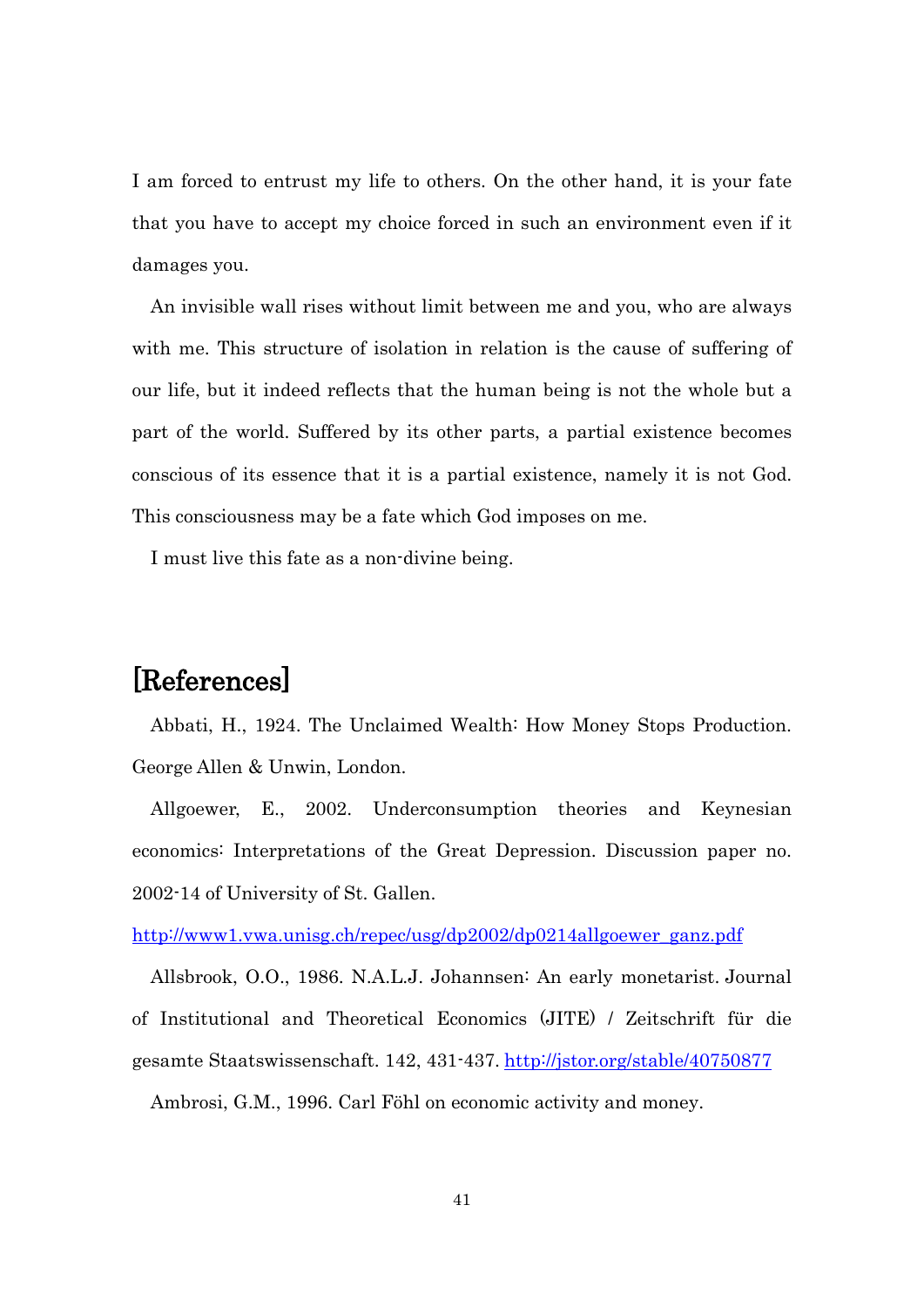I am forced to entrust my life to others. On the other hand, it is your fate that you have to accept my choice forced in such an environment even if it damages you.

An invisible wall rises without limit between me and you, who are always with me. This structure of isolation in relation is the cause of suffering of our life, but it indeed reflects that the human being is not the whole but a part of the world. Suffered by its other parts, a partial existence becomes conscious of its essence that it is a partial existence, namely it is not God. This consciousness may be a fate which God imposes on me.

I must live this fate as a non-divine being.

# [References]

Abbati, H., 1924. The Unclaimed Wealth: How Money Stops Production. George Allen & Unwin, London.

Allgoewer, E., 2002. Underconsumption theories and Keynesian economics: Interpretations of the Great Depression. Discussion paper no. 2002-14 of University of St. Gallen.
http://www1.vwa.unisg.ch/repec/usg/dp2002/dp0214allgoewer_ganz.pdf

Allsbrook, O.O., 1986. N.A.L.J. Johannsen: An early monetarist. Journal of Institutional and Theoretical Economics (JITE) / Zeitschrift für die gesamte Staatswissenschaft. 142, 431-437. http://jstor.org/stable/40750877

Ambrosi, G.M., 1996. Carl Föhl on economic activity and money.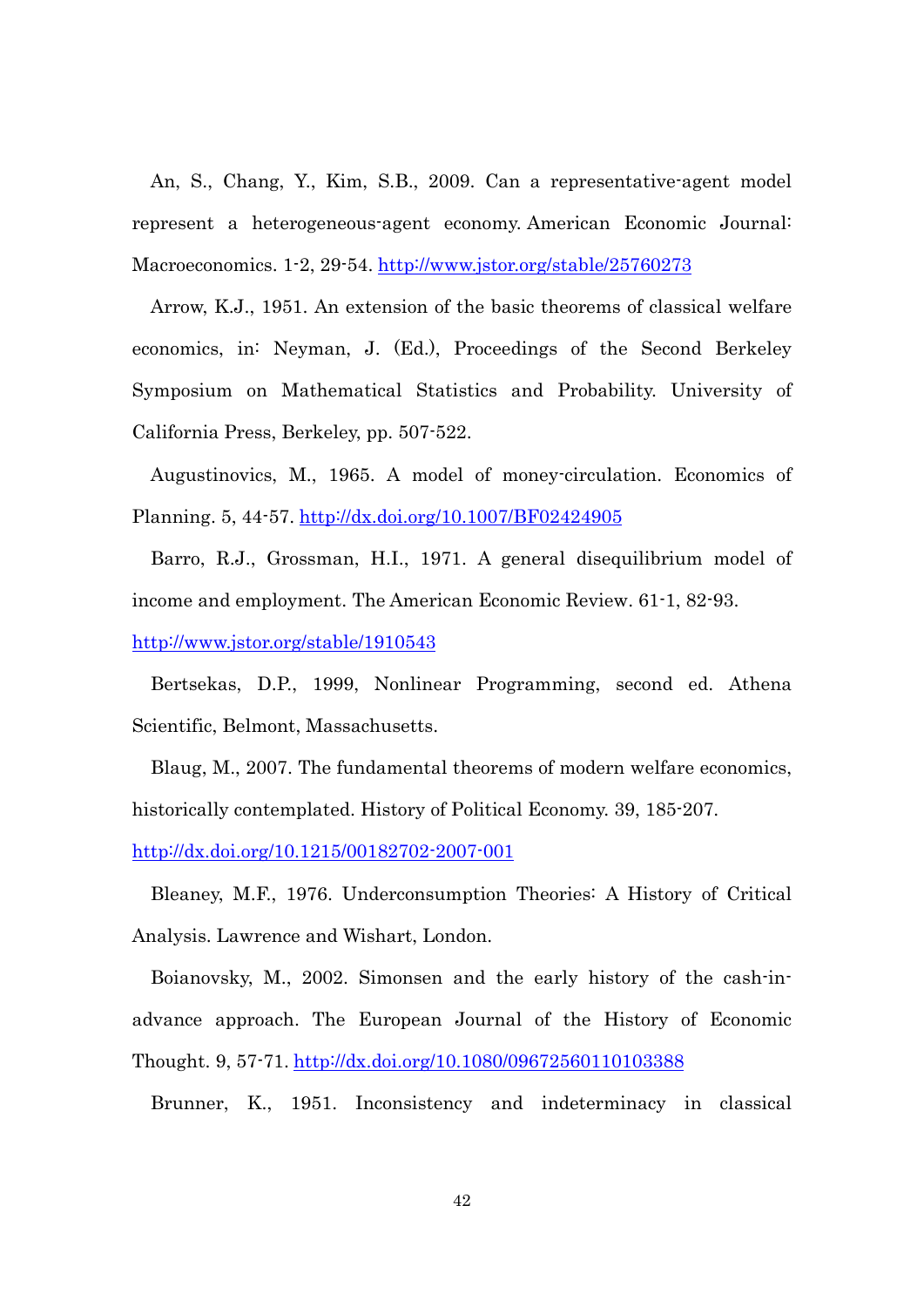An, S., Chang, Y., Kim, S.B., 2009. Can a representative-agent model represent a heterogeneous-agent economy. American Economic Journal: Macroeconomics. 1-2, 29-54. http://www.jstor.org/stable/25760273

Arrow, K.J., 1951. An extension of the basic theorems of classical welfare economics, in: Neyman, J. (Ed.), Proceedings of the Second Berkeley Symposium on Mathematical Statistics and Probability. University of California Press, Berkeley, pp. 507-522.

Augustinovics, M., 1965. A model of money-circulation. Economics of Planning. 5, 44-57. http://dx.doi.org/10.1007/BF02424905

Barro, R.J., Grossman, H.I., 1971. A general disequilibrium model of income and employment. The American Economic Review. 61-1, 82-93. http://www.jstor.org/stable/1910543

Bertsekas, D.P., 1999, Nonlinear Programming, second ed. Athena Scientific, Belmont, Massachusetts.

Blaug, M., 2007. The fundamental theorems of modern welfare economics, historically contemplated. History of Political Economy. 39, 185-207. http://dx.doi.org/10.1215/00182702-2007-001

Bleaney, M.F., 1976. Underconsumption Theories: A History of Critical Analysis. Lawrence and Wishart, London.

Boianovsky, M., 2002. Simonsen and the early history of the cash-in-advance approach. The European Journal of the History of Economic Thought. 9, 57-71. http://dx.doi.org/10.1080/09672560110103388

Brunner, K., 1951. Inconsistency and indeterminacy in classical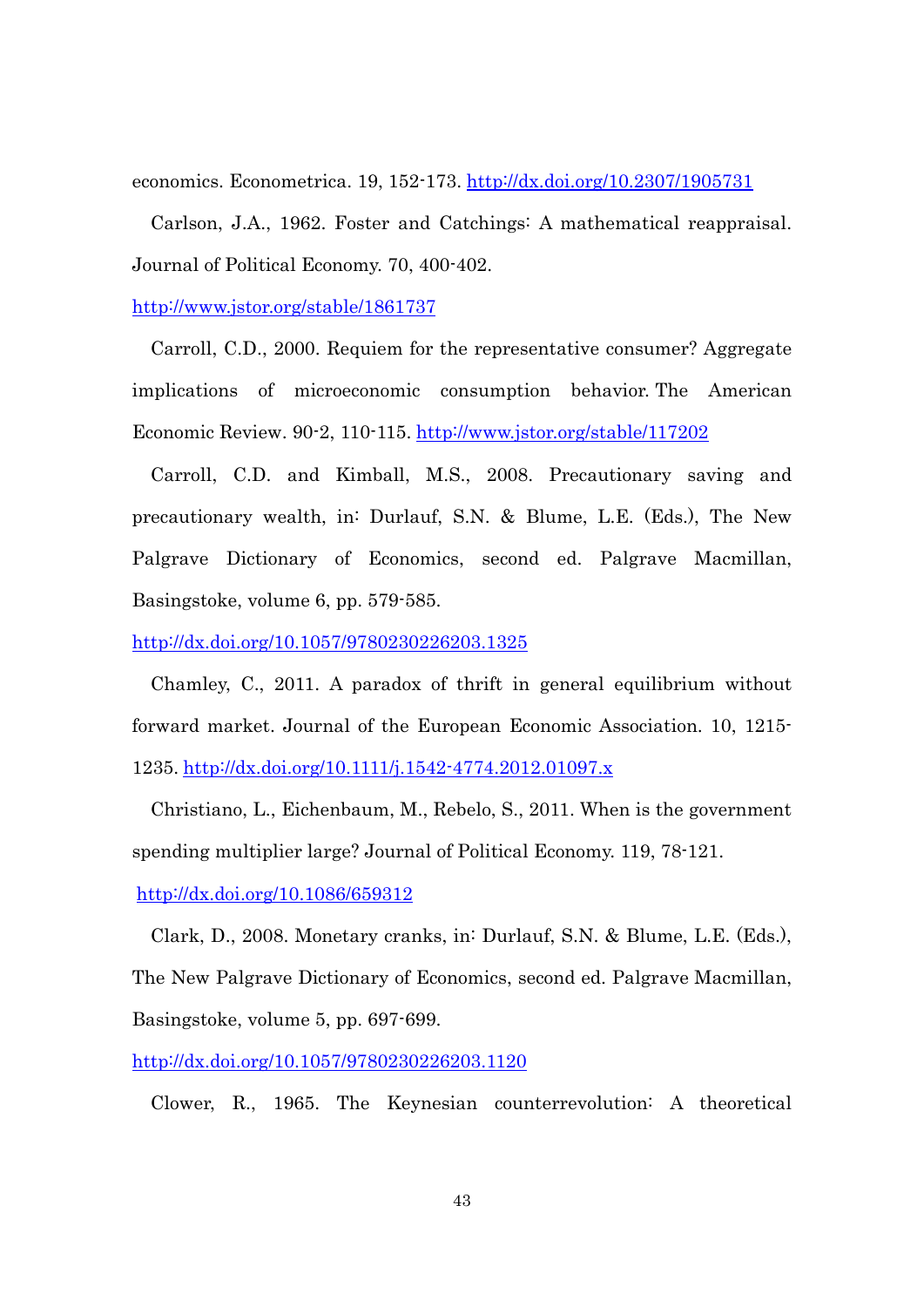economics. Econometrica. 19, 152-173. http://dx.doi.org/10.2307/1905731

Carlson, J.A., 1962. Foster and Catchings: A mathematical reappraisal. Journal of Political Economy. 70, 400-402. http://www.jstor.org/stable/1861737

Carroll, C.D., 2000. Requiem for the representative consumer? Aggregate implications of microeconomic consumption behavior. The American Economic Review. 90-2, 110-115. http://www.jstor.org/stable/117202

Carroll, C.D. and Kimball, M.S., 2008. Precautionary saving and precautionary wealth, in: Durlauf, S.N. & Blume, L.E. (Eds.), The New Palgrave Dictionary of Economics, second ed. Palgrave Macmillan, Basingstoke, volume 6, pp. 579-585. http://dx.doi.org/10.1057/9780230226203.1325

Chamley, C., 2011. A paradox of thrift in general equilibrium without forward market. Journal of the European Economic Association. 10, 1215-1235. http://dx.doi.org/10.1111/j.1542-4774.2012.01097.x

Christiano, L., Eichenbaum, M., Rebelo, S., 2011. When is the government spending multiplier large? Journal of Political Economy. 119, 78-121. http://dx.doi.org/10.1086/659312

Clark, D., 2008. Monetary cranks, in: Durlauf, S.N. & Blume, L.E. (Eds.), The New Palgrave Dictionary of Economics, second ed. Palgrave Macmillan, Basingstoke, volume 5, pp. 697-699. http://dx.doi.org/10.1057/9780230226203.1120

Clower, R., 1965. The Keynesian counterrevolution: A theoretical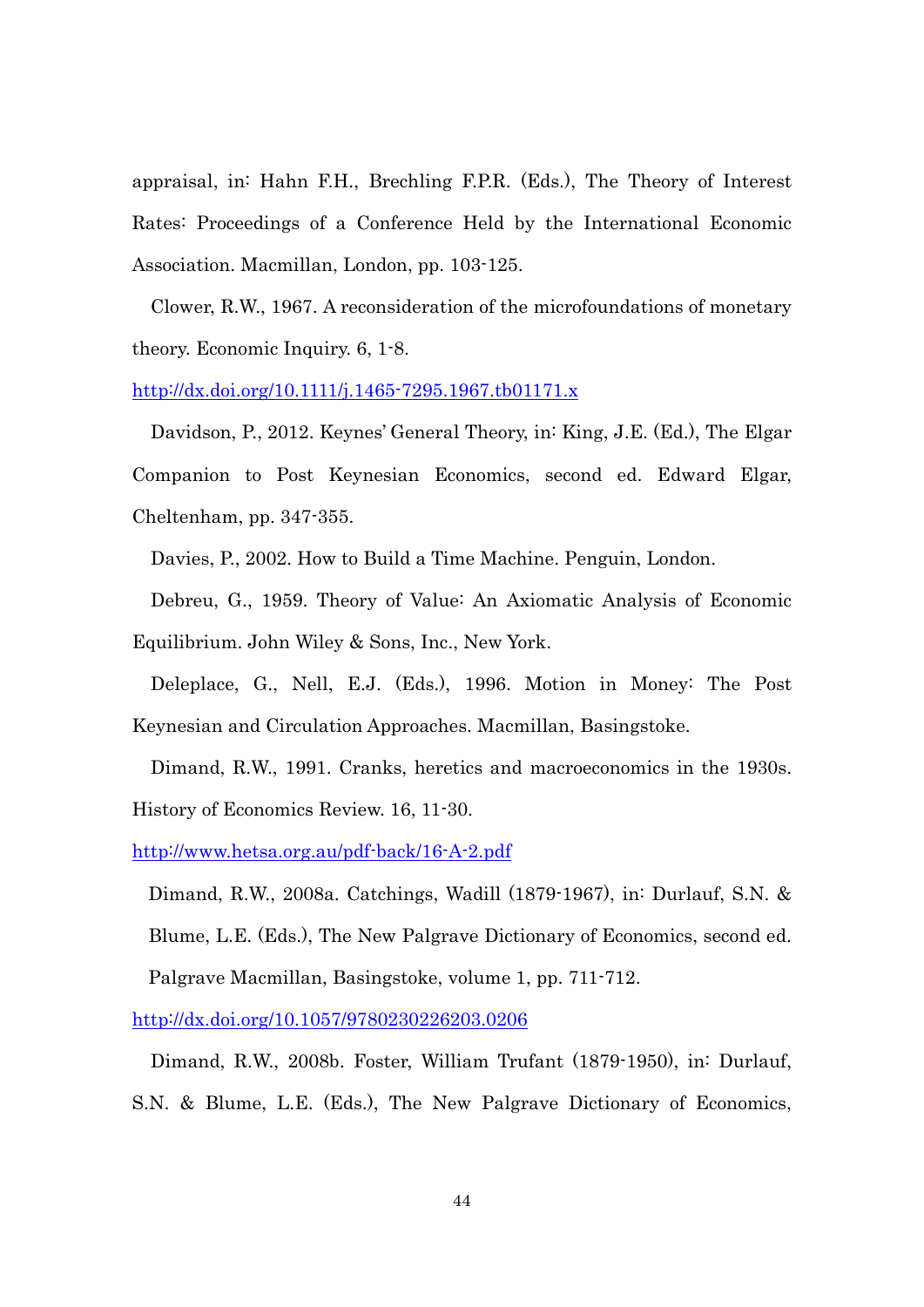appraisal, in: Hahn F.H., Brechling F.P.R. (Eds.), The Theory of Interest Rates: Proceedings of a Conference Held by the International Economic Association. Macmillan, London, pp. 103-125.

Clower, R.W., 1967. A reconsideration of the microfoundations of monetary theory. Economic Inquiry. 6, 1-8.

http://dx.doi.org/10.1111/j.1465-7295.1967.tb01171.x

Davidson, P., 2012. Keynes' General Theory, in: King, J.E. (Ed.), The Elgar Companion to Post Keynesian Economics, second ed. Edward Elgar, Cheltenham, pp. 347-355.

Davies, P., 2002. How to Build a Time Machine. Penguin, London.

Debreu, G., 1959. Theory of Value: An Axiomatic Analysis of Economic Equilibrium. John Wiley & Sons, Inc., New York.

Deleplace, G., Nell, E.J. (Eds.), 1996. Motion in Money: The Post Keynesian and Circulation Approaches. Macmillan, Basingstoke.

Dimand, R.W., 1991. Cranks, heretics and macroeconomics in the 1930s. History of Economics Review. 16, 11-30.

http://www.hetsa.org.au/pdf-back/16-A-2.pdf

Dimand, R.W., 2008a. Catchings, Wadill (1879-1967), in: Durlauf, S.N. & Blume, L.E. (Eds.), The New Palgrave Dictionary of Economics, second ed. Palgrave Macmillan, Basingstoke, volume 1, pp. 711-712.

http://dx.doi.org/10.1057/9780230226203.0206

Dimand, R.W., 2008b. Foster, William Trufant (1879-1950), in: Durlauf, S.N. & Blume, L.E. (Eds.), The New Palgrave Dictionary of Economics,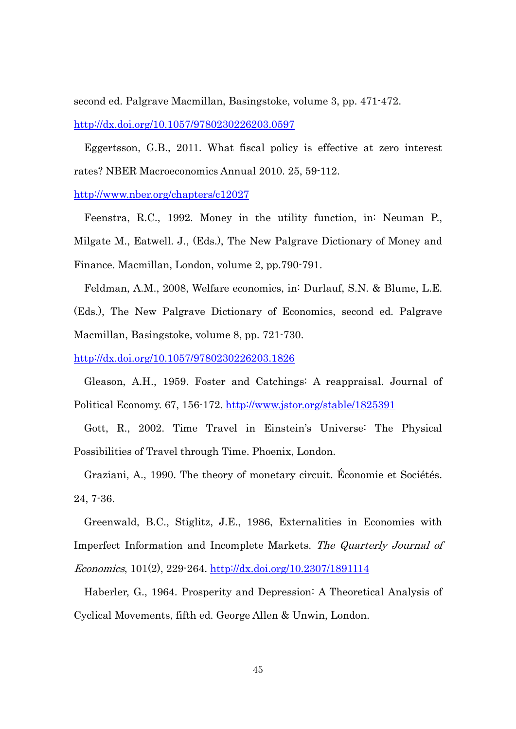second ed. Palgrave Macmillan, Basingstoke, volume 3, pp. 471-472. http://dx.doi.org/10.1057/9780230226203.0597

Eggertsson, G.B., 2011. What fiscal policy is effective at zero interest rates? NBER Macroeconomics Annual 2010. 25, 59-112. http://www.nber.org/chapters/c12027

Feenstra, R.C., 1992. Money in the utility function, in: Neuman P., Milgate M., Eatwell. J., (Eds.), The New Palgrave Dictionary of Money and Finance. Macmillan, London, volume 2, pp.790-791.

Feldman, A.M., 2008, Welfare economics, in: Durlauf, S.N. & Blume, L.E. (Eds.), The New Palgrave Dictionary of Economics, second ed. Palgrave Macmillan, Basingstoke, volume 8, pp. 721-730. http://dx.doi.org/10.1057/9780230226203.1826

Gleason, A.H., 1959. Foster and Catchings: A reappraisal. Journal of Political Economy. 67, 156-172. http://www.jstor.org/stable/1825391

Gott, R., 2002. Time Travel in Einstein's Universe: The Physical Possibilities of Travel through Time. Phoenix, London.

Graziani, A., 1990. The theory of monetary circuit. Économie et Sociétés. 24, 7-36.

Greenwald, B.C., Stiglitz, J.E., 1986, Externalities in Economies with Imperfect Information and Incomplete Markets. *The Quarterly Journal of Economics*, 101(2), 229-264. http://dx.doi.org/10.2307/1891114

Haberler, G., 1964. Prosperity and Depression: A Theoretical Analysis of Cyclical Movements, fifth ed. George Allen & Unwin, London.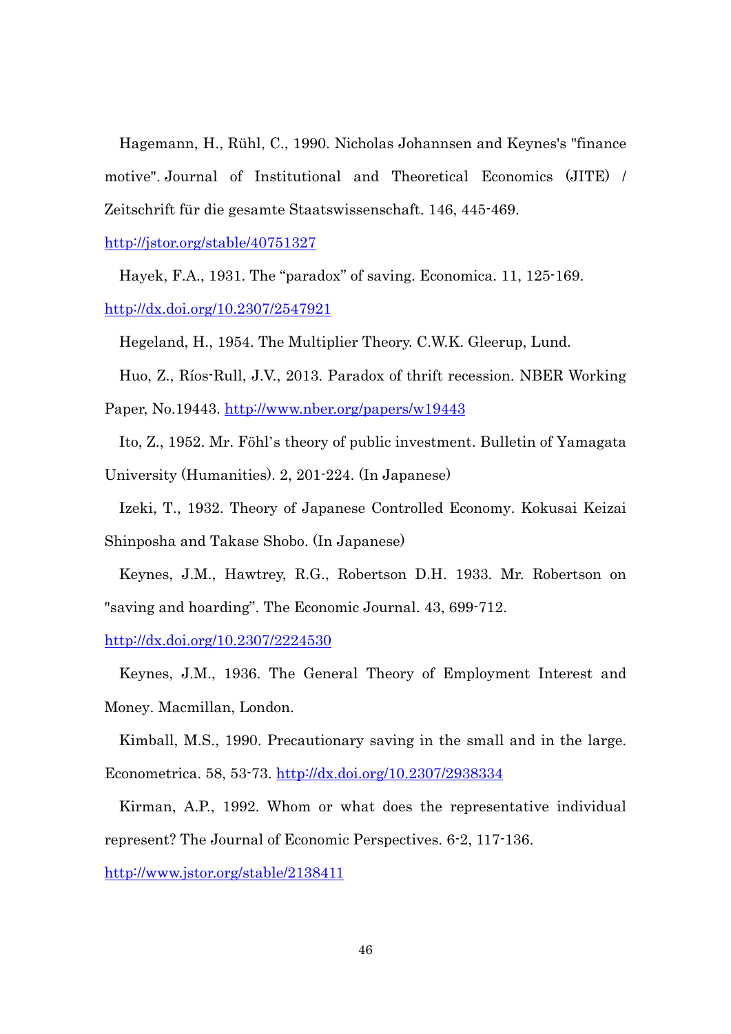Hagemann, H., Rühl, C., 1990. Nicholas Johannsen and Keynes's "finance motive". Journal of Institutional and Theoretical Economics (JITE) / Zeitschrift für die gesamte Staatswissenschaft. 146, 445-469. http://jstor.org/stable/40751327

Hayek, F.A., 1931. The "paradox" of saving. Economica. 11, 125-169. http://dx.doi.org/10.2307/2547921

Hegeland, H., 1954. The Multiplier Theory. C.W.K. Gleerup, Lund.

Huo, Z., Ríos-Rull, J.V., 2013. Paradox of thrift recession. NBER Working Paper, No.19443. http://www.nber.org/papers/w19443

Ito, Z., 1952. Mr. Föhl's theory of public investment. Bulletin of Yamagata University (Humanities). 2, 201-224. (In Japanese)

Izeki, T., 1932. Theory of Japanese Controlled Economy. Kokusai Keizai Shinposha and Takase Shobo. (In Japanese)

Keynes, J.M., Hawtrey, R.G., Robertson D.H. 1933. Mr. Robertson on "saving and hoarding". The Economic Journal. 43, 699-712. http://dx.doi.org/10.2307/2224530

Keynes, J.M., 1936. The General Theory of Employment Interest and Money. Macmillan, London.

Kimball, M.S., 1990. Precautionary saving in the small and in the large. Econometrica. 58, 53-73. http://dx.doi.org/10.2307/2938334

Kirman, A.P., 1992. Whom or what does the representative individual represent? The Journal of Economic Perspectives. 6-2, 117-136. http://www.jstor.org/stable/2138411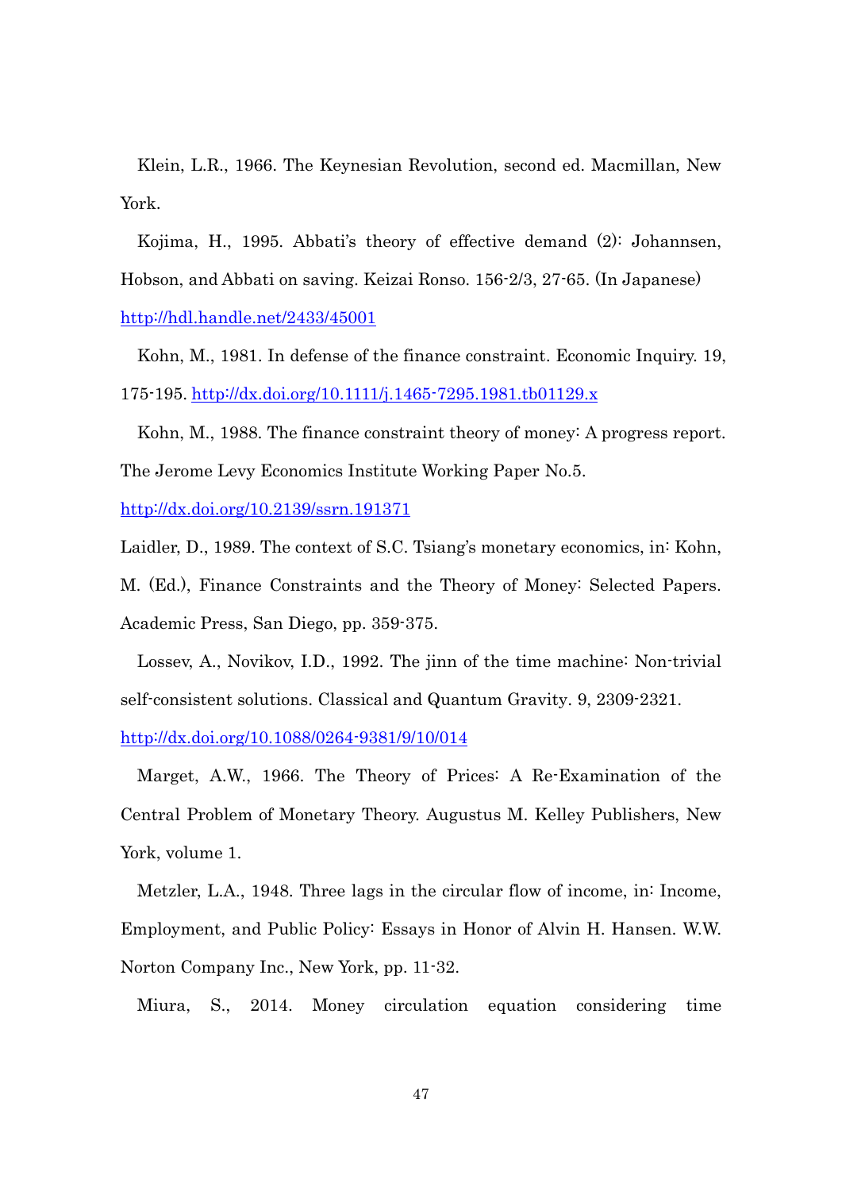Klein, L.R., 1966. The Keynesian Revolution, second ed. Macmillan, New York.

Kojima, H., 1995. Abbati's theory of effective demand (2): Johannsen, Hobson, and Abbati on saving. Keizai Ronso. 156-2/3, 27-65. (In Japanese) http://hdl.handle.net/2433/45001

Kohn, M., 1981. In defense of the finance constraint. Economic Inquiry. 19, 175-195. http://dx.doi.org/10.1111/j.1465-7295.1981.tb01129.x

Kohn, M., 1988. The finance constraint theory of money: A progress report. The Jerome Levy Economics Institute Working Paper No.5. http://dx.doi.org/10.2139/ssrn.191371

Laidler, D., 1989. The context of S.C. Tsiang's monetary economics, in: Kohn, M. (Ed.), Finance Constraints and the Theory of Money: Selected Papers. Academic Press, San Diego, pp. 359-375.

Lossev, A., Novikov, I.D., 1992. The jinn of the time machine: Non-trivial self-consistent solutions. Classical and Quantum Gravity. 9, 2309-2321. http://dx.doi.org/10.1088/0264-9381/9/10/014

Marget, A.W., 1966. The Theory of Prices: A Re-Examination of the Central Problem of Monetary Theory. Augustus M. Kelley Publishers, New York, volume 1.

Metzler, L.A., 1948. Three lags in the circular flow of income, in: Income, Employment, and Public Policy: Essays in Honor of Alvin H. Hansen. W.W. Norton Company Inc., New York, pp. 11-32.

Miura, S., 2014. Money circulation equation considering time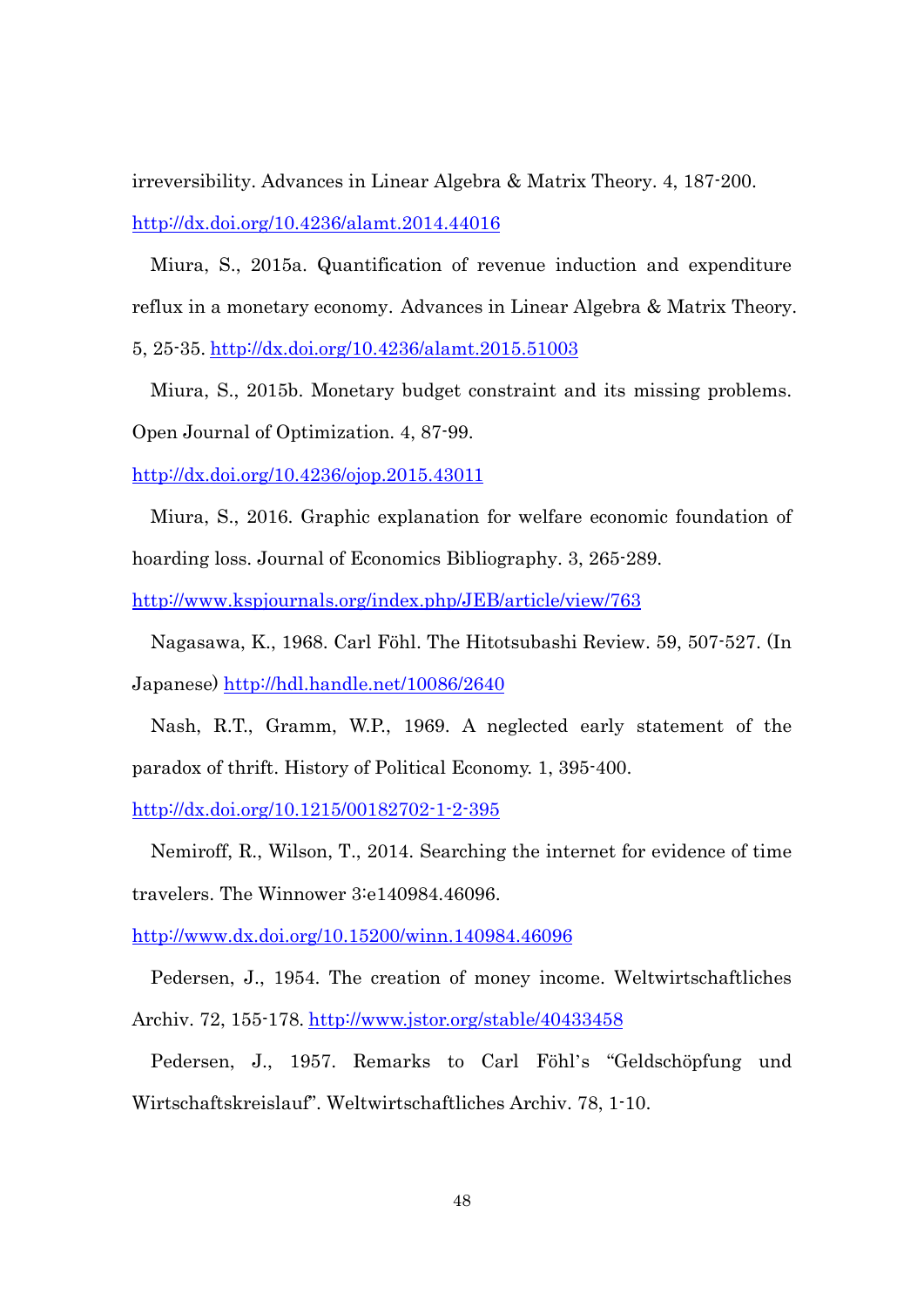irreversibility. Advances in Linear Algebra & Matrix Theory. 4, 187-200. http://dx.doi.org/10.4236/alamt.2014.44016

Miura, S., 2015a. Quantification of revenue induction and expenditure reflux in a monetary economy. Advances in Linear Algebra & Matrix Theory. 5, 25-35. http://dx.doi.org/10.4236/alamt.2015.51003

Miura, S., 2015b. Monetary budget constraint and its missing problems. Open Journal of Optimization. 4, 87-99. http://dx.doi.org/10.4236/ojop.2015.43011

Miura, S., 2016. Graphic explanation for welfare economic foundation of hoarding loss. Journal of Economics Bibliography. 3, 265-289. http://www.kspjournals.org/index.php/JEB/article/view/763

Nagasawa, K., 1968. Carl Föhl. The Hitotsubashi Review. 59, 507-527. (In Japanese) http://hdl.handle.net/10086/2640

Nash, R.T., Gramm, W.P., 1969. A neglected early statement of the paradox of thrift. History of Political Economy. 1, 395-400. http://dx.doi.org/10.1215/00182702-1-2-395

Nemiroff, R., Wilson, T., 2014. Searching the internet for evidence of time travelers. The Winnower 3:e140984.46096. http://www.dx.doi.org/10.15200/winn.140984.46096

Pedersen, J., 1954. The creation of money income. Weltwirtschaftliches Archiv. 72, 155-178. http://www.jstor.org/stable/40433458

Pedersen, J., 1957. Remarks to Carl Föhl's "Geldschöpfung und Wirtschaftskreislauf". Weltwirtschaftliches Archiv. 78, 1-10.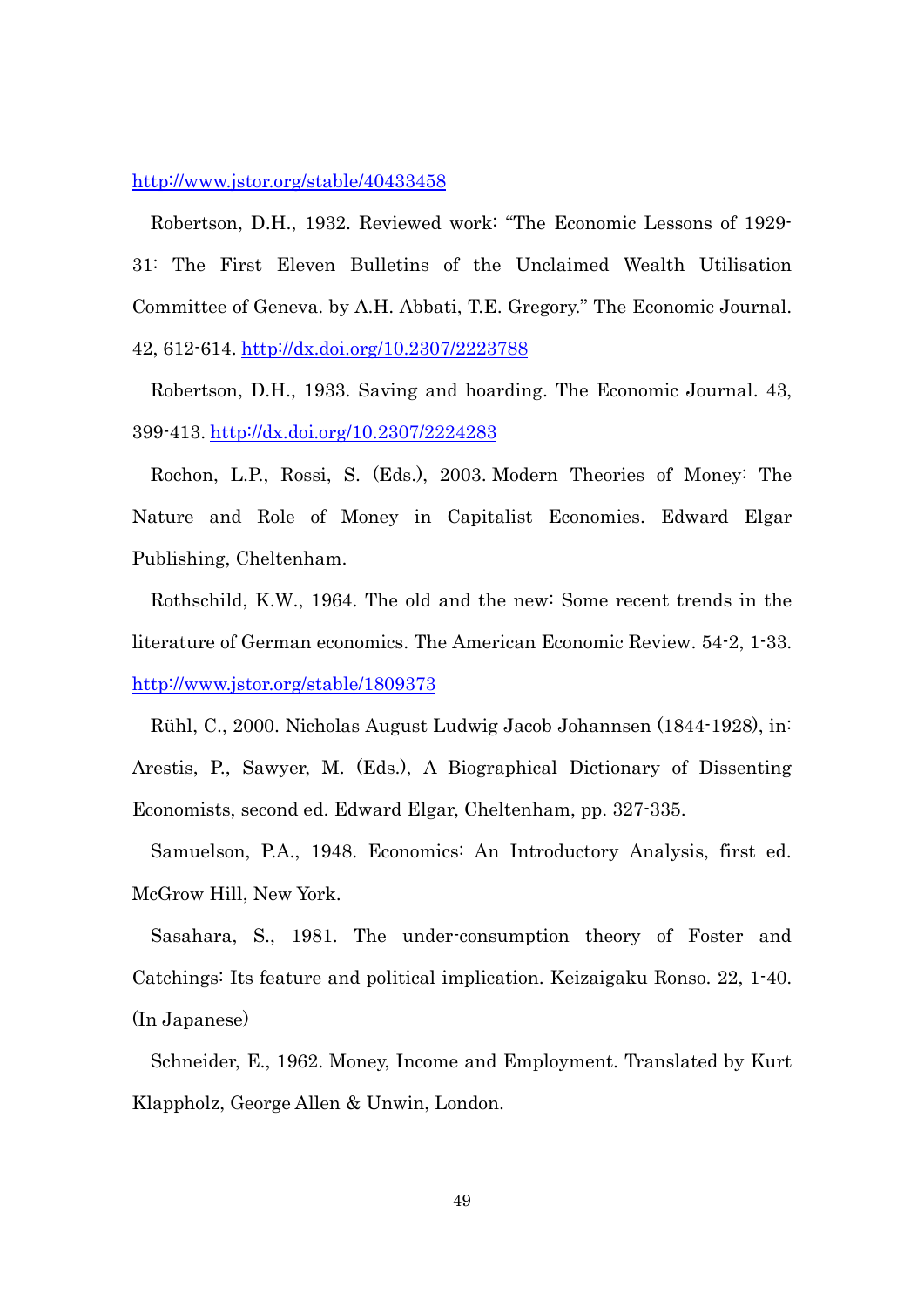http://www.jstor.org/stable/40433458

Robertson, D.H., 1932. Reviewed work: "The Economic Lessons of 1929-31: The First Eleven Bulletins of the Unclaimed Wealth Utilisation Committee of Geneva. by A.H. Abbati, T.E. Gregory." The Economic Journal. 42, 612-614. http://dx.doi.org/10.2307/2223788

Robertson, D.H., 1933. Saving and hoarding. The Economic Journal. 43, 399-413. http://dx.doi.org/10.2307/2224283

Rochon, L.P., Rossi, S. (Eds.), 2003. Modern Theories of Money: The Nature and Role of Money in Capitalist Economies. Edward Elgar Publishing, Cheltenham.

Rothschild, K.W., 1964. The old and the new: Some recent trends in the literature of German economics. The American Economic Review. 54-2, 1-33. http://www.jstor.org/stable/1809373

Rühl, C., 2000. Nicholas August Ludwig Jacob Johannsen (1844-1928), in: Arestis, P., Sawyer, M. (Eds.), A Biographical Dictionary of Dissenting Economists, second ed. Edward Elgar, Cheltenham, pp. 327-335.

Samuelson, P.A., 1948. Economics: An Introductory Analysis, first ed. McGrow Hill, New York.

Sasahara, S., 1981. The under-consumption theory of Foster and Catchings: Its feature and political implication. Keizaigaku Ronso. 22, 1-40. (In Japanese)

Schneider, E., 1962. Money, Income and Employment. Translated by Kurt Klappholz, George Allen & Unwin, London.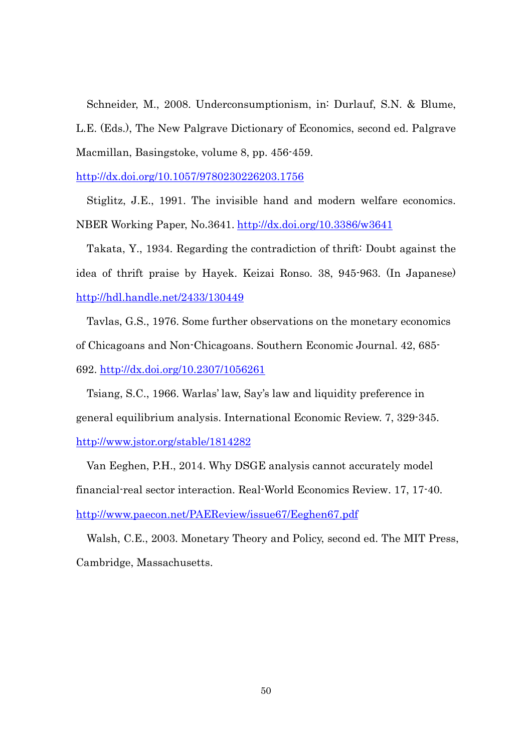Schneider, M., 2008. Underconsumptionism, in: Durlauf, S.N. & Blume, L.E. (Eds.), The New Palgrave Dictionary of Economics, second ed. Palgrave Macmillan, Basingstoke, volume 8, pp. 456-459. http://dx.doi.org/10.1057/9780230226203.1756

Stiglitz, J.E., 1991. The invisible hand and modern welfare economics. NBER Working Paper, No.3641. http://dx.doi.org/10.3386/w3641

Takata, Y., 1934. Regarding the contradiction of thrift: Doubt against the idea of thrift praise by Hayek. Keizai Ronso. 38, 945-963. (In Japanese) http://hdl.handle.net/2433/130449

Tavlas, G.S., 1976. Some further observations on the monetary economics of Chicagoans and Non-Chicagoans. Southern Economic Journal. 42, 685-692. http://dx.doi.org/10.2307/1056261

Tsiang, S.C., 1966. Warlas' law, Say's law and liquidity preference in general equilibrium analysis. International Economic Review. 7, 329-345. http://www.jstor.org/stable/1814282

Van Eeghen, P.H., 2014. Why DSGE analysis cannot accurately model financial-real sector interaction. Real-World Economics Review. 17, 17-40. http://www.paecon.net/PAEReview/issue67/Eeghen67.pdf

Walsh, C.E., 2003. Monetary Theory and Policy, second ed. The MIT Press, Cambridge, Massachusetts.